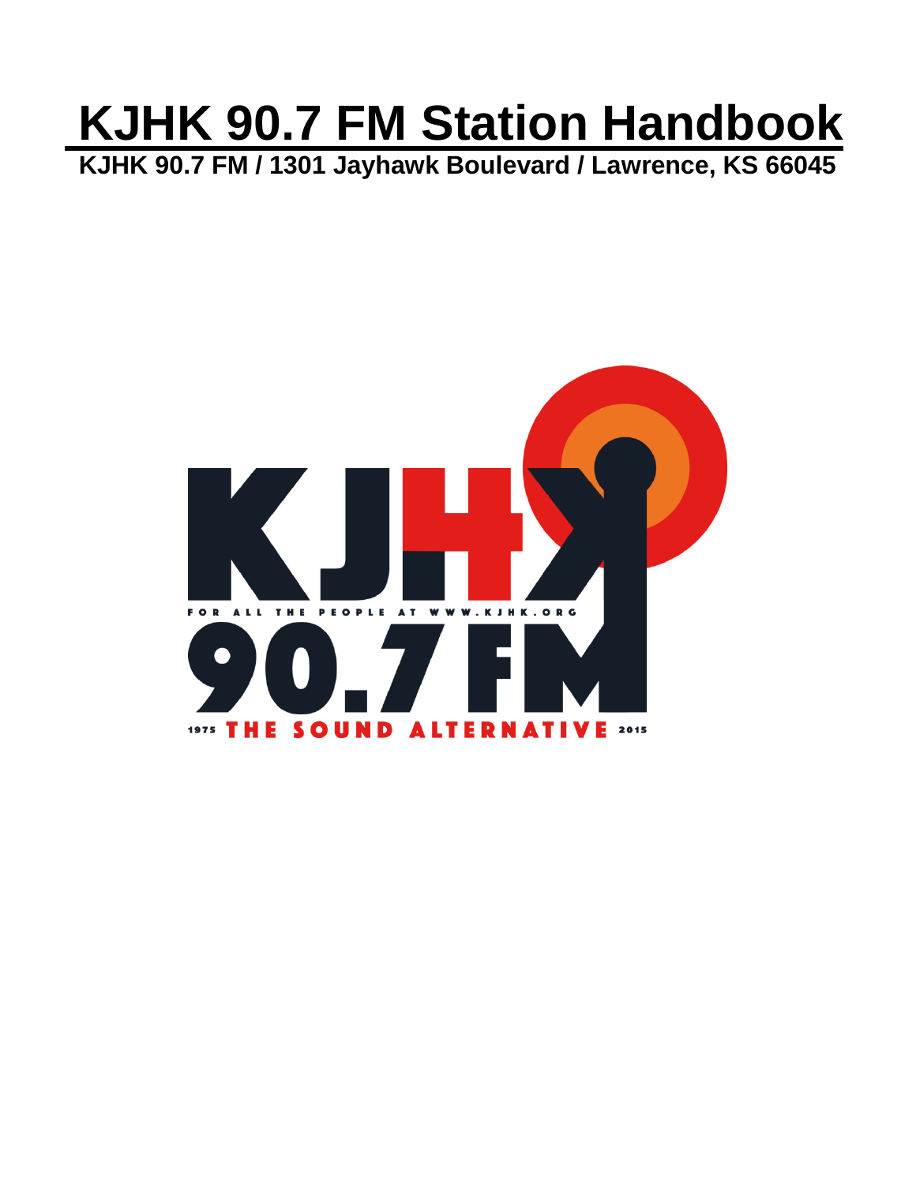# KJHK 90.7 FM Station Handbook

**KJHK 90.7 FM / 1301 Jayhawk Boulevard / Lawrence, KS 66045**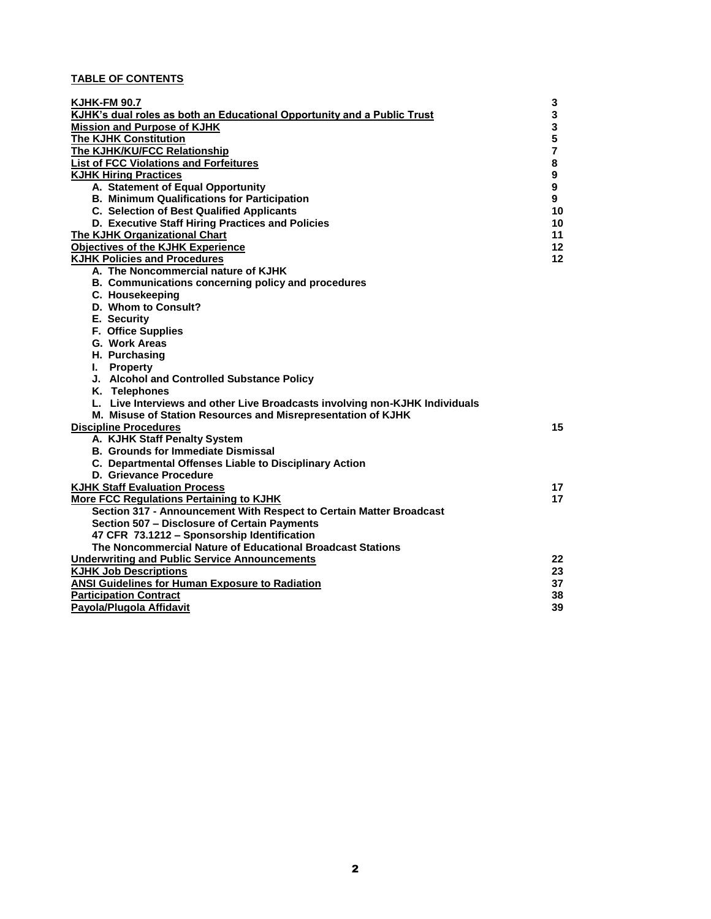**TABLE OF CONTENTS**

| Section | Page |
| --- | --- |
| **KJHK-FM 90.7** | **3** |
| **KJHK's dual roles as both an Educational Opportunity and a Public Trust** | **3** |
| **Mission and Purpose of KJHK** | **3** |
| **The KJHK Constitution** | **5** |
| **The KJHK/KU/FCC Relationship** | **7** |
| **List of FCC Violations and Forfeitures** | **8** |
| **KJHK Hiring Practices** | **9** |
| **A. Statement of Equal Opportunity** | **9** |
| **B. Minimum Qualifications for Participation** | **9** |
| **C. Selection of Best Qualified Applicants** | **10** |
| **D. Executive Staff Hiring Practices and Policies** | **10** |
| **The KJHK Organizational Chart** | **11** |
| **Objectives of the KJHK Experience** | **12** |
| **KJHK Policies and Procedures** | **12** |
| **A. The Noncommercial nature of KJHK** | |
| **B. Communications concerning policy and procedures** | |
| **C. Housekeeping** | |
| **D. Whom to Consult?** | |
| **E. Security** | |
| **F. Office Supplies** | |
| **G. Work Areas** | |
| **H. Purchasing** | |
| **I. Property** | |
| **J. Alcohol and Controlled Substance Policy** | |
| **K. Telephones** | |
| **L. Live Interviews and other Live Broadcasts involving non-KJHK Individuals** | |
| **M. Misuse of Station Resources and Misrepresentation of KJHK** | |
| **Discipline Procedures** | **15** |
| **A. KJHK Staff Penalty System** | |
| **B. Grounds for Immediate Dismissal** | |
| **C. Departmental Offenses Liable to Disciplinary Action** | |
| **D. Grievance Procedure** | |
| **KJHK Staff Evaluation Process** | **17** |
| **More FCC Regulations Pertaining to KJHK** | **17** |
| **Section 317 - Announcement With Respect to Certain Matter Broadcast** | |
| **Section 507 – Disclosure of Certain Payments** | |
| **47 CFR 73.1212 – Sponsorship Identification** | |
| **The Noncommercial Nature of Educational Broadcast Stations** | |
| **Underwriting and Public Service Announcements** | **22** |
| **KJHK Job Descriptions** | **23** |
| **ANSI Guidelines for Human Exposure to Radiation** | **37** |
| **Participation Contract** | **38** |
| **Payola/Plugola Affidavit** | **39** |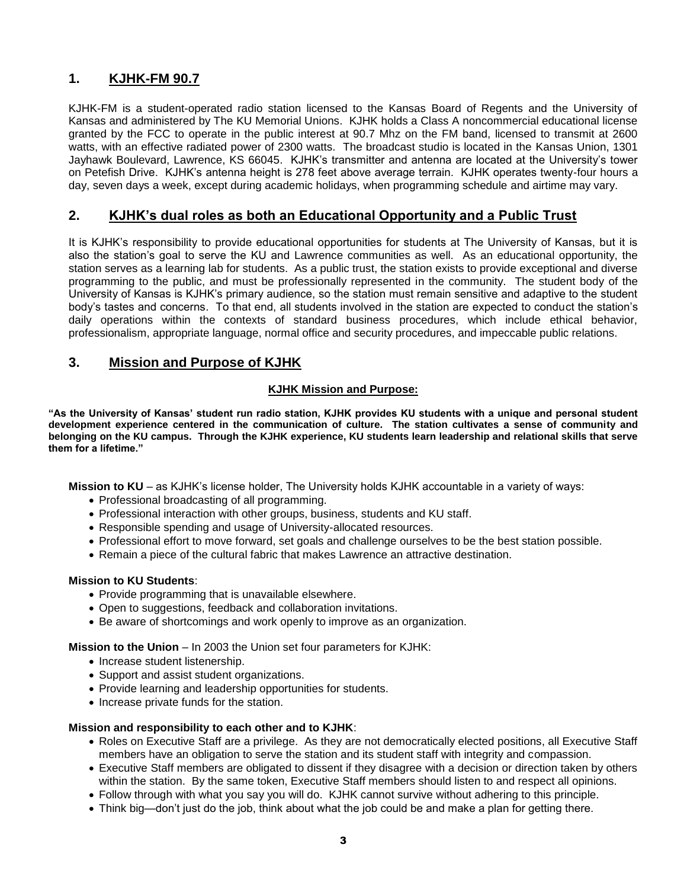## 1. KJHK-FM 90.7

KJHK-FM is a student-operated radio station licensed to the Kansas Board of Regents and the University of Kansas and administered by The KU Memorial Unions. KJHK holds a Class A noncommercial educational license granted by the FCC to operate in the public interest at 90.7 Mhz on the FM band, licensed to transmit at 2600 watts, with an effective radiated power of 2300 watts. The broadcast studio is located in the Kansas Union, 1301 Jayhawk Boulevard, Lawrence, KS 66045. KJHK's transmitter and antenna are located at the University's tower on Petefish Drive. KJHK's antenna height is 278 feet above average terrain. KJHK operates twenty-four hours a day, seven days a week, except during academic holidays, when programming schedule and airtime may vary.

## 2. KJHK's dual roles as both an Educational Opportunity and a Public Trust

It is KJHK's responsibility to provide educational opportunities for students at The University of Kansas, but it is also the station's goal to serve the KU and Lawrence communities as well. As an educational opportunity, the station serves as a learning lab for students. As a public trust, the station exists to provide exceptional and diverse programming to the public, and must be professionally represented in the community. The student body of the University of Kansas is KJHK's primary audience, so the station must remain sensitive and adaptive to the student body's tastes and concerns. To that end, all students involved in the station are expected to conduct the station's daily operations within the contexts of standard business procedures, which include ethical behavior, professionalism, appropriate language, normal office and security procedures, and impeccable public relations.

## 3. Mission and Purpose of KJHK

**KJHK Mission and Purpose:**

**"As the University of Kansas' student run radio station, KJHK provides KU students with a unique and personal student development experience centered in the communication of culture. The station cultivates a sense of community and belonging on the KU campus. Through the KJHK experience, KU students learn leadership and relational skills that serve them for a lifetime."**

**Mission to KU** – as KJHK's license holder, The University holds KJHK accountable in a variety of ways:

- Professional broadcasting of all programming.
- Professional interaction with other groups, business, students and KU staff.
- Responsible spending and usage of University-allocated resources.
- Professional effort to move forward, set goals and challenge ourselves to be the best station possible.
- Remain a piece of the cultural fabric that makes Lawrence an attractive destination.

**Mission to KU Students**:

- Provide programming that is unavailable elsewhere.
- Open to suggestions, feedback and collaboration invitations.
- Be aware of shortcomings and work openly to improve as an organization.

**Mission to the Union** – In 2003 the Union set four parameters for KJHK:

- Increase student listenership.
- Support and assist student organizations.
- Provide learning and leadership opportunities for students.
- Increase private funds for the station.

**Mission and responsibility to each other and to KJHK**:

- Roles on Executive Staff are a privilege. As they are not democratically elected positions, all Executive Staff members have an obligation to serve the station and its student staff with integrity and compassion.
- Executive Staff members are obligated to dissent if they disagree with a decision or direction taken by others within the station. By the same token, Executive Staff members should listen to and respect all opinions.
- Follow through with what you say you will do. KJHK cannot survive without adhering to this principle.
- Think big—don't just do the job, think about what the job could be and make a plan for getting there.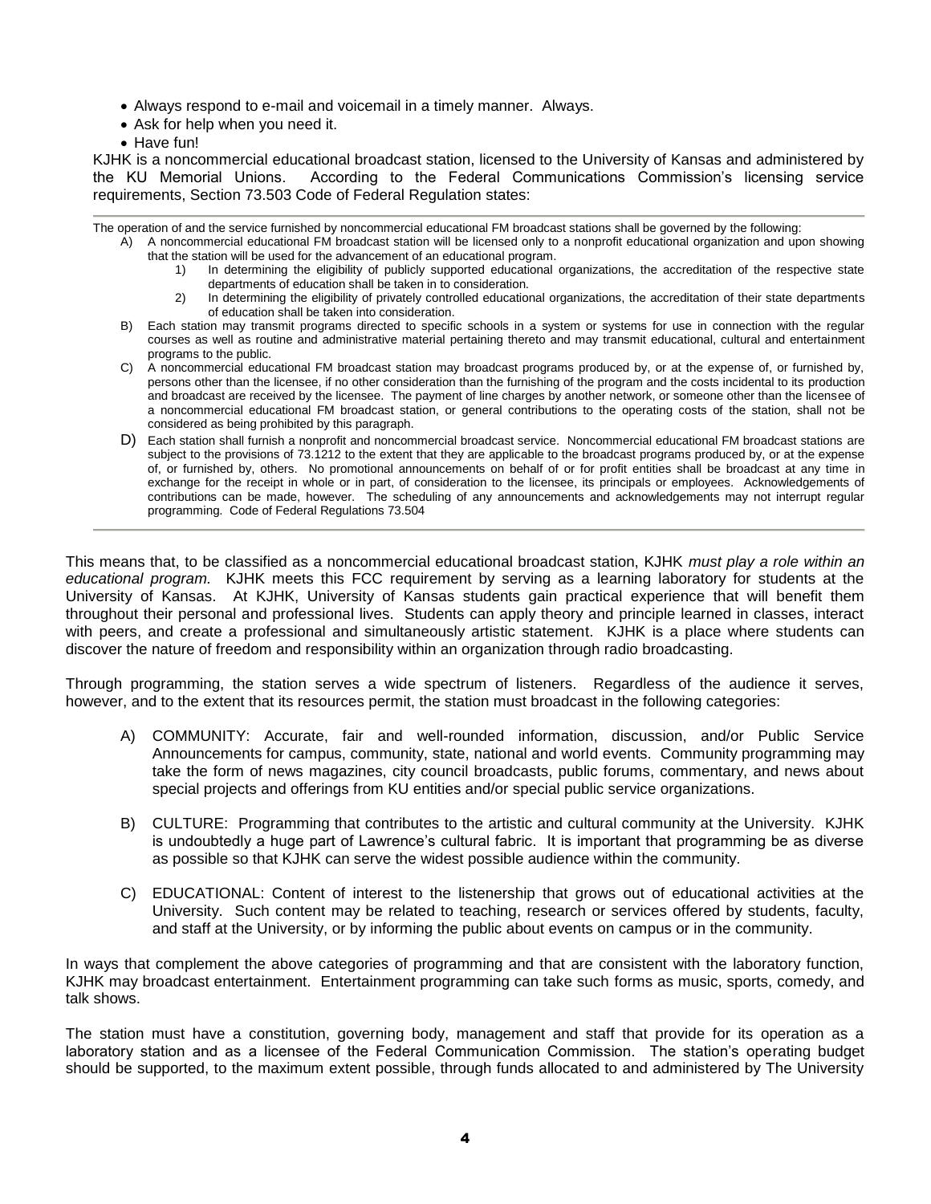- Always respond to e-mail and voicemail in a timely manner. Always.
- Ask for help when you need it.
- Have fun!

KJHK is a noncommercial educational broadcast station, licensed to the University of Kansas and administered by the KU Memorial Unions. According to the Federal Communications Commission's licensing service requirements, Section 73.503 Code of Federal Regulation states:

---

The operation of and the service furnished by noncommercial educational FM broadcast stations shall be governed by the following:

A) A noncommercial educational FM broadcast station will be licensed only to a nonprofit educational organization and upon showing that the station will be used for the advancement of an educational program.
   1) In determining the eligibility of publicly supported educational organizations, the accreditation of the respective state departments of education shall be taken in to consideration.
   2) In determining the eligibility of privately controlled educational organizations, the accreditation of their state departments of education shall be taken into consideration.

B) Each station may transmit programs directed to specific schools in a system or systems for use in connection with the regular courses as well as routine and administrative material pertaining thereto and may transmit educational, cultural and entertainment programs to the public.

C) A noncommercial educational FM broadcast station may broadcast programs produced by, or at the expense of, or furnished by, persons other than the licensee, if no other consideration than the furnishing of the program and the costs incidental to its production and broadcast are received by the licensee. The payment of line charges by another network, or someone other than the licensee of a noncommercial educational FM broadcast station, or general contributions to the operating costs of the station, shall not be considered as being prohibited by this paragraph.

D) Each station shall furnish a nonprofit and noncommercial broadcast service. Noncommercial educational FM broadcast stations are subject to the provisions of 73.1212 to the extent that they are applicable to the broadcast programs produced by, or at the expense of, or furnished by, others. No promotional announcements on behalf of or for profit entities shall be broadcast at any time in exchange for the receipt in whole or in part, of consideration to the licensee, its principals or employees. Acknowledgements of contributions can be made, however. The scheduling of any announcements and acknowledgements may not interrupt regular programming. Code of Federal Regulations 73.504

---

This means that, to be classified as a noncommercial educational broadcast station, KJHK *must play a role within an educational program.* KJHK meets this FCC requirement by serving as a learning laboratory for students at the University of Kansas. At KJHK, University of Kansas students gain practical experience that will benefit them throughout their personal and professional lives. Students can apply theory and principle learned in classes, interact with peers, and create a professional and simultaneously artistic statement. KJHK is a place where students can discover the nature of freedom and responsibility within an organization through radio broadcasting.

Through programming, the station serves a wide spectrum of listeners. Regardless of the audience it serves, however, and to the extent that its resources permit, the station must broadcast in the following categories:

A) COMMUNITY: Accurate, fair and well-rounded information, discussion, and/or Public Service Announcements for campus, community, state, national and world events. Community programming may take the form of news magazines, city council broadcasts, public forums, commentary, and news about special projects and offerings from KU entities and/or special public service organizations.

B) CULTURE: Programming that contributes to the artistic and cultural community at the University. KJHK is undoubtedly a huge part of Lawrence's cultural fabric. It is important that programming be as diverse as possible so that KJHK can serve the widest possible audience within the community.

C) EDUCATIONAL: Content of interest to the listenership that grows out of educational activities at the University. Such content may be related to teaching, research or services offered by students, faculty, and staff at the University, or by informing the public about events on campus or in the community.

In ways that complement the above categories of programming and that are consistent with the laboratory function, KJHK may broadcast entertainment. Entertainment programming can take such forms as music, sports, comedy, and talk shows.

The station must have a constitution, governing body, management and staff that provide for its operation as a laboratory station and as a licensee of the Federal Communication Commission. The station's operating budget should be supported, to the maximum extent possible, through funds allocated to and administered by The University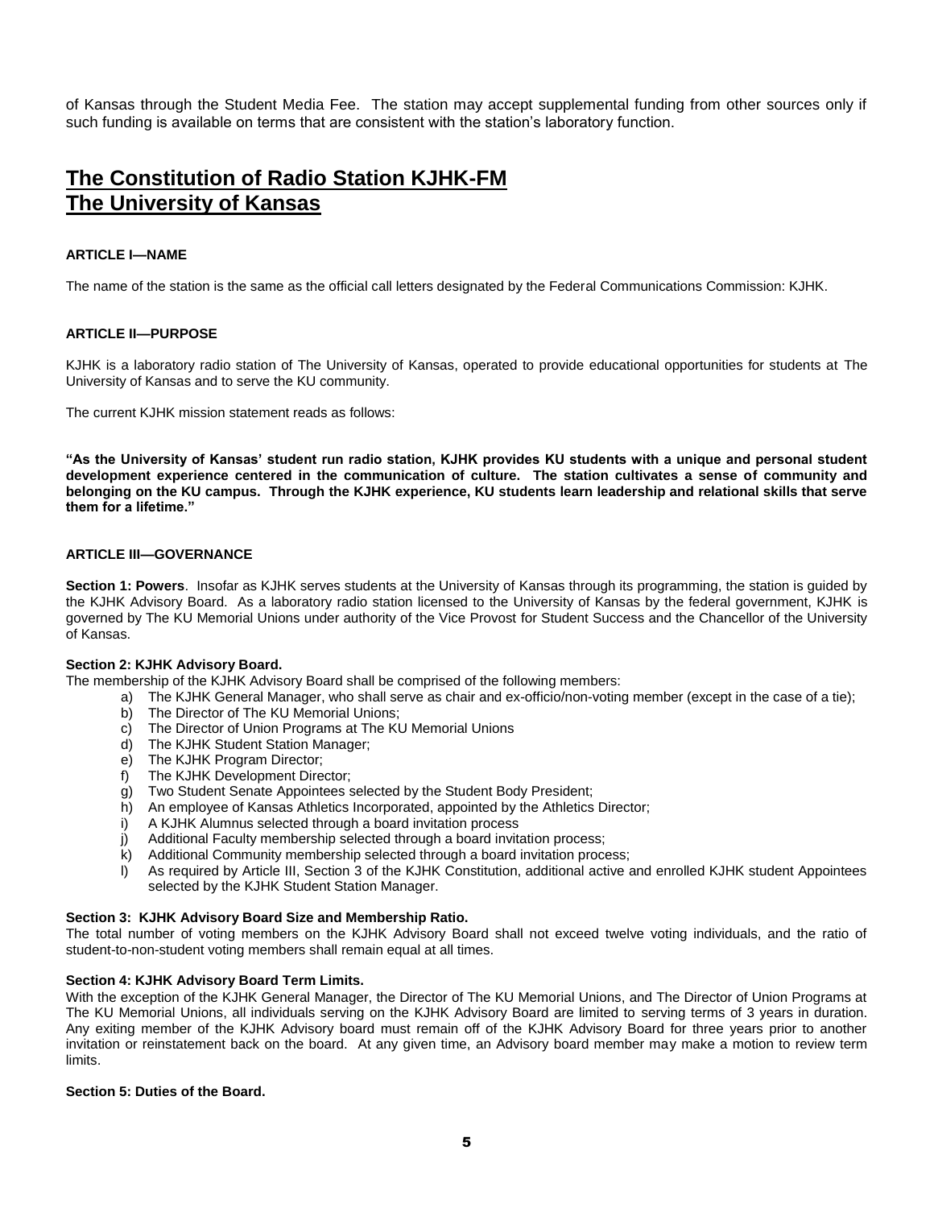of Kansas through the Student Media Fee. The station may accept supplemental funding from other sources only if such funding is available on terms that are consistent with the station's laboratory function.

# The Constitution of Radio Station KJHK-FM
# The University of Kansas

### ARTICLE I—NAME

The name of the station is the same as the official call letters designated by the Federal Communications Commission: KJHK.

### ARTICLE II—PURPOSE

KJHK is a laboratory radio station of The University of Kansas, operated to provide educational opportunities for students at The University of Kansas and to serve the KU community.

The current KJHK mission statement reads as follows:

**"As the University of Kansas' student run radio station, KJHK provides KU students with a unique and personal student development experience centered in the communication of culture. The station cultivates a sense of community and belonging on the KU campus. Through the KJHK experience, KU students learn leadership and relational skills that serve them for a lifetime."**

### ARTICLE III—GOVERNANCE

**Section 1: Powers**. Insofar as KJHK serves students at the University of Kansas through its programming, the station is guided by the KJHK Advisory Board. As a laboratory radio station licensed to the University of Kansas by the federal government, KJHK is governed by The KU Memorial Unions under authority of the Vice Provost for Student Success and the Chancellor of the University of Kansas.

**Section 2: KJHK Advisory Board.**
The membership of the KJHK Advisory Board shall be comprised of the following members:

a) The KJHK General Manager, who shall serve as chair and ex-officio/non-voting member (except in the case of a tie);
b) The Director of The KU Memorial Unions;
c) The Director of Union Programs at The KU Memorial Unions
d) The KJHK Student Station Manager;
e) The KJHK Program Director;
f) The KJHK Development Director;
g) Two Student Senate Appointees selected by the Student Body President;
h) An employee of Kansas Athletics Incorporated, appointed by the Athletics Director;
i) A KJHK Alumnus selected through a board invitation process
j) Additional Faculty membership selected through a board invitation process;
k) Additional Community membership selected through a board invitation process;
l) As required by Article III, Section 3 of the KJHK Constitution, additional active and enrolled KJHK student Appointees selected by the KJHK Student Station Manager.

**Section 3: KJHK Advisory Board Size and Membership Ratio.**
The total number of voting members on the KJHK Advisory Board shall not exceed twelve voting individuals, and the ratio of student-to-non-student voting members shall remain equal at all times.

**Section 4: KJHK Advisory Board Term Limits.**
With the exception of the KJHK General Manager, the Director of The KU Memorial Unions, and The Director of Union Programs at The KU Memorial Unions, all individuals serving on the KJHK Advisory Board are limited to serving terms of 3 years in duration. Any exiting member of the KJHK Advisory board must remain off of the KJHK Advisory Board for three years prior to another invitation or reinstatement back on the board. At any given time, an Advisory board member may make a motion to review term limits.

**Section 5: Duties of the Board.**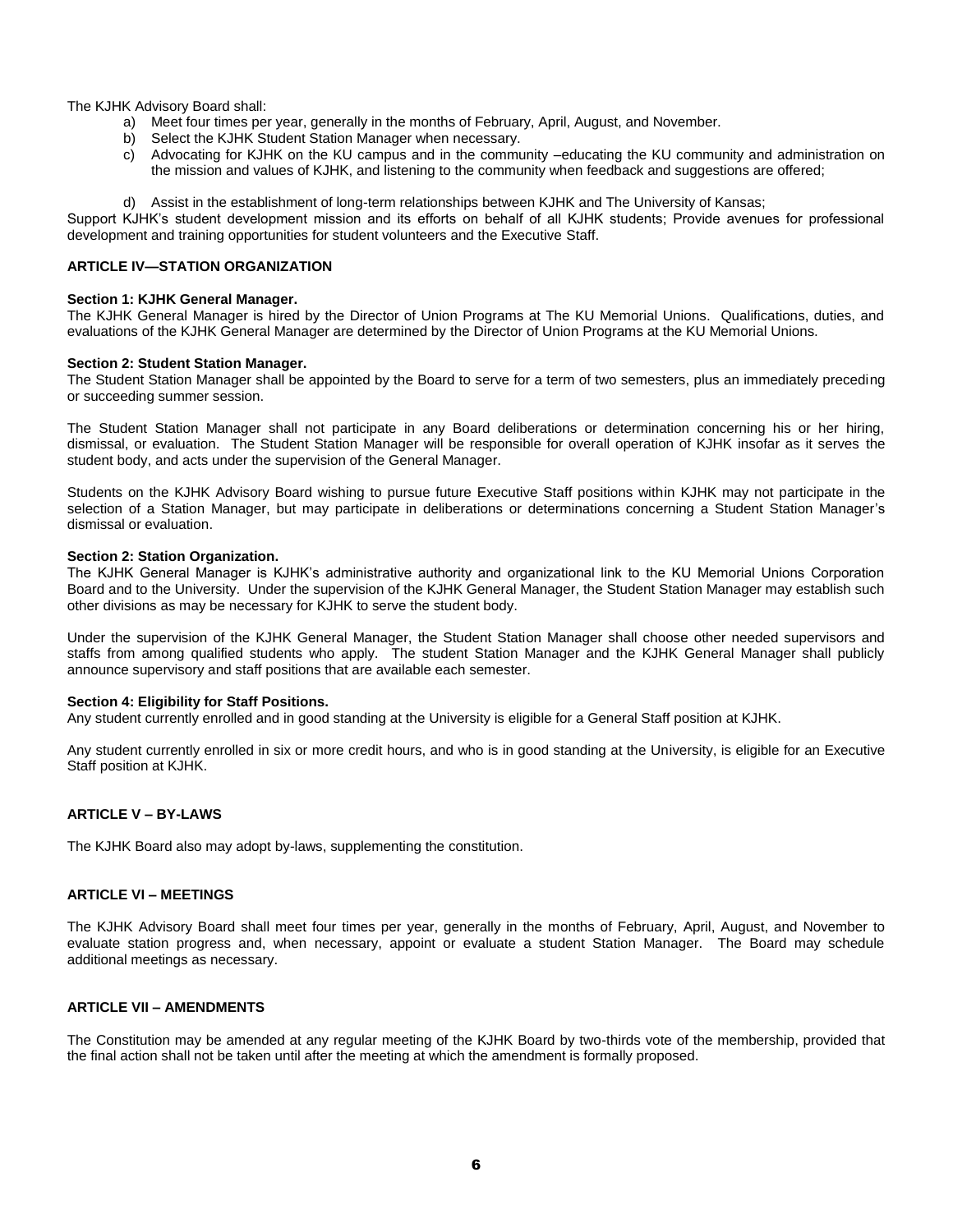The KJHK Advisory Board shall:

a) Meet four times per year, generally in the months of February, April, August, and November.
b) Select the KJHK Student Station Manager when necessary.
c) Advocating for KJHK on the KU campus and in the community –educating the KU community and administration on the mission and values of KJHK, and listening to the community when feedback and suggestions are offered;
d) Assist in the establishment of long-term relationships between KJHK and The University of Kansas;

Support KJHK's student development mission and its efforts on behalf of all KJHK students; Provide avenues for professional development and training opportunities for student volunteers and the Executive Staff.

### ARTICLE IV—STATION ORGANIZATION

**Section 1: KJHK General Manager.**
The KJHK General Manager is hired by the Director of Union Programs at The KU Memorial Unions. Qualifications, duties, and evaluations of the KJHK General Manager are determined by the Director of Union Programs at the KU Memorial Unions.

**Section 2: Student Station Manager.**
The Student Station Manager shall be appointed by the Board to serve for a term of two semesters, plus an immediately preceding or succeeding summer session.

The Student Station Manager shall not participate in any Board deliberations or determination concerning his or her hiring, dismissal, or evaluation. The Student Station Manager will be responsible for overall operation of KJHK insofar as it serves the student body, and acts under the supervision of the General Manager.

Students on the KJHK Advisory Board wishing to pursue future Executive Staff positions within KJHK may not participate in the selection of a Station Manager, but may participate in deliberations or determinations concerning a Student Station Manager's dismissal or evaluation.

**Section 2: Station Organization.**
The KJHK General Manager is KJHK's administrative authority and organizational link to the KU Memorial Unions Corporation Board and to the University. Under the supervision of the KJHK General Manager, the Student Station Manager may establish such other divisions as may be necessary for KJHK to serve the student body.

Under the supervision of the KJHK General Manager, the Student Station Manager shall choose other needed supervisors and staffs from among qualified students who apply. The student Station Manager and the KJHK General Manager shall publicly announce supervisory and staff positions that are available each semester.

**Section 4: Eligibility for Staff Positions.**
Any student currently enrolled and in good standing at the University is eligible for a General Staff position at KJHK.

Any student currently enrolled in six or more credit hours, and who is in good standing at the University, is eligible for an Executive Staff position at KJHK.

### ARTICLE V – BY-LAWS

The KJHK Board also may adopt by-laws, supplementing the constitution.

### ARTICLE VI – MEETINGS

The KJHK Advisory Board shall meet four times per year, generally in the months of February, April, August, and November to evaluate station progress and, when necessary, appoint or evaluate a student Station Manager. The Board may schedule additional meetings as necessary.

### ARTICLE VII – AMENDMENTS

The Constitution may be amended at any regular meeting of the KJHK Board by two-thirds vote of the membership, provided that the final action shall not be taken until after the meeting at which the amendment is formally proposed.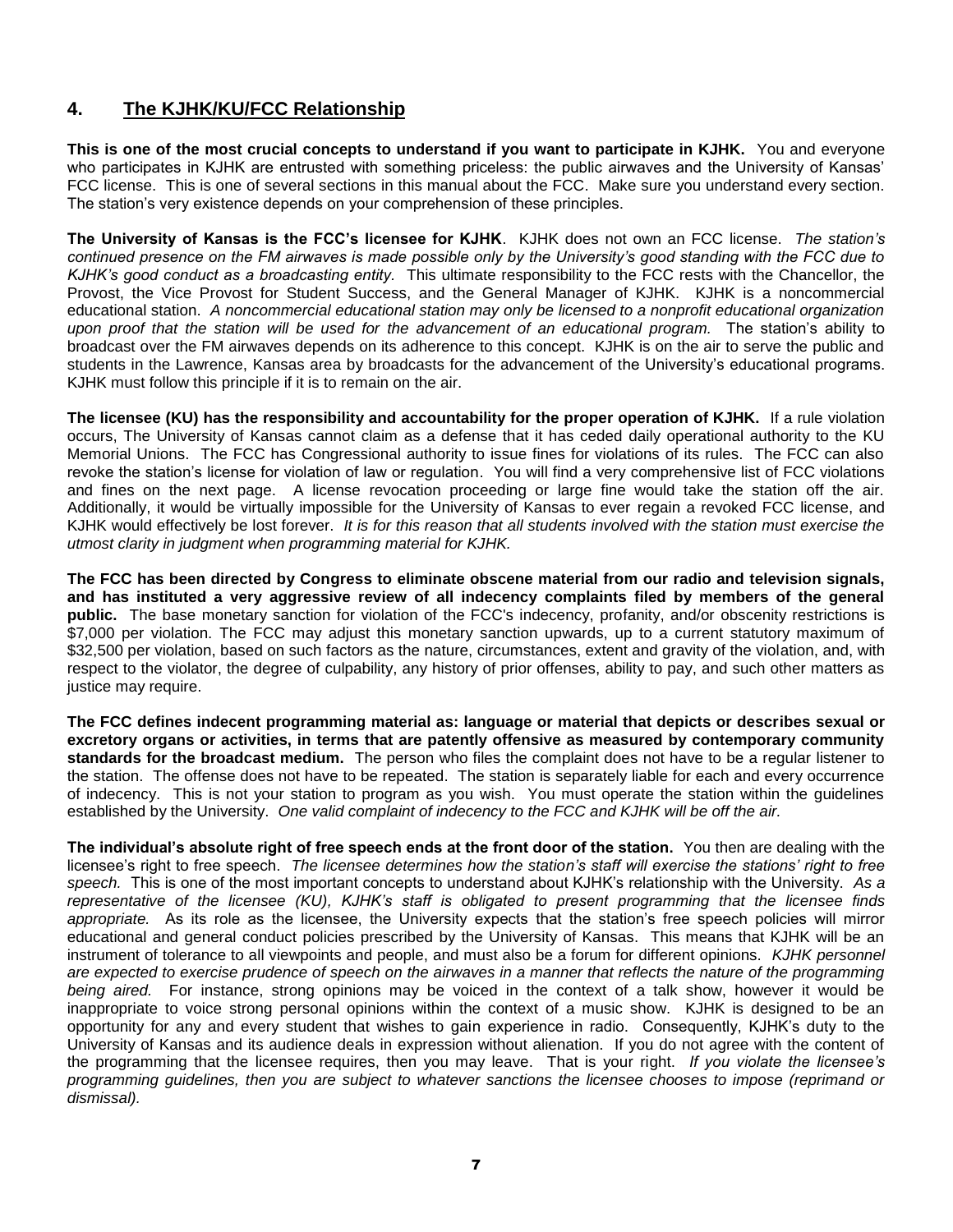## 4. <u>The KJHK/KU/FCC Relationship</u>

**This is one of the most crucial concepts to understand if you want to participate in KJHK.** You and everyone who participates in KJHK are entrusted with something priceless: the public airwaves and the University of Kansas' FCC license. This is one of several sections in this manual about the FCC. Make sure you understand every section. The station's very existence depends on your comprehension of these principles.

**The University of Kansas is the FCC's licensee for KJHK**. KJHK does not own an FCC license. *The station's continued presence on the FM airwaves is made possible only by the University's good standing with the FCC due to KJHK's good conduct as a broadcasting entity.* This ultimate responsibility to the FCC rests with the Chancellor, the Provost, the Vice Provost for Student Success, and the General Manager of KJHK. KJHK is a noncommercial educational station. *A noncommercial educational station may only be licensed to a nonprofit educational organization upon proof that the station will be used for the advancement of an educational program.* The station's ability to broadcast over the FM airwaves depends on its adherence to this concept. KJHK is on the air to serve the public and students in the Lawrence, Kansas area by broadcasts for the advancement of the University's educational programs. KJHK must follow this principle if it is to remain on the air.

**The licensee (KU) has the responsibility and accountability for the proper operation of KJHK.** If a rule violation occurs, The University of Kansas cannot claim as a defense that it has ceded daily operational authority to the KU Memorial Unions. The FCC has Congressional authority to issue fines for violations of its rules. The FCC can also revoke the station's license for violation of law or regulation. You will find a very comprehensive list of FCC violations and fines on the next page. A license revocation proceeding or large fine would take the station off the air. Additionally, it would be virtually impossible for the University of Kansas to ever regain a revoked FCC license, and KJHK would effectively be lost forever. *It is for this reason that all students involved with the station must exercise the utmost clarity in judgment when programming material for KJHK.*

**The FCC has been directed by Congress to eliminate obscene material from our radio and television signals, and has instituted a very aggressive review of all indecency complaints filed by members of the general public.** The base monetary sanction for violation of the FCC's indecency, profanity, and/or obscenity restrictions is $7,000 per violation. The FCC may adjust this monetary sanction upwards, up to a current statutory maximum of $32,500 per violation, based on such factors as the nature, circumstances, extent and gravity of the violation, and, with respect to the violator, the degree of culpability, any history of prior offenses, ability to pay, and such other matters as justice may require.

**The FCC defines indecent programming material as: language or material that depicts or describes sexual or excretory organs or activities, in terms that are patently offensive as measured by contemporary community standards for the broadcast medium.** The person who files the complaint does not have to be a regular listener to the station. The offense does not have to be repeated. The station is separately liable for each and every occurrence of indecency. This is not your station to program as you wish. You must operate the station within the guidelines established by the University. *One valid complaint of indecency to the FCC and KJHK will be off the air.*

**The individual's absolute right of free speech ends at the front door of the station.** You then are dealing with the licensee's right to free speech. *The licensee determines how the station's staff will exercise the stations' right to free speech.* This is one of the most important concepts to understand about KJHK's relationship with the University. *As a representative of the licensee (KU), KJHK's staff is obligated to present programming that the licensee finds appropriate.* As its role as the licensee, the University expects that the station's free speech policies will mirror educational and general conduct policies prescribed by the University of Kansas. This means that KJHK will be an instrument of tolerance to all viewpoints and people, and must also be a forum for different opinions. *KJHK personnel are expected to exercise prudence of speech on the airwaves in a manner that reflects the nature of the programming being aired.* For instance, strong opinions may be voiced in the context of a talk show, however it would be inappropriate to voice strong personal opinions within the context of a music show. KJHK is designed to be an opportunity for any and every student that wishes to gain experience in radio. Consequently, KJHK's duty to the University of Kansas and its audience deals in expression without alienation. If you do not agree with the content of the programming that the licensee requires, then you may leave. That is your right. *If you violate the licensee's programming guidelines, then you are subject to whatever sanctions the licensee chooses to impose (reprimand or dismissal).*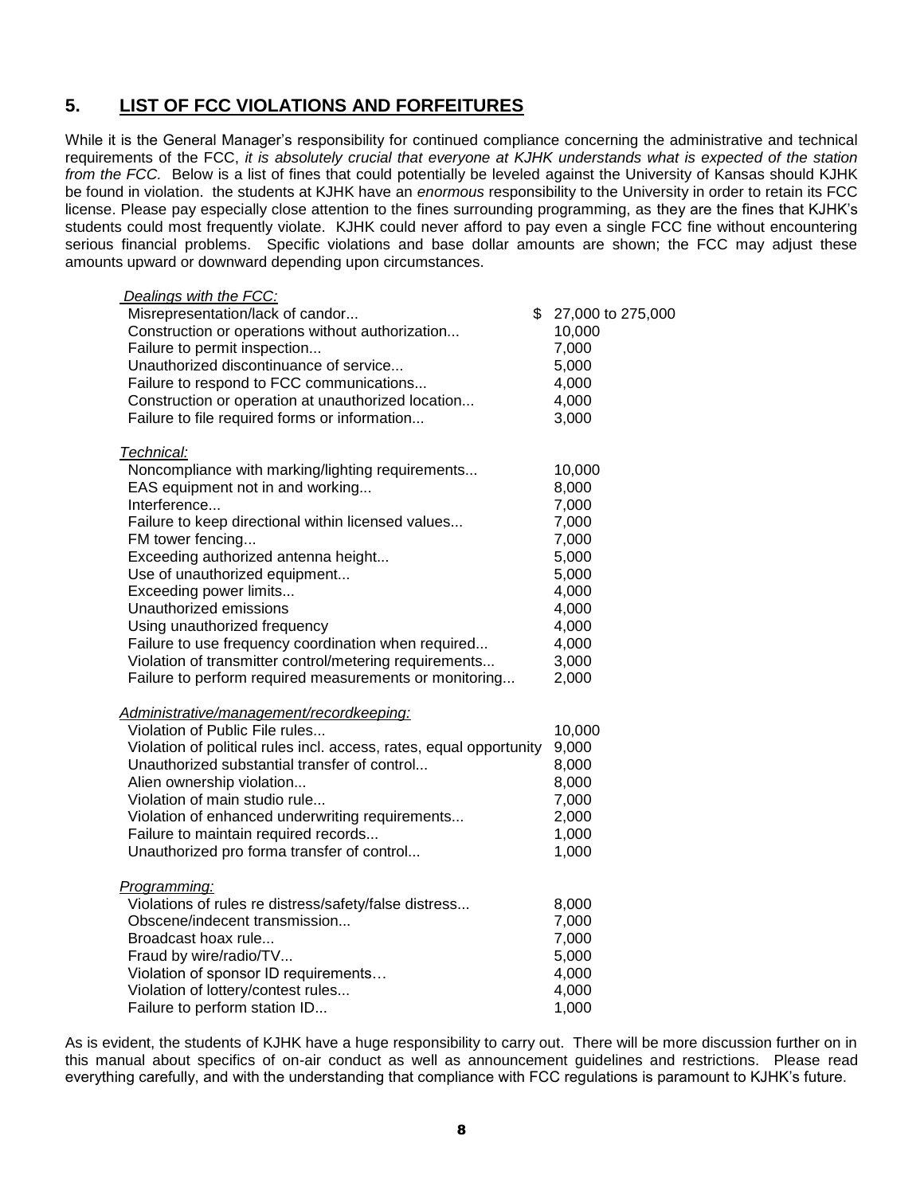## 5. LIST OF FCC VIOLATIONS AND FORFEITURES

While it is the General Manager's responsibility for continued compliance concerning the administrative and technical requirements of the FCC, *it is absolutely crucial that everyone at KJHK understands what is expected of the station from the FCC.* Below is a list of fines that could potentially be leveled against the University of Kansas should KJHK be found in violation. the students at KJHK have an *enormous* responsibility to the University in order to retain its FCC license. Please pay especially close attention to the fines surrounding programming, as they are the fines that KJHK's students could most frequently violate. KJHK could never afford to pay even a single FCC fine without encountering serious financial problems. Specific violations and base dollar amounts are shown; the FCC may adjust these amounts upward or downward depending upon circumstances.

| Violation | Amount |
|---|---|
| ***Dealings with the FCC:*** | |
| Misrepresentation/lack of candor... | $ 27,000 to 275,000 |
| Construction or operations without authorization... | 10,000 |
| Failure to permit inspection... | 7,000 |
| Unauthorized discontinuance of service... | 5,000 |
| Failure to respond to FCC communications... | 4,000 |
| Construction or operation at unauthorized location... | 4,000 |
| Failure to file required forms or information... | 3,000 |
| ***Technical:*** | |
| Noncompliance with marking/lighting requirements... | 10,000 |
| EAS equipment not in and working... | 8,000 |
| Interference... | 7,000 |
| Failure to keep directional within licensed values... | 7,000 |
| FM tower fencing... | 7,000 |
| Exceeding authorized antenna height... | 5,000 |
| Use of unauthorized equipment... | 5,000 |
| Exceeding power limits... | 4,000 |
| Unauthorized emissions | 4,000 |
| Using unauthorized frequency | 4,000 |
| Failure to use frequency coordination when required... | 4,000 |
| Violation of transmitter control/metering requirements... | 3,000 |
| Failure to perform required measurements or monitoring... | 2,000 |
| ***Administrative/management/recordkeeping:*** | |
| Violation of Public File rules... | 10,000 |
| Violation of political rules incl. access, rates, equal opportunity | 9,000 |
| Unauthorized substantial transfer of control... | 8,000 |
| Alien ownership violation... | 8,000 |
| Violation of main studio rule... | 7,000 |
| Violation of enhanced underwriting requirements... | 2,000 |
| Failure to maintain required records... | 1,000 |
| Unauthorized pro forma transfer of control... | 1,000 |
| ***Programming:*** | |
| Violations of rules re distress/safety/false distress... | 8,000 |
| Obscene/indecent transmission... | 7,000 |
| Broadcast hoax rule... | 7,000 |
| Fraud by wire/radio/TV... | 5,000 |
| Violation of sponsor ID requirements… | 4,000 |
| Violation of lottery/contest rules... | 4,000 |
| Failure to perform station ID... | 1,000 |

As is evident, the students of KJHK have a huge responsibility to carry out. There will be more discussion further on in this manual about specifics of on-air conduct as well as announcement guidelines and restrictions. Please read everything carefully, and with the understanding that compliance with FCC regulations is paramount to KJHK's future.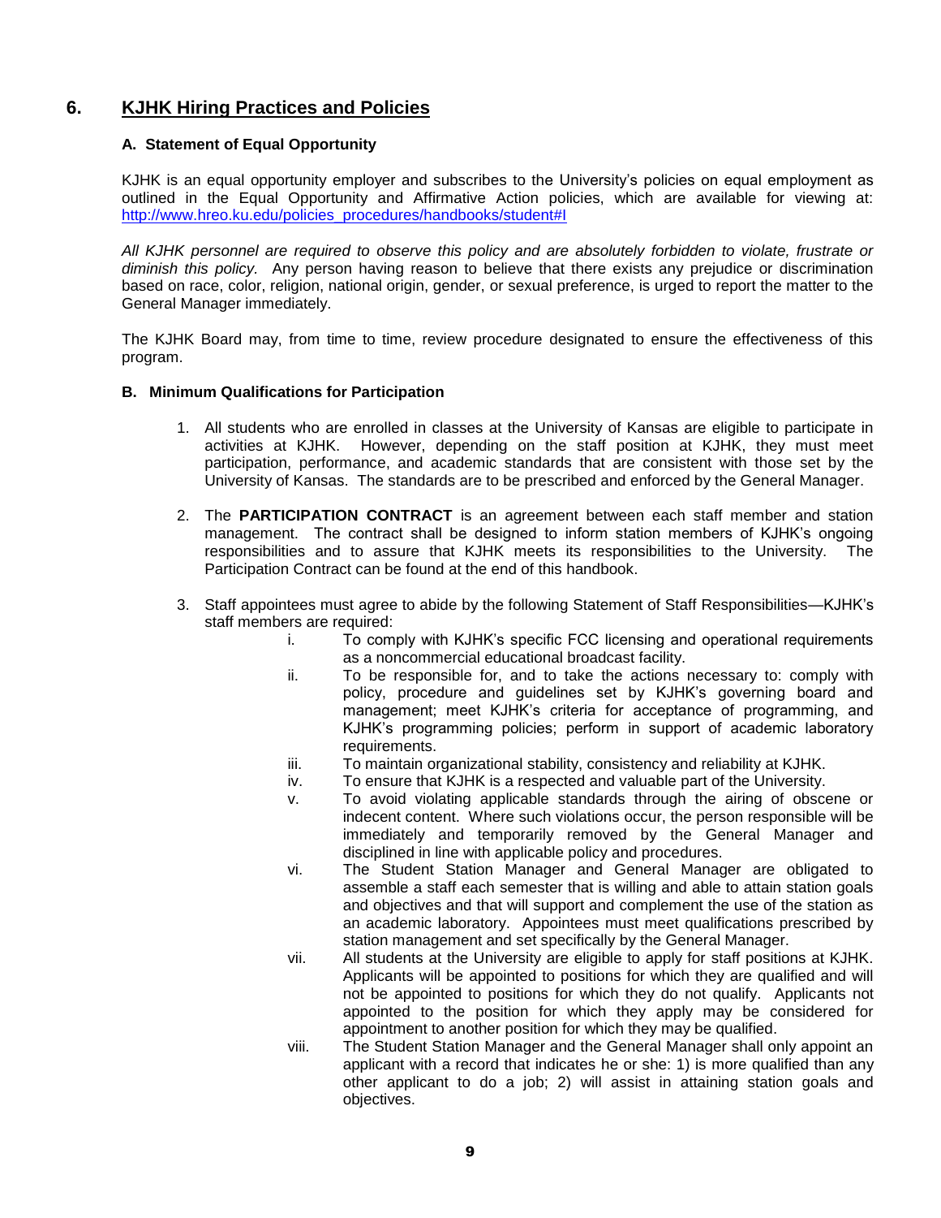## 6. KJHK Hiring Practices and Policies

### A. Statement of Equal Opportunity

KJHK is an equal opportunity employer and subscribes to the University's policies on equal employment as outlined in the Equal Opportunity and Affirmative Action policies, which are available for viewing at: [http://www.hreo.ku.edu/policies_procedures/handbooks/student#I](http://www.hreo.ku.edu/policies_procedures/handbooks/student#I)

*All KJHK personnel are required to observe this policy and are absolutely forbidden to violate, frustrate or diminish this policy.* Any person having reason to believe that there exists any prejudice or discrimination based on race, color, religion, national origin, gender, or sexual preference, is urged to report the matter to the General Manager immediately.

The KJHK Board may, from time to time, review procedure designated to ensure the effectiveness of this program.

### B. Minimum Qualifications for Participation

1. All students who are enrolled in classes at the University of Kansas are eligible to participate in activities at KJHK. However, depending on the staff position at KJHK, they must meet participation, performance, and academic standards that are consistent with those set by the University of Kansas. The standards are to be prescribed and enforced by the General Manager.

2. The **PARTICIPATION CONTRACT** is an agreement between each staff member and station management. The contract shall be designed to inform station members of KJHK's ongoing responsibilities and to assure that KJHK meets its responsibilities to the University. The Participation Contract can be found at the end of this handbook.

3. Staff appointees must agree to abide by the following Statement of Staff Responsibilities—KJHK's staff members are required:
   - i. To comply with KJHK's specific FCC licensing and operational requirements as a noncommercial educational broadcast facility.
   - ii. To be responsible for, and to take the actions necessary to: comply with policy, procedure and guidelines set by KJHK's governing board and management; meet KJHK's criteria for acceptance of programming, and KJHK's programming policies; perform in support of academic laboratory requirements.
   - iii. To maintain organizational stability, consistency and reliability at KJHK.
   - iv. To ensure that KJHK is a respected and valuable part of the University.
   - v. To avoid violating applicable standards through the airing of obscene or indecent content. Where such violations occur, the person responsible will be immediately and temporarily removed by the General Manager and disciplined in line with applicable policy and procedures.
   - vi. The Student Station Manager and General Manager are obligated to assemble a staff each semester that is willing and able to attain station goals and objectives and that will support and complement the use of the station as an academic laboratory. Appointees must meet qualifications prescribed by station management and set specifically by the General Manager.
   - vii. All students at the University are eligible to apply for staff positions at KJHK. Applicants will be appointed to positions for which they are qualified and will not be appointed to positions for which they do not qualify. Applicants not appointed to the position for which they apply may be considered for appointment to another position for which they may be qualified.
   - viii. The Student Station Manager and the General Manager shall only appoint an applicant with a record that indicates he or she: 1) is more qualified than any other applicant to do a job; 2) will assist in attaining station goals and objectives.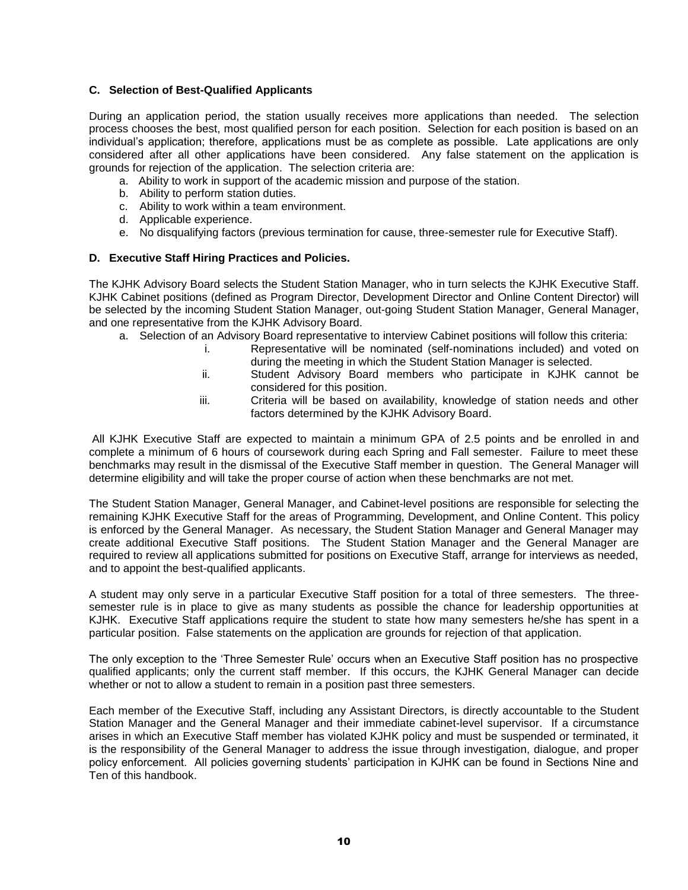### C. Selection of Best-Qualified Applicants

During an application period, the station usually receives more applications than needed. The selection process chooses the best, most qualified person for each position. Selection for each position is based on an individual's application; therefore, applications must be as complete as possible. Late applications are only considered after all other applications have been considered. Any false statement on the application is grounds for rejection of the application. The selection criteria are:

a. Ability to work in support of the academic mission and purpose of the station.
b. Ability to perform station duties.
c. Ability to work within a team environment.
d. Applicable experience.
e. No disqualifying factors (previous termination for cause, three-semester rule for Executive Staff).

### D. Executive Staff Hiring Practices and Policies.

The KJHK Advisory Board selects the Student Station Manager, who in turn selects the KJHK Executive Staff. KJHK Cabinet positions (defined as Program Director, Development Director and Online Content Director) will be selected by the incoming Student Station Manager, out-going Student Station Manager, General Manager, and one representative from the KJHK Advisory Board.

a. Selection of an Advisory Board representative to interview Cabinet positions will follow this criteria:
   i. Representative will be nominated (self-nominations included) and voted on during the meeting in which the Student Station Manager is selected.
   ii. Student Advisory Board members who participate in KJHK cannot be considered for this position.
   iii. Criteria will be based on availability, knowledge of station needs and other factors determined by the KJHK Advisory Board.

All KJHK Executive Staff are expected to maintain a minimum GPA of 2.5 points and be enrolled in and complete a minimum of 6 hours of coursework during each Spring and Fall semester. Failure to meet these benchmarks may result in the dismissal of the Executive Staff member in question. The General Manager will determine eligibility and will take the proper course of action when these benchmarks are not met.

The Student Station Manager, General Manager, and Cabinet-level positions are responsible for selecting the remaining KJHK Executive Staff for the areas of Programming, Development, and Online Content. This policy is enforced by the General Manager. As necessary, the Student Station Manager and General Manager may create additional Executive Staff positions. The Student Station Manager and the General Manager are required to review all applications submitted for positions on Executive Staff, arrange for interviews as needed, and to appoint the best-qualified applicants.

A student may only serve in a particular Executive Staff position for a total of three semesters. The three-semester rule is in place to give as many students as possible the chance for leadership opportunities at KJHK. Executive Staff applications require the student to state how many semesters he/she has spent in a particular position. False statements on the application are grounds for rejection of that application.

The only exception to the 'Three Semester Rule' occurs when an Executive Staff position has no prospective qualified applicants; only the current staff member. If this occurs, the KJHK General Manager can decide whether or not to allow a student to remain in a position past three semesters.

Each member of the Executive Staff, including any Assistant Directors, is directly accountable to the Student Station Manager and the General Manager and their immediate cabinet-level supervisor. If a circumstance arises in which an Executive Staff member has violated KJHK policy and must be suspended or terminated, it is the responsibility of the General Manager to address the issue through investigation, dialogue, and proper policy enforcement. All policies governing students' participation in KJHK can be found in Sections Nine and Ten of this handbook.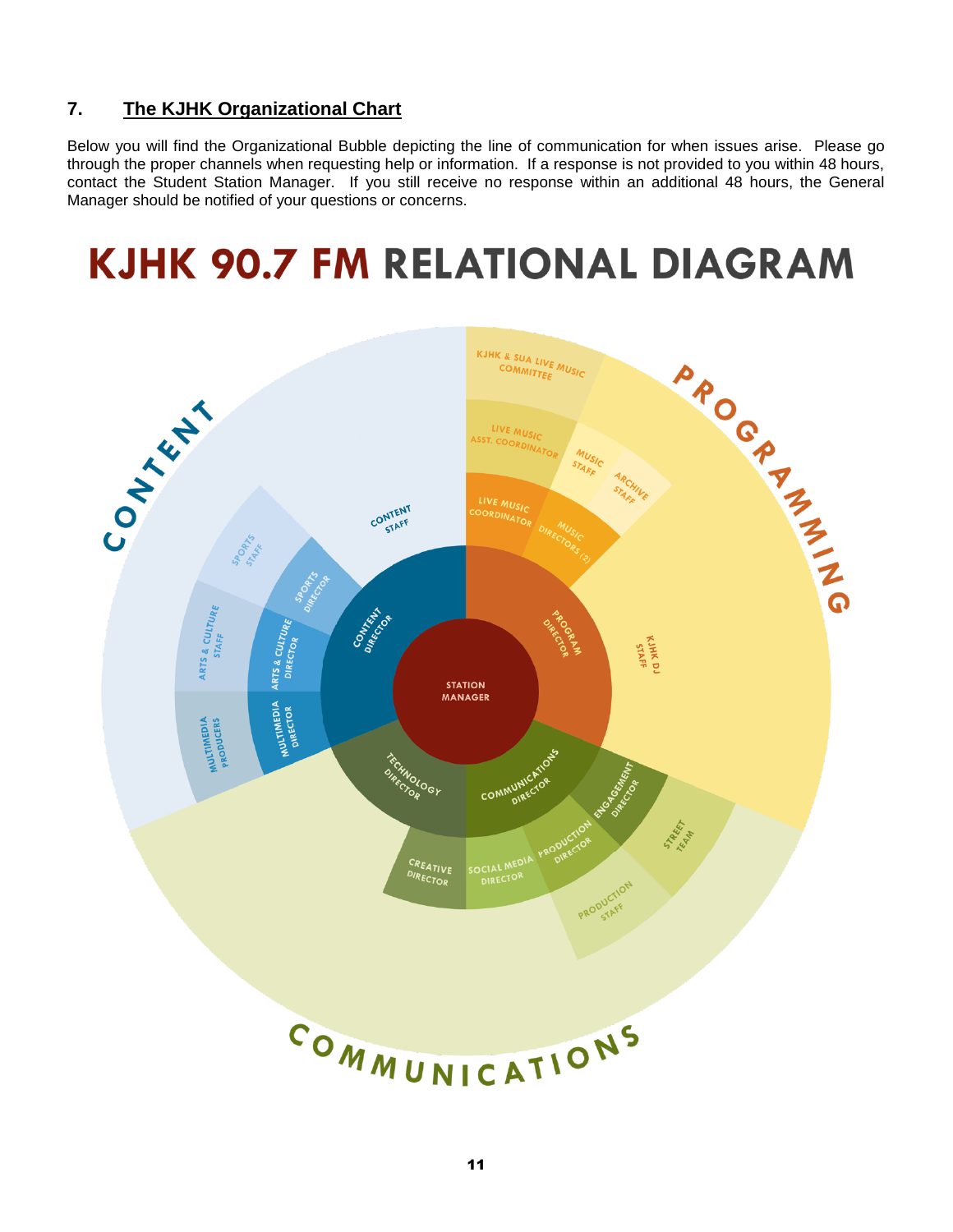## 7. The KJHK Organizational Chart

Below you will find the Organizational Bubble depicting the line of communication for when issues arise. Please go through the proper channels when requesting help or information. If a response is not provided to you within 48 hours, contact the Student Station Manager. If you still receive no response within an additional 48 hours, the General Manager should be notified of your questions or concerns.

# KJHK 90.7 FM RELATIONAL DIAGRAM

STATION MANAGER

CONTENT
- CONTENT DIRECTOR
  - SPORTS DIRECTOR
    - SPORTS STAFF
  - ARTS & CULTURE DIRECTOR
    - ARTS & CULTURE STAFF
  - MULTIMEDIA DIRECTOR
    - MULTIMEDIA PRODUCERS
  - CONTENT STAFF

PROGRAMMING
- PROGRAM DIRECTOR
  - LIVE MUSIC COORDINATOR
    - LIVE MUSIC ASST. COORDINATOR
      - KJHK & SUA LIVE MUSIC COMMITTEE
  - MUSIC DIRECTORS (2)
    - MUSIC STAFF
    - ARCHIVE STAFF
  - KJHK DJ STAFF

COMMUNICATIONS
- TECHNOLOGY DIRECTOR
  - CREATIVE DIRECTOR
- COMMUNICATIONS DIRECTOR
  - SOCIAL MEDIA DIRECTOR
  - PRODUCTION DIRECTOR
    - PRODUCTION STAFF
  - ENGAGEMENT DIRECTOR
    - STREET TEAM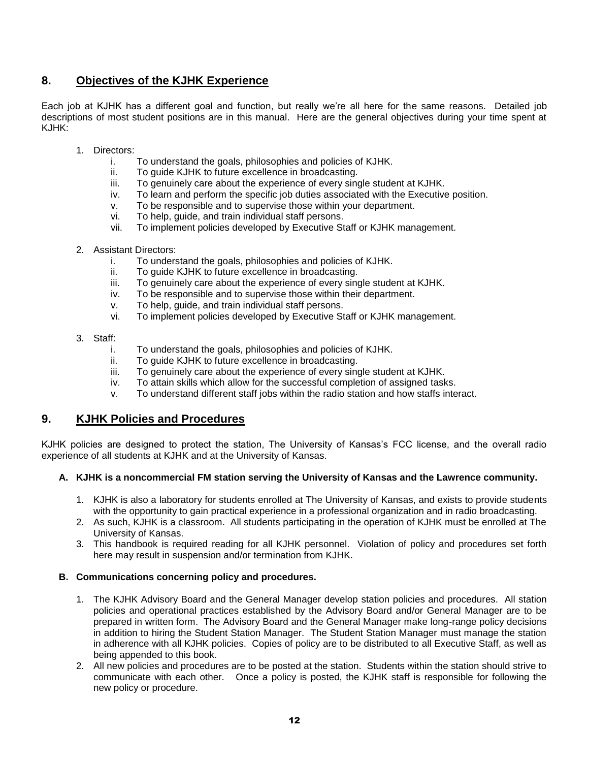## 8. Objectives of the KJHK Experience

Each job at KJHK has a different goal and function, but really we're all here for the same reasons. Detailed job descriptions of most student positions are in this manual. Here are the general objectives during your time spent at KJHK:

1. Directors:
   i. To understand the goals, philosophies and policies of KJHK.
   ii. To guide KJHK to future excellence in broadcasting.
   iii. To genuinely care about the experience of every single student at KJHK.
   iv. To learn and perform the specific job duties associated with the Executive position.
   v. To be responsible and to supervise those within your department.
   vi. To help, guide, and train individual staff persons.
   vii. To implement policies developed by Executive Staff or KJHK management.

2. Assistant Directors:
   i. To understand the goals, philosophies and policies of KJHK.
   ii. To guide KJHK to future excellence in broadcasting.
   iii. To genuinely care about the experience of every single student at KJHK.
   iv. To be responsible and to supervise those within their department.
   v. To help, guide, and train individual staff persons.
   vi. To implement policies developed by Executive Staff or KJHK management.

3. Staff:
   i. To understand the goals, philosophies and policies of KJHK.
   ii. To guide KJHK to future excellence in broadcasting.
   iii. To genuinely care about the experience of every single student at KJHK.
   iv. To attain skills which allow for the successful completion of assigned tasks.
   v. To understand different staff jobs within the radio station and how staffs interact.

## 9. KJHK Policies and Procedures

KJHK policies are designed to protect the station, The University of Kansas's FCC license, and the overall radio experience of all students at KJHK and at the University of Kansas.

### A. KJHK is a noncommercial FM station serving the University of Kansas and the Lawrence community.

1. KJHK is also a laboratory for students enrolled at The University of Kansas, and exists to provide students with the opportunity to gain practical experience in a professional organization and in radio broadcasting.
2. As such, KJHK is a classroom. All students participating in the operation of KJHK must be enrolled at The University of Kansas.
3. This handbook is required reading for all KJHK personnel. Violation of policy and procedures set forth here may result in suspension and/or termination from KJHK.

### B. Communications concerning policy and procedures.

1. The KJHK Advisory Board and the General Manager develop station policies and procedures. All station policies and operational practices established by the Advisory Board and/or General Manager are to be prepared in written form. The Advisory Board and the General Manager make long-range policy decisions in addition to hiring the Student Station Manager. The Student Station Manager must manage the station in adherence with all KJHK policies. Copies of policy are to be distributed to all Executive Staff, as well as being appended to this book.
2. All new policies and procedures are to be posted at the station. Students within the station should strive to communicate with each other. Once a policy is posted, the KJHK staff is responsible for following the new policy or procedure.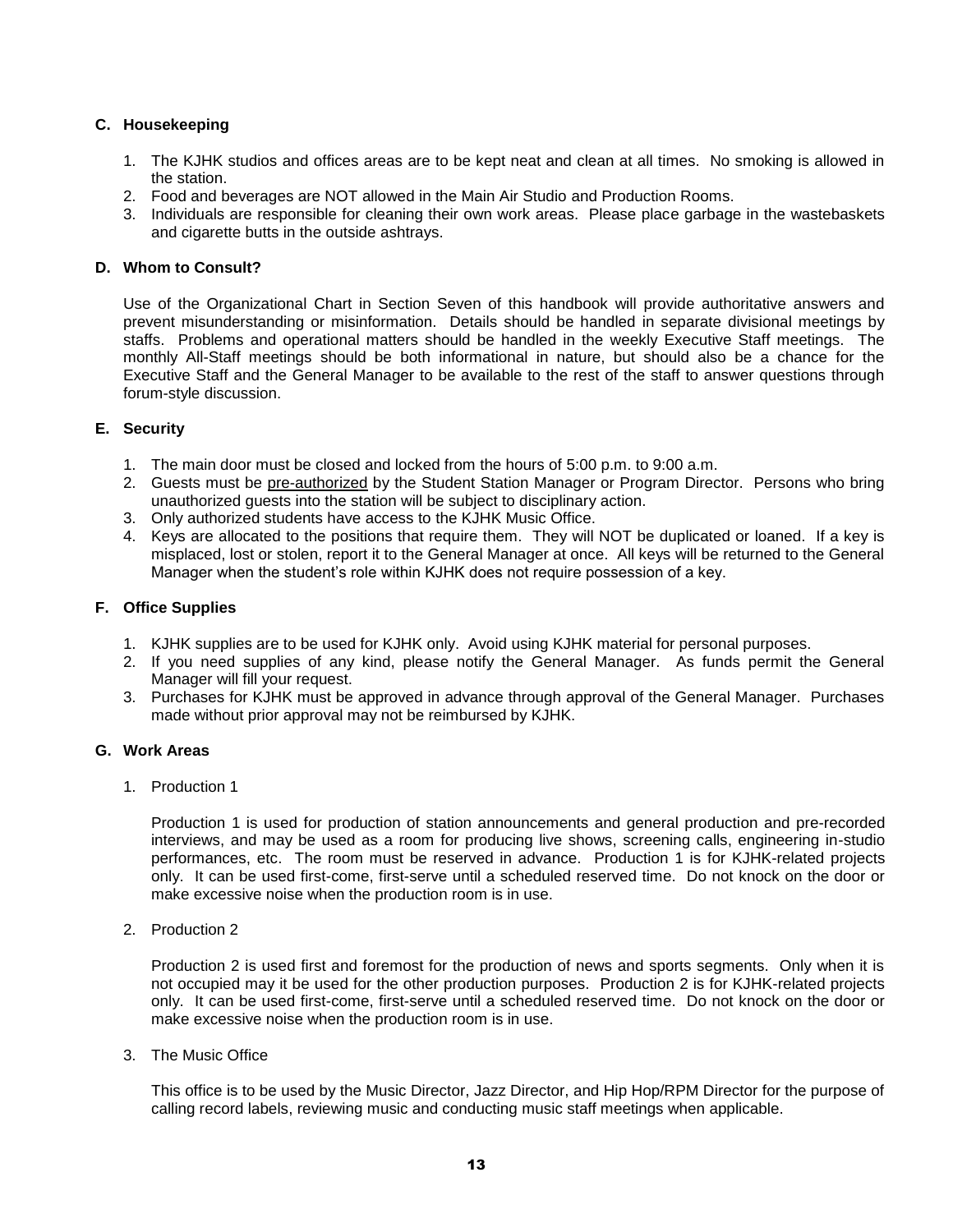### C. Housekeeping

1. The KJHK studios and offices areas are to be kept neat and clean at all times. No smoking is allowed in the station.
2. Food and beverages are NOT allowed in the Main Air Studio and Production Rooms.
3. Individuals are responsible for cleaning their own work areas. Please place garbage in the wastebaskets and cigarette butts in the outside ashtrays.

### D. Whom to Consult?

Use of the Organizational Chart in Section Seven of this handbook will provide authoritative answers and prevent misunderstanding or misinformation. Details should be handled in separate divisional meetings by staffs. Problems and operational matters should be handled in the weekly Executive Staff meetings. The monthly All-Staff meetings should be both informational in nature, but should also be a chance for the Executive Staff and the General Manager to be available to the rest of the staff to answer questions through forum-style discussion.

### E. Security

1. The main door must be closed and locked from the hours of 5:00 p.m. to 9:00 a.m.
2. Guests must be pre-authorized by the Student Station Manager or Program Director. Persons who bring unauthorized guests into the station will be subject to disciplinary action.
3. Only authorized students have access to the KJHK Music Office.
4. Keys are allocated to the positions that require them. They will NOT be duplicated or loaned. If a key is misplaced, lost or stolen, report it to the General Manager at once. All keys will be returned to the General Manager when the student's role within KJHK does not require possession of a key.

### F. Office Supplies

1. KJHK supplies are to be used for KJHK only. Avoid using KJHK material for personal purposes.
2. If you need supplies of any kind, please notify the General Manager. As funds permit the General Manager will fill your request.
3. Purchases for KJHK must be approved in advance through approval of the General Manager. Purchases made without prior approval may not be reimbursed by KJHK.

### G. Work Areas

1. Production 1

   Production 1 is used for production of station announcements and general production and pre-recorded interviews, and may be used as a room for producing live shows, screening calls, engineering in-studio performances, etc. The room must be reserved in advance. Production 1 is for KJHK-related projects only. It can be used first-come, first-serve until a scheduled reserved time. Do not knock on the door or make excessive noise when the production room is in use.

2. Production 2

   Production 2 is used first and foremost for the production of news and sports segments. Only when it is not occupied may it be used for the other production purposes. Production 2 is for KJHK-related projects only. It can be used first-come, first-serve until a scheduled reserved time. Do not knock on the door or make excessive noise when the production room is in use.

3. The Music Office

   This office is to be used by the Music Director, Jazz Director, and Hip Hop/RPM Director for the purpose of calling record labels, reviewing music and conducting music staff meetings when applicable.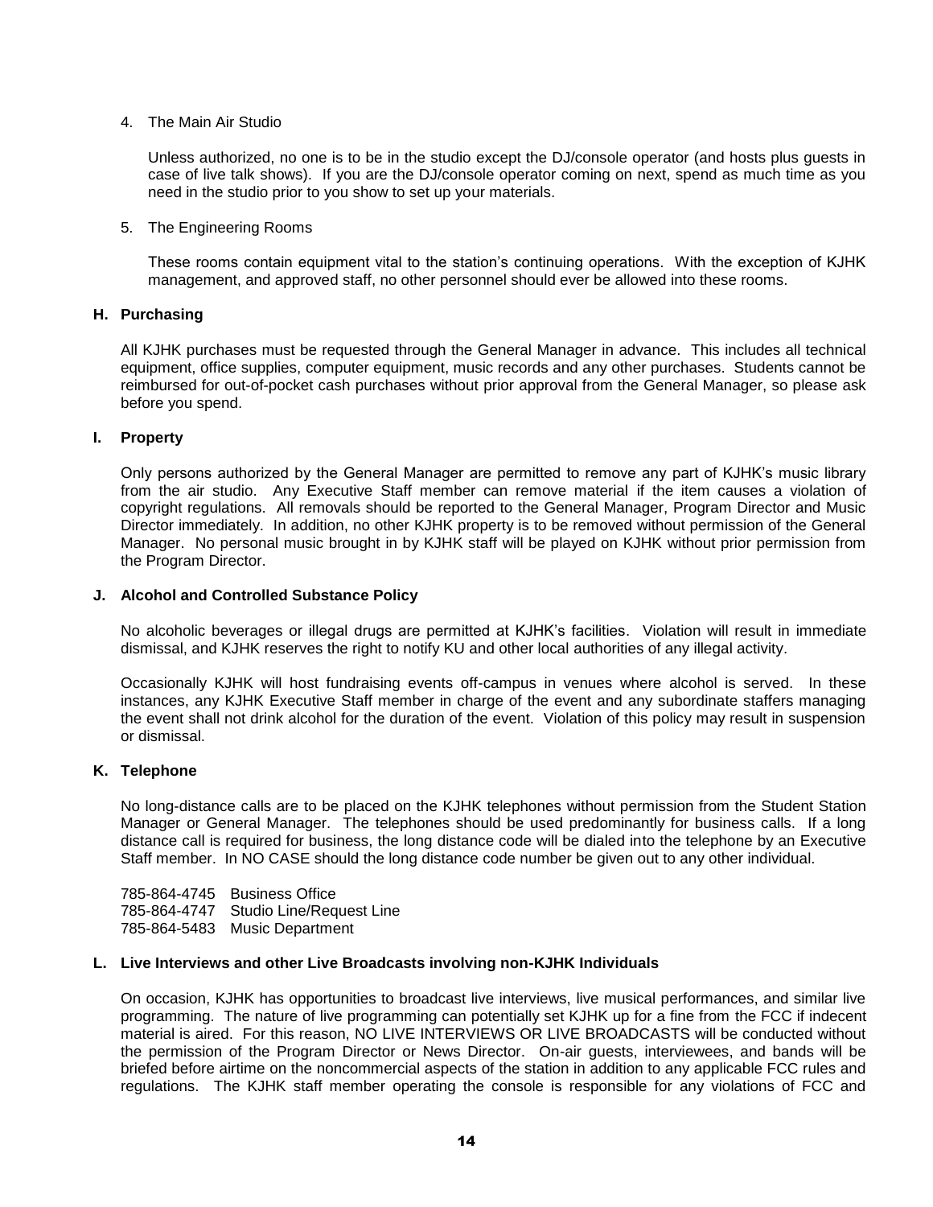4. The Main Air Studio

   Unless authorized, no one is to be in the studio except the DJ/console operator (and hosts plus guests in case of live talk shows). If you are the DJ/console operator coming on next, spend as much time as you need in the studio prior to you show to set up your materials.

5. The Engineering Rooms

   These rooms contain equipment vital to the station's continuing operations. With the exception of KJHK management, and approved staff, no other personnel should ever be allowed into these rooms.

### H. Purchasing

All KJHK purchases must be requested through the General Manager in advance. This includes all technical equipment, office supplies, computer equipment, music records and any other purchases. Students cannot be reimbursed for out-of-pocket cash purchases without prior approval from the General Manager, so please ask before you spend.

### I. Property

Only persons authorized by the General Manager are permitted to remove any part of KJHK's music library from the air studio. Any Executive Staff member can remove material if the item causes a violation of copyright regulations. All removals should be reported to the General Manager, Program Director and Music Director immediately. In addition, no other KJHK property is to be removed without permission of the General Manager. No personal music brought in by KJHK staff will be played on KJHK without prior permission from the Program Director.

### J. Alcohol and Controlled Substance Policy

No alcoholic beverages or illegal drugs are permitted at KJHK's facilities. Violation will result in immediate dismissal, and KJHK reserves the right to notify KU and other local authorities of any illegal activity.

Occasionally KJHK will host fundraising events off-campus in venues where alcohol is served. In these instances, any KJHK Executive Staff member in charge of the event and any subordinate staffers managing the event shall not drink alcohol for the duration of the event. Violation of this policy may result in suspension or dismissal.

### K. Telephone

No long-distance calls are to be placed on the KJHK telephones without permission from the Student Station Manager or General Manager. The telephones should be used predominantly for business calls. If a long distance call is required for business, the long distance code will be dialed into the telephone by an Executive Staff member. In NO CASE should the long distance code number be given out to any other individual.

785-864-4745 Business Office
785-864-4747 Studio Line/Request Line
785-864-5483 Music Department

### L. Live Interviews and other Live Broadcasts involving non-KJHK Individuals

On occasion, KJHK has opportunities to broadcast live interviews, live musical performances, and similar live programming. The nature of live programming can potentially set KJHK up for a fine from the FCC if indecent material is aired. For this reason, NO LIVE INTERVIEWS OR LIVE BROADCASTS will be conducted without the permission of the Program Director or News Director. On-air guests, interviewees, and bands will be briefed before airtime on the noncommercial aspects of the station in addition to any applicable FCC rules and regulations. The KJHK staff member operating the console is responsible for any violations of FCC and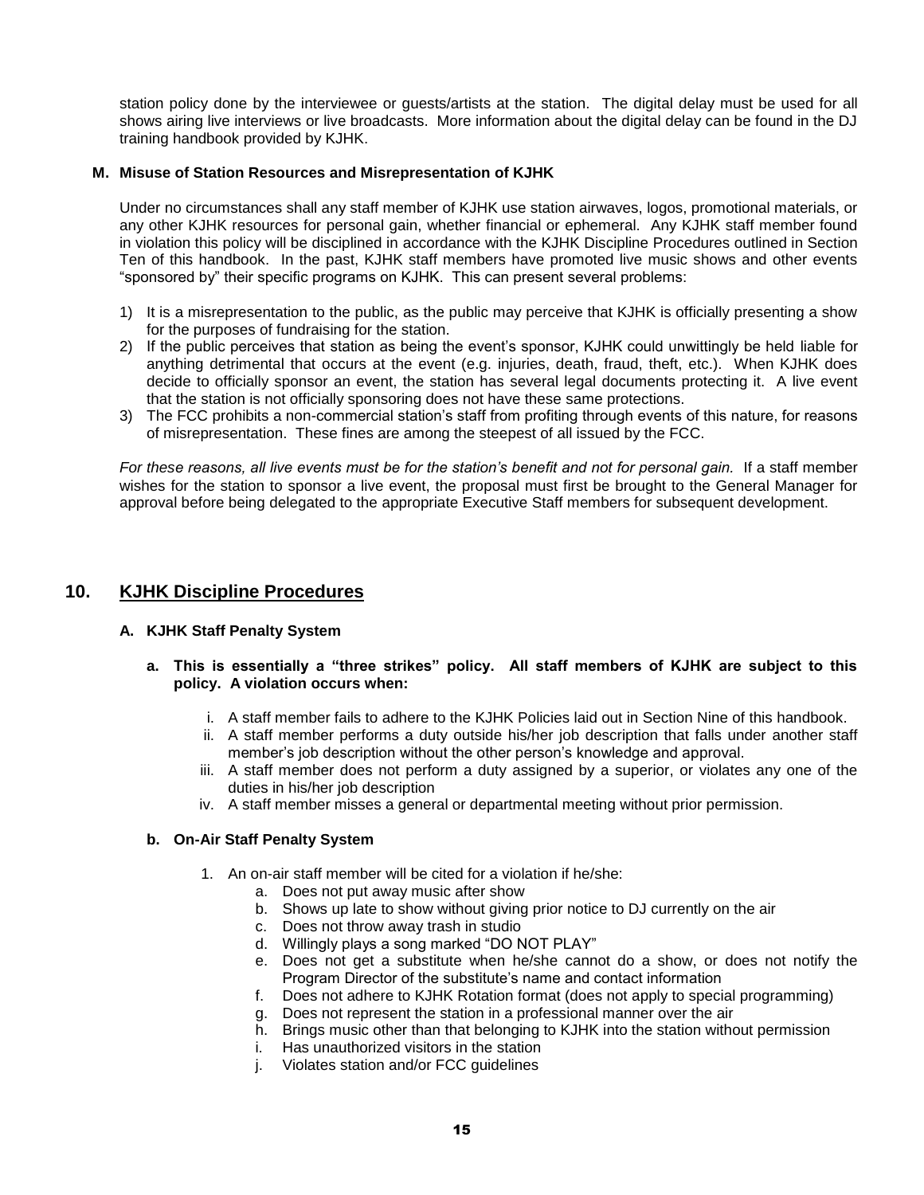station policy done by the interviewee or guests/artists at the station. The digital delay must be used for all shows airing live interviews or live broadcasts. More information about the digital delay can be found in the DJ training handbook provided by KJHK.

### M. Misuse of Station Resources and Misrepresentation of KJHK

Under no circumstances shall any staff member of KJHK use station airwaves, logos, promotional materials, or any other KJHK resources for personal gain, whether financial or ephemeral. Any KJHK staff member found in violation this policy will be disciplined in accordance with the KJHK Discipline Procedures outlined in Section Ten of this handbook. In the past, KJHK staff members have promoted live music shows and other events "sponsored by" their specific programs on KJHK. This can present several problems:

1) It is a misrepresentation to the public, as the public may perceive that KJHK is officially presenting a show for the purposes of fundraising for the station.
2) If the public perceives that station as being the event's sponsor, KJHK could unwittingly be held liable for anything detrimental that occurs at the event (e.g. injuries, death, fraud, theft, etc.). When KJHK does decide to officially sponsor an event, the station has several legal documents protecting it. A live event that the station is not officially sponsoring does not have these same protections.
3) The FCC prohibits a non-commercial station's staff from profiting through events of this nature, for reasons of misrepresentation. These fines are among the steepest of all issued by the FCC.

*For these reasons, all live events must be for the station's benefit and not for personal gain.* If a staff member wishes for the station to sponsor a live event, the proposal must first be brought to the General Manager for approval before being delegated to the appropriate Executive Staff members for subsequent development.

## 10. KJHK Discipline Procedures

### A. KJHK Staff Penalty System

**a. This is essentially a "three strikes" policy. All staff members of KJHK are subject to this policy. A violation occurs when:**

i. A staff member fails to adhere to the KJHK Policies laid out in Section Nine of this handbook.
ii. A staff member performs a duty outside his/her job description that falls under another staff member's job description without the other person's knowledge and approval.
iii. A staff member does not perform a duty assigned by a superior, or violates any one of the duties in his/her job description
iv. A staff member misses a general or departmental meeting without prior permission.

**b. On-Air Staff Penalty System**

1. An on-air staff member will be cited for a violation if he/she:
   a. Does not put away music after show
   b. Shows up late to show without giving prior notice to DJ currently on the air
   c. Does not throw away trash in studio
   d. Willingly plays a song marked "DO NOT PLAY"
   e. Does not get a substitute when he/she cannot do a show, or does not notify the Program Director of the substitute's name and contact information
   f. Does not adhere to KJHK Rotation format (does not apply to special programming)
   g. Does not represent the station in a professional manner over the air
   h. Brings music other than that belonging to KJHK into the station without permission
   i. Has unauthorized visitors in the station
   j. Violates station and/or FCC guidelines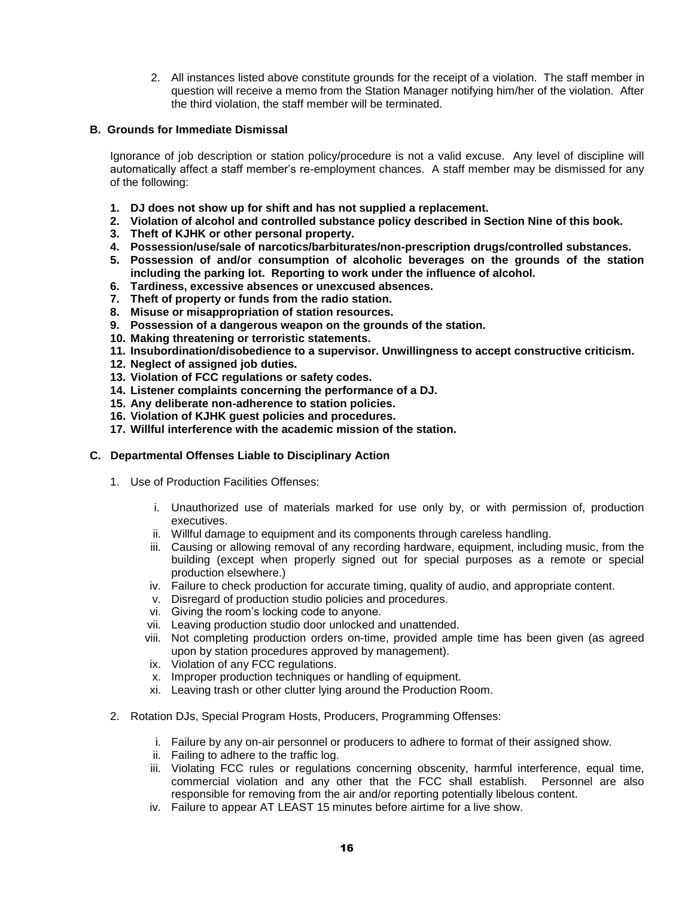2. All instances listed above constitute grounds for the receipt of a violation. The staff member in question will receive a memo from the Station Manager notifying him/her of the violation. After the third violation, the staff member will be terminated.

### B. Grounds for Immediate Dismissal

Ignorance of job description or station policy/procedure is not a valid excuse. Any level of discipline will automatically affect a staff member's re-employment chances. A staff member may be dismissed for any of the following:

1. **DJ does not show up for shift and has not supplied a replacement.**
2. **Violation of alcohol and controlled substance policy described in Section Nine of this book.**
3. **Theft of KJHK or other personal property.**
4. **Possession/use/sale of narcotics/barbiturates/non-prescription drugs/controlled substances.**
5. **Possession of and/or consumption of alcoholic beverages on the grounds of the station including the parking lot. Reporting to work under the influence of alcohol.**
6. **Tardiness, excessive absences or unexcused absences.**
7. **Theft of property or funds from the radio station.**
8. **Misuse or misappropriation of station resources.**
9. **Possession of a dangerous weapon on the grounds of the station.**
10. **Making threatening or terroristic statements.**
11. **Insubordination/disobedience to a supervisor. Unwillingness to accept constructive criticism.**
12. **Neglect of assigned job duties.**
13. **Violation of FCC regulations or safety codes.**
14. **Listener complaints concerning the performance of a DJ.**
15. **Any deliberate non-adherence to station policies.**
16. **Violation of KJHK guest policies and procedures.**
17. **Willful interference with the academic mission of the station.**

### C. Departmental Offenses Liable to Disciplinary Action

1. Use of Production Facilities Offenses:

   i. Unauthorized use of materials marked for use only by, or with permission of, production executives.
   ii. Willful damage to equipment and its components through careless handling.
   iii. Causing or allowing removal of any recording hardware, equipment, including music, from the building (except when properly signed out for special purposes as a remote or special production elsewhere.)
   iv. Failure to check production for accurate timing, quality of audio, and appropriate content.
   v. Disregard of production studio policies and procedures.
   vi. Giving the room's locking code to anyone.
   vii. Leaving production studio door unlocked and unattended.
   viii. Not completing production orders on-time, provided ample time has been given (as agreed upon by station procedures approved by management).
   ix. Violation of any FCC regulations.
   x. Improper production techniques or handling of equipment.
   xi. Leaving trash or other clutter lying around the Production Room.

2. Rotation DJs, Special Program Hosts, Producers, Programming Offenses:

   i. Failure by any on-air personnel or producers to adhere to format of their assigned show.
   ii. Failing to adhere to the traffic log.
   iii. Violating FCC rules or regulations concerning obscenity, harmful interference, equal time, commercial violation and any other that the FCC shall establish. Personnel are also responsible for removing from the air and/or reporting potentially libelous content.
   iv. Failure to appear AT LEAST 15 minutes before airtime for a live show.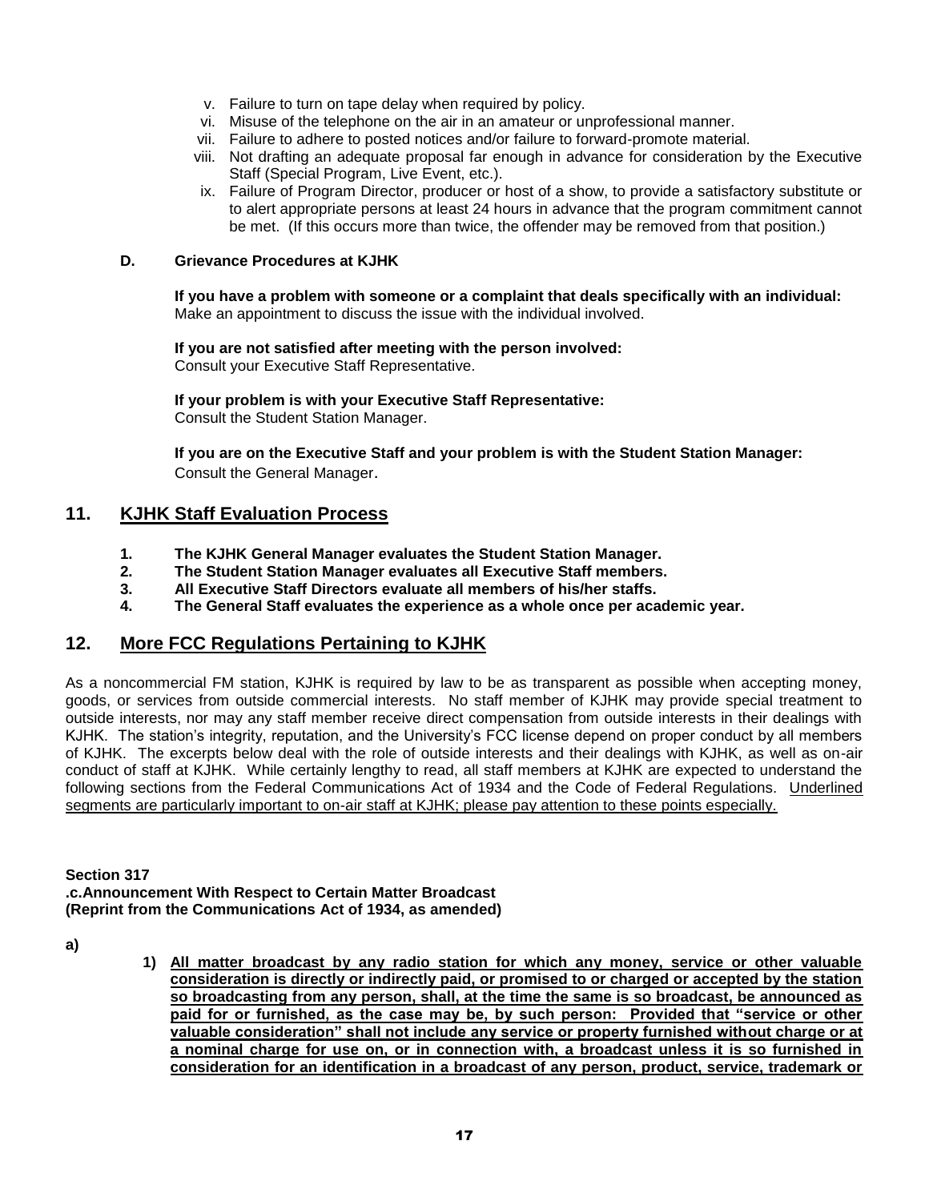v. Failure to turn on tape delay when required by policy.
vi. Misuse of the telephone on the air in an amateur or unprofessional manner.
vii. Failure to adhere to posted notices and/or failure to forward-promote material.
viii. Not drafting an adequate proposal far enough in advance for consideration by the Executive Staff (Special Program, Live Event, etc.).
ix. Failure of Program Director, producer or host of a show, to provide a satisfactory substitute or to alert appropriate persons at least 24 hours in advance that the program commitment cannot be met. (If this occurs more than twice, the offender may be removed from that position.)

### D. Grievance Procedures at KJHK

**If you have a problem with someone or a complaint that deals specifically with an individual:**
Make an appointment to discuss the issue with the individual involved.

**If you are not satisfied after meeting with the person involved:**
Consult your Executive Staff Representative.

**If your problem is with your Executive Staff Representative:**
Consult the Student Station Manager.

**If you are on the Executive Staff and your problem is with the Student Station Manager:**
Consult the General Manager.

## 11. KJHK Staff Evaluation Process

1. **The KJHK General Manager evaluates the Student Station Manager.**
2. **The Student Station Manager evaluates all Executive Staff members.**
3. **All Executive Staff Directors evaluate all members of his/her staffs.**
4. **The General Staff evaluates the experience as a whole once per academic year.**

## 12. More FCC Regulations Pertaining to KJHK

As a noncommercial FM station, KJHK is required by law to be as transparent as possible when accepting money, goods, or services from outside commercial interests. No staff member of KJHK may provide special treatment to outside interests, nor may any staff member receive direct compensation from outside interests in their dealings with KJHK. The station's integrity, reputation, and the University's FCC license depend on proper conduct by all members of KJHK. The excerpts below deal with the role of outside interests and their dealings with KJHK, as well as on-air conduct of staff at KJHK. While certainly lengthy to read, all staff members at KJHK are expected to understand the following sections from the Federal Communications Act of 1934 and the Code of Federal Regulations. Underlined segments are particularly important to on-air staff at KJHK; please pay attention to these points especially.

**Section 317**
**.c.Announcement With Respect to Certain Matter Broadcast**
**(Reprint from the Communications Act of 1934, as amended)**

**a)**

1) **All matter broadcast by any radio station for which any money, service or other valuable consideration is directly or indirectly paid, or promised to or charged or accepted by the station so broadcasting from any person, shall, at the time the same is so broadcast, be announced as paid for or furnished, as the case may be, by such person: Provided that "service or other valuable consideration" shall not include any service or property furnished without charge or at a nominal charge for use on, or in connection with, a broadcast unless it is so furnished in consideration for an identification in a broadcast of any person, product, service, trademark or**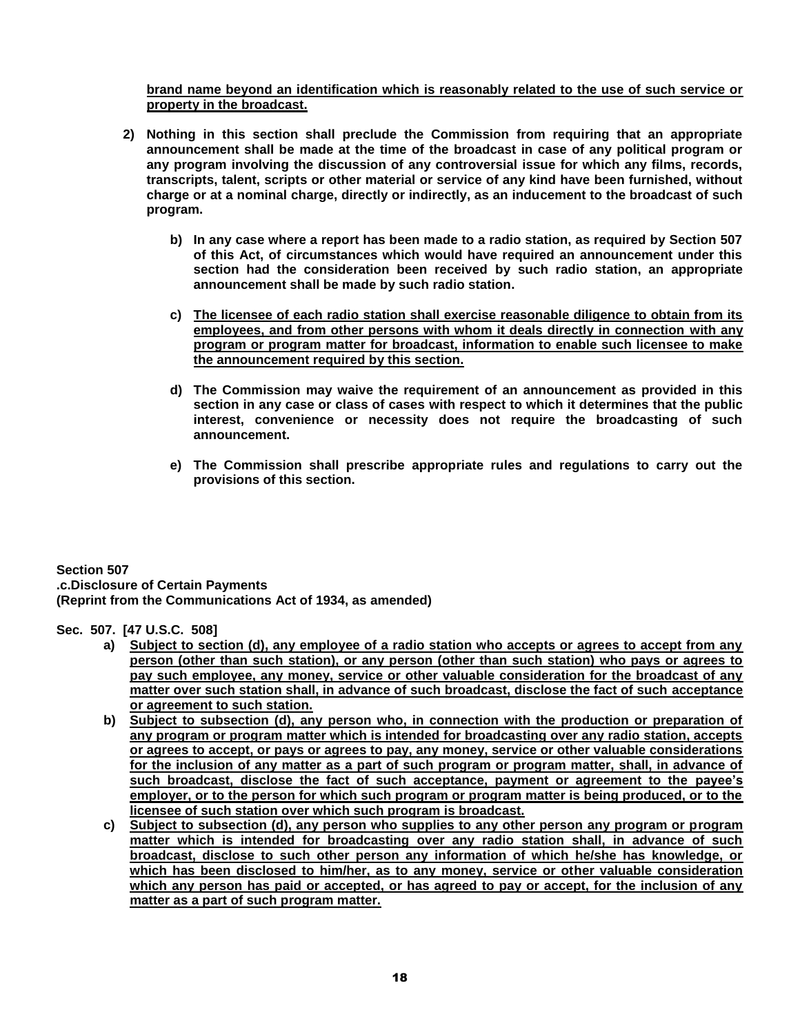**brand name beyond an identification which is reasonably related to the use of such service or property in the broadcast.**

2) **Nothing in this section shall preclude the Commission from requiring that an appropriate announcement shall be made at the time of the broadcast in case of any political program or any program involving the discussion of any controversial issue for which any films, records, transcripts, talent, scripts or other material or service of any kind have been furnished, without charge or at a nominal charge, directly or indirectly, as an inducement to the broadcast of such program.**

   b) **In any case where a report has been made to a radio station, as required by Section 507 of this Act, of circumstances which would have required an announcement under this section had the consideration been received by such radio station, an appropriate announcement shall be made by such radio station.**

   c) **The licensee of each radio station shall exercise reasonable diligence to obtain from its employees, and from other persons with whom it deals directly in connection with any program or program matter for broadcast, information to enable such licensee to make the announcement required by this section.**

   d) **The Commission may waive the requirement of an announcement as provided in this section in any case or class of cases with respect to which it determines that the public interest, convenience or necessity does not require the broadcasting of such announcement.**

   e) **The Commission shall prescribe appropriate rules and regulations to carry out the provisions of this section.**

**Section 507**
**.c.Disclosure of Certain Payments**
**(Reprint from the Communications Act of 1934, as amended)**

**Sec. 507. [47 U.S.C. 508]**

a) **Subject to section (d), any employee of a radio station who accepts or agrees to accept from any person (other than such station), or any person (other than such station) who pays or agrees to pay such employee, any money, service or other valuable consideration for the broadcast of any matter over such station shall, in advance of such broadcast, disclose the fact of such acceptance or agreement to such station.**

b) **Subject to subsection (d), any person who, in connection with the production or preparation of any program or program matter which is intended for broadcasting over any radio station, accepts or agrees to accept, or pays or agrees to pay, any money, service or other valuable considerations for the inclusion of any matter as a part of such program or program matter, shall, in advance of such broadcast, disclose the fact of such acceptance, payment or agreement to the payee's employer, or to the person for which such program or program matter is being produced, or to the licensee of such station over which such program is broadcast.**

c) **Subject to subsection (d), any person who supplies to any other person any program or program matter which is intended for broadcasting over any radio station shall, in advance of such broadcast, disclose to such other person any information of which he/she has knowledge, or which has been disclosed to him/her, as to any money, service or other valuable consideration which any person has paid or accepted, or has agreed to pay or accept, for the inclusion of any matter as a part of such program matter.**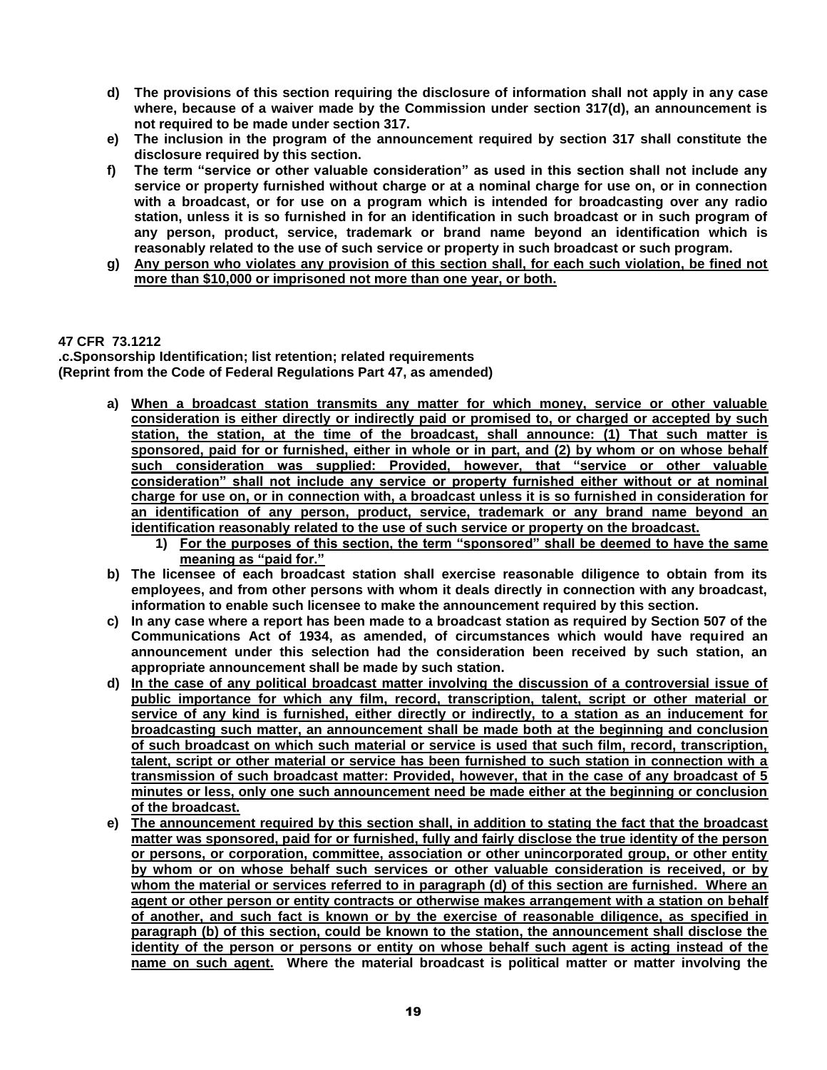d) **The provisions of this section requiring the disclosure of information shall not apply in any case where, because of a waiver made by the Commission under section 317(d), an announcement is not required to be made under section 317.**

e) **The inclusion in the program of the announcement required by section 317 shall constitute the disclosure required by this section.**

f) **The term "service or other valuable consideration" as used in this section shall not include any service or property furnished without charge or at a nominal charge for use on, or in connection with a broadcast, or for use on a program which is intended for broadcasting over any radio station, unless it is so furnished in for an identification in such broadcast or in such program of any person, product, service, trademark or brand name beyond an identification which is reasonably related to the use of such service or property in such broadcast or such program.**

g) **Any person who violates any provision of this section shall, for each such violation, be fined not more than $10,000 or imprisoned not more than one year, or both.**

**47 CFR 73.1212**
**.c.Sponsorship Identification; list retention; related requirements**
**(Reprint from the Code of Federal Regulations Part 47, as amended)**

a) **When a broadcast station transmits any matter for which money, service or other valuable consideration is either directly or indirectly paid or promised to, or charged or accepted by such station, the station, at the time of the broadcast, shall announce: (1) That such matter is sponsored, paid for or furnished, either in whole or in part, and (2) by whom or on whose behalf such consideration was supplied: Provided, however, that "service or other valuable consideration" shall not include any service or property furnished either without or at nominal charge for use on, or in connection with, a broadcast unless it is so furnished in consideration for an identification of any person, product, service, trademark or any brand name beyond an identification reasonably related to the use of such service or property on the broadcast.**
   1) **For the purposes of this section, the term "sponsored" shall be deemed to have the same meaning as "paid for."**

b) **The licensee of each broadcast station shall exercise reasonable diligence to obtain from its employees, and from other persons with whom it deals directly in connection with any broadcast, information to enable such licensee to make the announcement required by this section.**

c) **In any case where a report has been made to a broadcast station as required by Section 507 of the Communications Act of 1934, as amended, of circumstances which would have required an announcement under this selection had the consideration been received by such station, an appropriate announcement shall be made by such station.**

d) **In the case of any political broadcast matter involving the discussion of a controversial issue of public importance for which any film, record, transcription, talent, script or other material or service of any kind is furnished, either directly or indirectly, to a station as an inducement for broadcasting such matter, an announcement shall be made both at the beginning and conclusion of such broadcast on which such material or service is used that such film, record, transcription, talent, script or other material or service has been furnished to such station in connection with a transmission of such broadcast matter: Provided, however, that in the case of any broadcast of 5 minutes or less, only one such announcement need be made either at the beginning or conclusion of the broadcast.**

e) **The announcement required by this section shall, in addition to stating the fact that the broadcast matter was sponsored, paid for or furnished, fully and fairly disclose the true identity of the person or persons, or corporation, committee, association or other unincorporated group, or other entity by whom or on whose behalf such services or other valuable consideration is received, or by whom the material or services referred to in paragraph (d) of this section are furnished. Where an agent or other person or entity contracts or otherwise makes arrangement with a station on behalf of another, and such fact is known or by the exercise of reasonable diligence, as specified in paragraph (b) of this section, could be known to the station, the announcement shall disclose the identity of the person or persons or entity on whose behalf such agent is acting instead of the name on such agent. Where the material broadcast is political matter or matter involving the**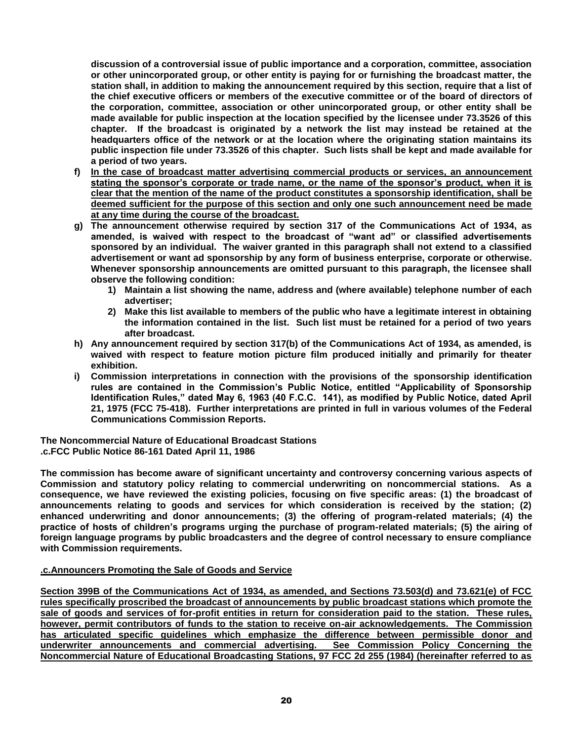**discussion of a controversial issue of public importance and a corporation, committee, association or other unincorporated group, or other entity is paying for or furnishing the broadcast matter, the station shall, in addition to making the announcement required by this section, require that a list of the chief executive officers or members of the executive committee or of the board of directors of the corporation, committee, association or other unincorporated group, or other entity shall be made available for public inspection at the location specified by the licensee under 73.3526 of this chapter. If the broadcast is originated by a network the list may instead be retained at the headquarters office of the network or at the location where the originating station maintains its public inspection file under 73.3526 of this chapter. Such lists shall be kept and made available for a period of two years.**

**f) <u>In the case of broadcast matter advertising commercial products or services, an announcement stating the sponsor's corporate or trade name, or the name of the sponsor's product, when it is clear that the mention of the name of the product constitutes a sponsorship identification, shall be deemed sufficient for the purpose of this section and only one such announcement need be made at any time during the course of the broadcast.</u>**

**g) The announcement otherwise required by section 317 of the Communications Act of 1934, as amended, is waived with respect to the broadcast of "want ad" or classified advertisements sponsored by an individual. The waiver granted in this paragraph shall not extend to a classified advertisement or want ad sponsorship by any form of business enterprise, corporate or otherwise. Whenever sponsorship announcements are omitted pursuant to this paragraph, the licensee shall observe the following condition:**

1) **Maintain a list showing the name, address and (where available) telephone number of each advertiser;**
2) **Make this list available to members of the public who have a legitimate interest in obtaining the information contained in the list. Such list must be retained for a period of two years after broadcast.**

**h) Any announcement required by section 317(b) of the Communications Act of 1934, as amended, is waived with respect to feature motion picture film produced initially and primarily for theater exhibition.**

**i) Commission interpretations in connection with the provisions of the sponsorship identification rules are contained in the Commission's Public Notice, entitled "Applicability of Sponsorship Identification Rules," dated May 6, 1963 (40 F.C.C. 141), as modified by Public Notice, dated April 21, 1975 (FCC 75-418). Further interpretations are printed in full in various volumes of the Federal Communications Commission Reports.**

**The Noncommercial Nature of Educational Broadcast Stations**
**.c.FCC Public Notice 86-161 Dated April 11, 1986**

**The commission has become aware of significant uncertainty and controversy concerning various aspects of Commission and statutory policy relating to commercial underwriting on noncommercial stations. As a consequence, we have reviewed the existing policies, focusing on five specific areas: (1) the broadcast of announcements relating to goods and services for which consideration is received by the station; (2) enhanced underwriting and donor announcements; (3) the offering of program-related materials; (4) the practice of hosts of children's programs urging the purchase of program-related materials; (5) the airing of foreign language programs by public broadcasters and the degree of control necessary to ensure compliance with Commission requirements.**

**<u>.c.Announcers Promoting the Sale of Goods and Service</u>**

**<u>Section 399B of the Communications Act of 1934, as amended, and Sections 73.503(d) and 73.621(e) of FCC rules specifically proscribed the broadcast of announcements by public broadcast stations which promote the sale of goods and services of for-profit entities in return for consideration paid to the station. These rules, however, permit contributors of funds to the station to receive on-air acknowledgements. The Commission has articulated specific guidelines which emphasize the difference between permissible donor and underwriter announcements and commercial advertising. See Commission Policy Concerning the Noncommercial Nature of Educational Broadcasting Stations, 97 FCC 2d 255 (1984) (hereinafter referred to as</u>**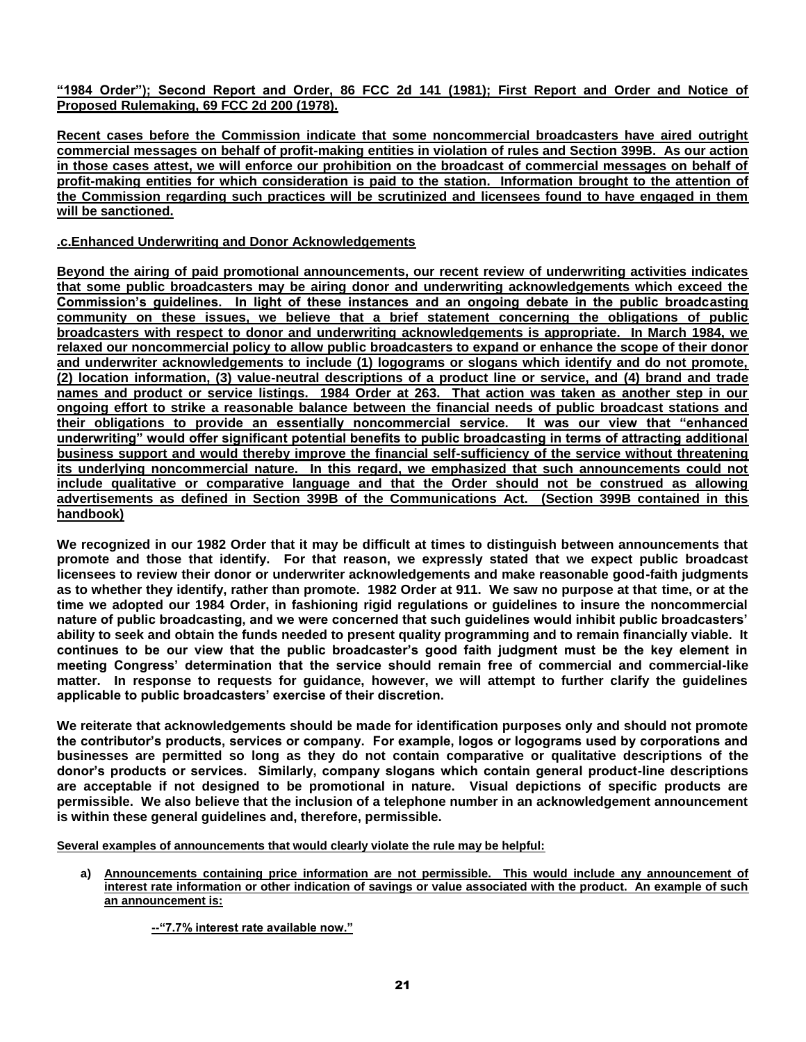**"1984 Order"); Second Report and Order, 86 FCC 2d 141 (1981); First Report and Order and Notice of Proposed Rulemaking, 69 FCC 2d 200 (1978).**

**Recent cases before the Commission indicate that some noncommercial broadcasters have aired outright commercial messages on behalf of profit-making entities in violation of rules and Section 399B. As our action in those cases attest, we will enforce our prohibition on the broadcast of commercial messages on behalf of profit-making entities for which consideration is paid to the station. Information brought to the attention of the Commission regarding such practices will be scrutinized and licensees found to have engaged in them will be sanctioned.**

**.c.Enhanced Underwriting and Donor Acknowledgements**

**Beyond the airing of paid promotional announcements, our recent review of underwriting activities indicates that some public broadcasters may be airing donor and underwriting acknowledgements which exceed the Commission's guidelines. In light of these instances and an ongoing debate in the public broadcasting community on these issues, we believe that a brief statement concerning the obligations of public broadcasters with respect to donor and underwriting acknowledgements is appropriate. In March 1984, we relaxed our noncommercial policy to allow public broadcasters to expand or enhance the scope of their donor and underwriter acknowledgements to include (1) logograms or slogans which identify and do not promote, (2) location information, (3) value-neutral descriptions of a product line or service, and (4) brand and trade names and product or service listings. 1984 Order at 263. That action was taken as another step in our ongoing effort to strike a reasonable balance between the financial needs of public broadcast stations and their obligations to provide an essentially noncommercial service. It was our view that "enhanced underwriting" would offer significant potential benefits to public broadcasting in terms of attracting additional business support and would thereby improve the financial self-sufficiency of the service without threatening its underlying noncommercial nature. In this regard, we emphasized that such announcements could not include qualitative or comparative language and that the Order should not be construed as allowing advertisements as defined in Section 399B of the Communications Act. (Section 399B contained in this handbook)**

**We recognized in our 1982 Order that it may be difficult at times to distinguish between announcements that promote and those that identify. For that reason, we expressly stated that we expect public broadcast licensees to review their donor or underwriter acknowledgements and make reasonable good-faith judgments as to whether they identify, rather than promote. 1982 Order at 911. We saw no purpose at that time, or at the time we adopted our 1984 Order, in fashioning rigid regulations or guidelines to insure the noncommercial nature of public broadcasting, and we were concerned that such guidelines would inhibit public broadcasters' ability to seek and obtain the funds needed to present quality programming and to remain financially viable. It continues to be our view that the public broadcaster's good faith judgment must be the key element in meeting Congress' determination that the service should remain free of commercial and commercial-like matter. In response to requests for guidance, however, we will attempt to further clarify the guidelines applicable to public broadcasters' exercise of their discretion.**

**We reiterate that acknowledgements should be made for identification purposes only and should not promote the contributor's products, services or company. For example, logos or logograms used by corporations and businesses are permitted so long as they do not contain comparative or qualitative descriptions of the donor's products or services. Similarly, company slogans which contain general product-line descriptions are acceptable if not designed to be promotional in nature. Visual depictions of specific products are permissible. We also believe that the inclusion of a telephone number in an acknowledgement announcement is within these general guidelines and, therefore, permissible.**

**Several examples of announcements that would clearly violate the rule may be helpful:**

a) **Announcements containing price information are not permissible. This would include any announcement of interest rate information or other indication of savings or value associated with the product. An example of such an announcement is:**

   **--"7.7% interest rate available now."**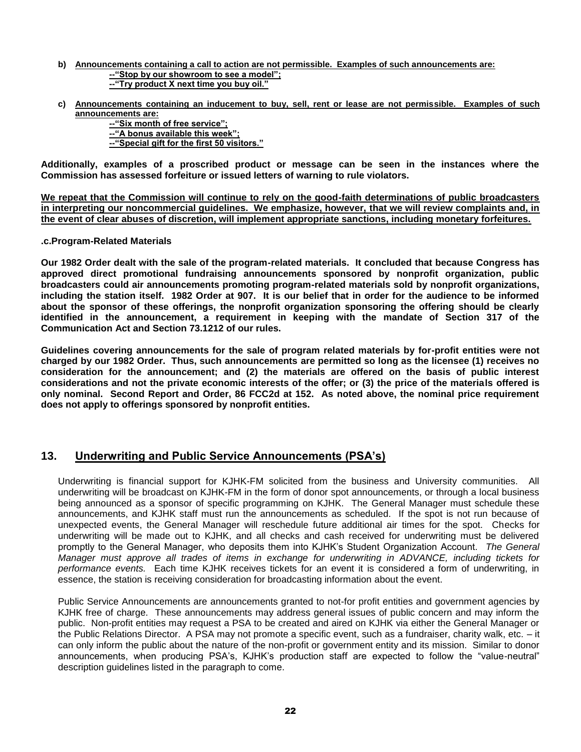**b) Announcements containing a call to action are not permissible. Examples of such announcements are:**

**--"Stop by our showroom to see a model";**
**--"Try product X next time you buy oil."**

**c) Announcements containing an inducement to buy, sell, rent or lease are not permissible. Examples of such announcements are:**

**--"Six month of free service";**
**--"A bonus available this week";**
**--"Special gift for the first 50 visitors."**

**Additionally, examples of a proscribed product or message can be seen in the instances where the Commission has assessed forfeiture or issued letters of warning to rule violators.**

**We repeat that the Commission will continue to rely on the good-faith determinations of public broadcasters in interpreting our noncommercial guidelines. We emphasize, however, that we will review complaints and, in the event of clear abuses of discretion, will implement appropriate sanctions, including monetary forfeitures.**

**.c.Program-Related Materials**

**Our 1982 Order dealt with the sale of the program-related materials. It concluded that because Congress has approved direct promotional fundraising announcements sponsored by nonprofit organization, public broadcasters could air announcements promoting program-related materials sold by nonprofit organizations, including the station itself. 1982 Order at 907. It is our belief that in order for the audience to be informed about the sponsor of these offerings, the nonprofit organization sponsoring the offering should be clearly identified in the announcement, a requirement in keeping with the mandate of Section 317 of the Communication Act and Section 73.1212 of our rules.**

**Guidelines covering announcements for the sale of program related materials by for-profit entities were not charged by our 1982 Order. Thus, such announcements are permitted so long as the licensee (1) receives no consideration for the announcement; and (2) the materials are offered on the basis of public interest considerations and not the private economic interests of the offer; or (3) the price of the materials offered is only nominal. Second Report and Order, 86 FCC2d at 152. As noted above, the nominal price requirement does not apply to offerings sponsored by nonprofit entities.**

## 13. Underwriting and Public Service Announcements (PSA's)

Underwriting is financial support for KJHK-FM solicited from the business and University communities. All underwriting will be broadcast on KJHK-FM in the form of donor spot announcements, or through a local business being announced as a sponsor of specific programming on KJHK. The General Manager must schedule these announcements, and KJHK staff must run the announcements as scheduled. If the spot is not run because of unexpected events, the General Manager will reschedule future additional air times for the spot. Checks for underwriting will be made out to KJHK, and all checks and cash received for underwriting must be delivered promptly to the General Manager, who deposits them into KJHK's Student Organization Account. *The General Manager must approve all trades of items in exchange for underwriting in ADVANCE, including tickets for performance events.* Each time KJHK receives tickets for an event it is considered a form of underwriting, in essence, the station is receiving consideration for broadcasting information about the event.

Public Service Announcements are announcements granted to not-for profit entities and government agencies by KJHK free of charge. These announcements may address general issues of public concern and may inform the public. Non-profit entities may request a PSA to be created and aired on KJHK via either the General Manager or the Public Relations Director. A PSA may not promote a specific event, such as a fundraiser, charity walk, etc. – it can only inform the public about the nature of the non-profit or government entity and its mission. Similar to donor announcements, when producing PSA's, KJHK's production staff are expected to follow the "value-neutral" description guidelines listed in the paragraph to come.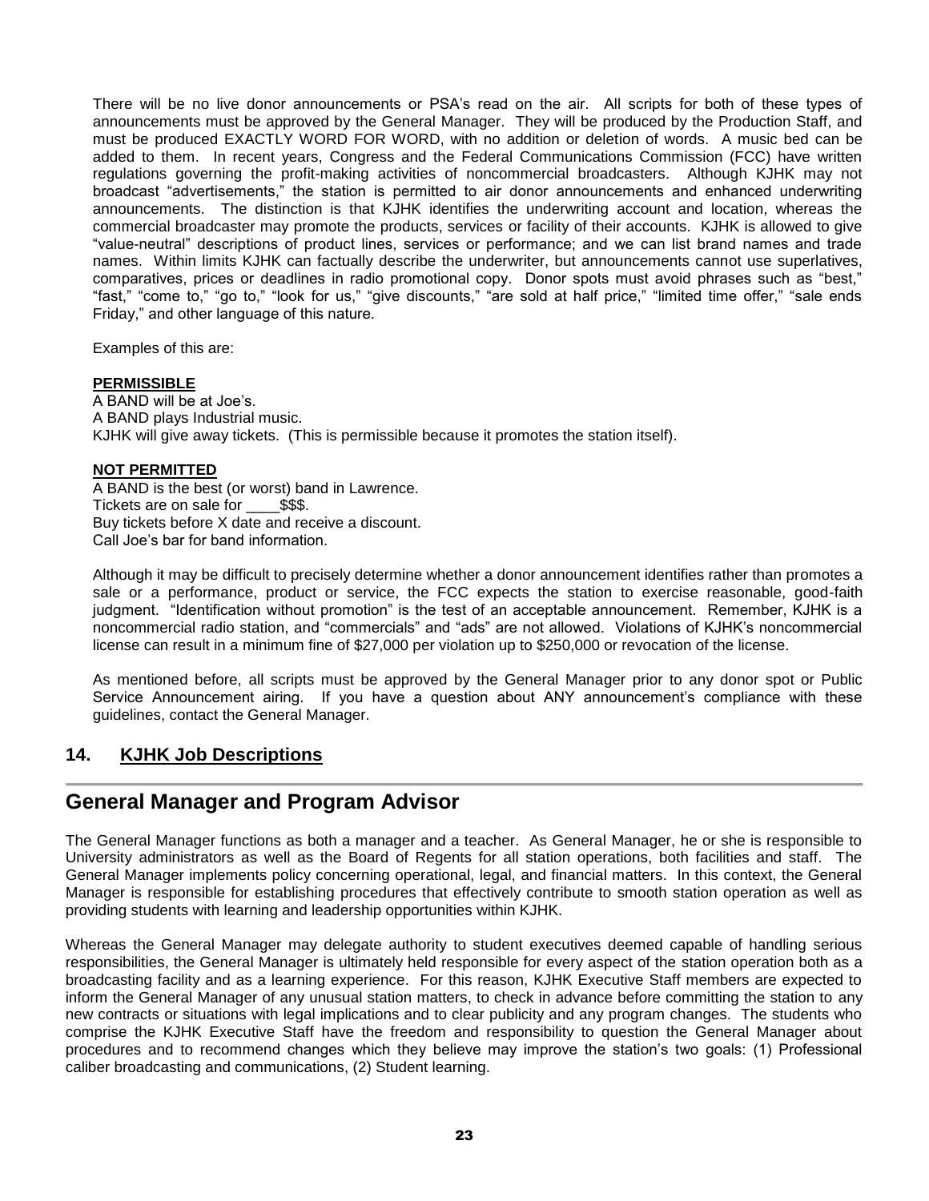There will be no live donor announcements or PSA's read on the air. All scripts for both of these types of announcements must be approved by the General Manager. They will be produced by the Production Staff, and must be produced EXACTLY WORD FOR WORD, with no addition or deletion of words. A music bed can be added to them. In recent years, Congress and the Federal Communications Commission (FCC) have written regulations governing the profit-making activities of noncommercial broadcasters. Although KJHK may not broadcast "advertisements," the station is permitted to air donor announcements and enhanced underwriting announcements. The distinction is that KJHK identifies the underwriting account and location, whereas the commercial broadcaster may promote the products, services or facility of their accounts. KJHK is allowed to give "value-neutral" descriptions of product lines, services or performance; and we can list brand names and trade names. Within limits KJHK can factually describe the underwriter, but announcements cannot use superlatives, comparatives, prices or deadlines in radio promotional copy. Donor spots must avoid phrases such as "best," "fast," "come to," "go to," "look for us," "give discounts," "are sold at half price," "limited time offer," "sale ends Friday," and other language of this nature.

Examples of this are:

**PERMISSIBLE**
A BAND will be at Joe's.
A BAND plays Industrial music.
KJHK will give away tickets. (This is permissible because it promotes the station itself).

**NOT PERMITTED**
A BAND is the best (or worst) band in Lawrence.
Tickets are on sale for ____$$$.
Buy tickets before X date and receive a discount.
Call Joe's bar for band information.

Although it may be difficult to precisely determine whether a donor announcement identifies rather than promotes a sale or a performance, product or service, the FCC expects the station to exercise reasonable, good-faith judgment. "Identification without promotion" is the test of an acceptable announcement. Remember, KJHK is a noncommercial radio station, and "commercials" and "ads" are not allowed. Violations of KJHK's noncommercial license can result in a minimum fine of $27,000 per violation up to $250,000 or revocation of the license.

As mentioned before, all scripts must be approved by the General Manager prior to any donor spot or Public Service Announcement airing. If you have a question about ANY announcement's compliance with these guidelines, contact the General Manager.

## 14. KJHK Job Descriptions

# General Manager and Program Advisor

The General Manager functions as both a manager and a teacher. As General Manager, he or she is responsible to University administrators as well as the Board of Regents for all station operations, both facilities and staff. The General Manager implements policy concerning operational, legal, and financial matters. In this context, the General Manager is responsible for establishing procedures that effectively contribute to smooth station operation as well as providing students with learning and leadership opportunities within KJHK.

Whereas the General Manager may delegate authority to student executives deemed capable of handling serious responsibilities, the General Manager is ultimately held responsible for every aspect of the station operation both as a broadcasting facility and as a learning experience. For this reason, KJHK Executive Staff members are expected to inform the General Manager of any unusual station matters, to check in advance before committing the station to any new contracts or situations with legal implications and to clear publicity and any program changes. The students who comprise the KJHK Executive Staff have the freedom and responsibility to question the General Manager about procedures and to recommend changes which they believe may improve the station's two goals: (1) Professional caliber broadcasting and communications, (2) Student learning.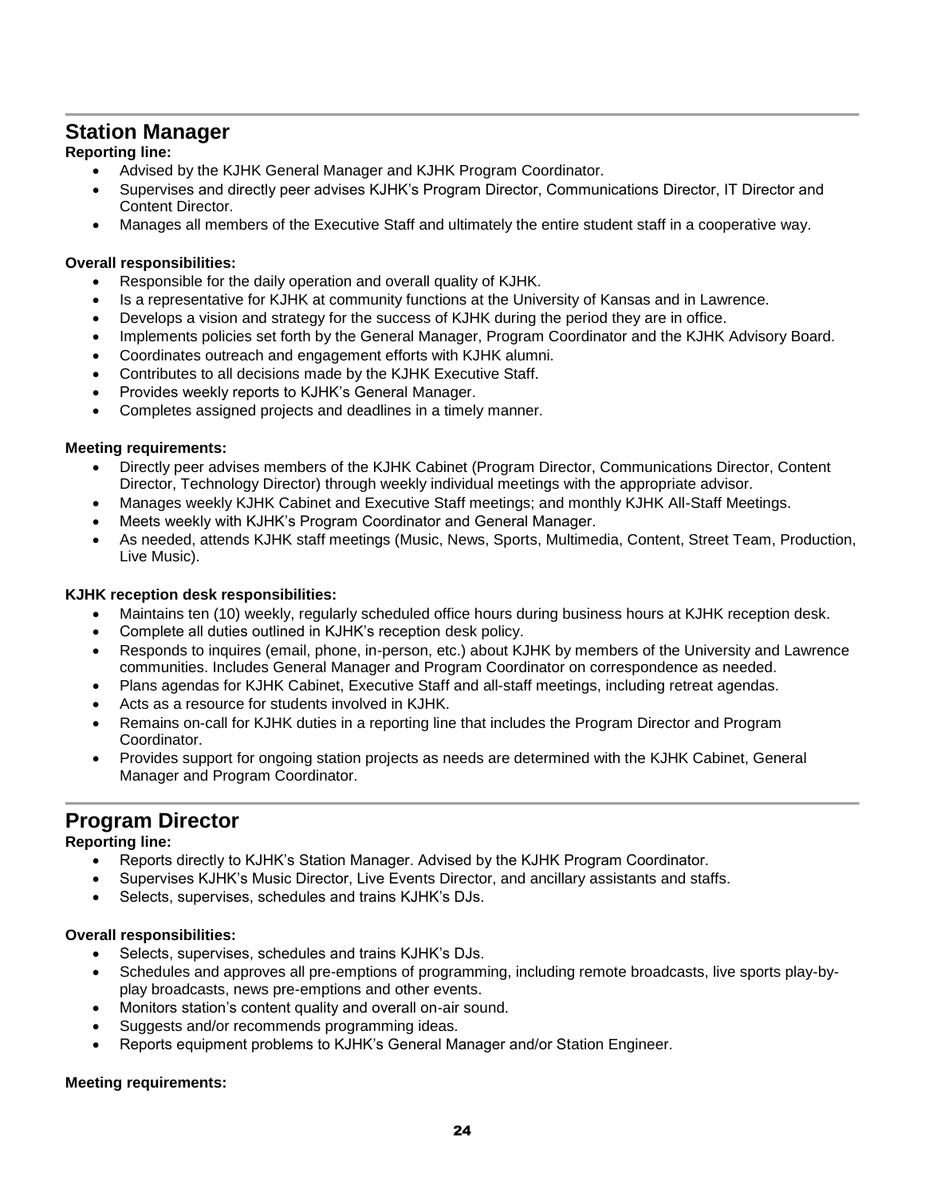## Station Manager

**Reporting line:**

- Advised by the KJHK General Manager and KJHK Program Coordinator.
- Supervises and directly peer advises KJHK's Program Director, Communications Director, IT Director and Content Director.
- Manages all members of the Executive Staff and ultimately the entire student staff in a cooperative way.

**Overall responsibilities:**

- Responsible for the daily operation and overall quality of KJHK.
- Is a representative for KJHK at community functions at the University of Kansas and in Lawrence.
- Develops a vision and strategy for the success of KJHK during the period they are in office.
- Implements policies set forth by the General Manager, Program Coordinator and the KJHK Advisory Board.
- Coordinates outreach and engagement efforts with KJHK alumni.
- Contributes to all decisions made by the KJHK Executive Staff.
- Provides weekly reports to KJHK's General Manager.
- Completes assigned projects and deadlines in a timely manner.

**Meeting requirements:**

- Directly peer advises members of the KJHK Cabinet (Program Director, Communications Director, Content Director, Technology Director) through weekly individual meetings with the appropriate advisor.
- Manages weekly KJHK Cabinet and Executive Staff meetings; and monthly KJHK All-Staff Meetings.
- Meets weekly with KJHK's Program Coordinator and General Manager.
- As needed, attends KJHK staff meetings (Music, News, Sports, Multimedia, Content, Street Team, Production, Live Music).

**KJHK reception desk responsibilities:**

- Maintains ten (10) weekly, regularly scheduled office hours during business hours at KJHK reception desk.
- Complete all duties outlined in KJHK's reception desk policy.
- Responds to inquires (email, phone, in-person, etc.) about KJHK by members of the University and Lawrence communities. Includes General Manager and Program Coordinator on correspondence as needed.
- Plans agendas for KJHK Cabinet, Executive Staff and all-staff meetings, including retreat agendas.
- Acts as a resource for students involved in KJHK.
- Remains on-call for KJHK duties in a reporting line that includes the Program Director and Program Coordinator.
- Provides support for ongoing station projects as needs are determined with the KJHK Cabinet, General Manager and Program Coordinator.

## Program Director

**Reporting line:**

- Reports directly to KJHK's Station Manager. Advised by the KJHK Program Coordinator.
- Supervises KJHK's Music Director, Live Events Director, and ancillary assistants and staffs.
- Selects, supervises, schedules and trains KJHK's DJs.

**Overall responsibilities:**

- Selects, supervises, schedules and trains KJHK's DJs.
- Schedules and approves all pre-emptions of programming, including remote broadcasts, live sports play-by-play broadcasts, news pre-emptions and other events.
- Monitors station's content quality and overall on-air sound.
- Suggests and/or recommends programming ideas.
- Reports equipment problems to KJHK's General Manager and/or Station Engineer.

**Meeting requirements:**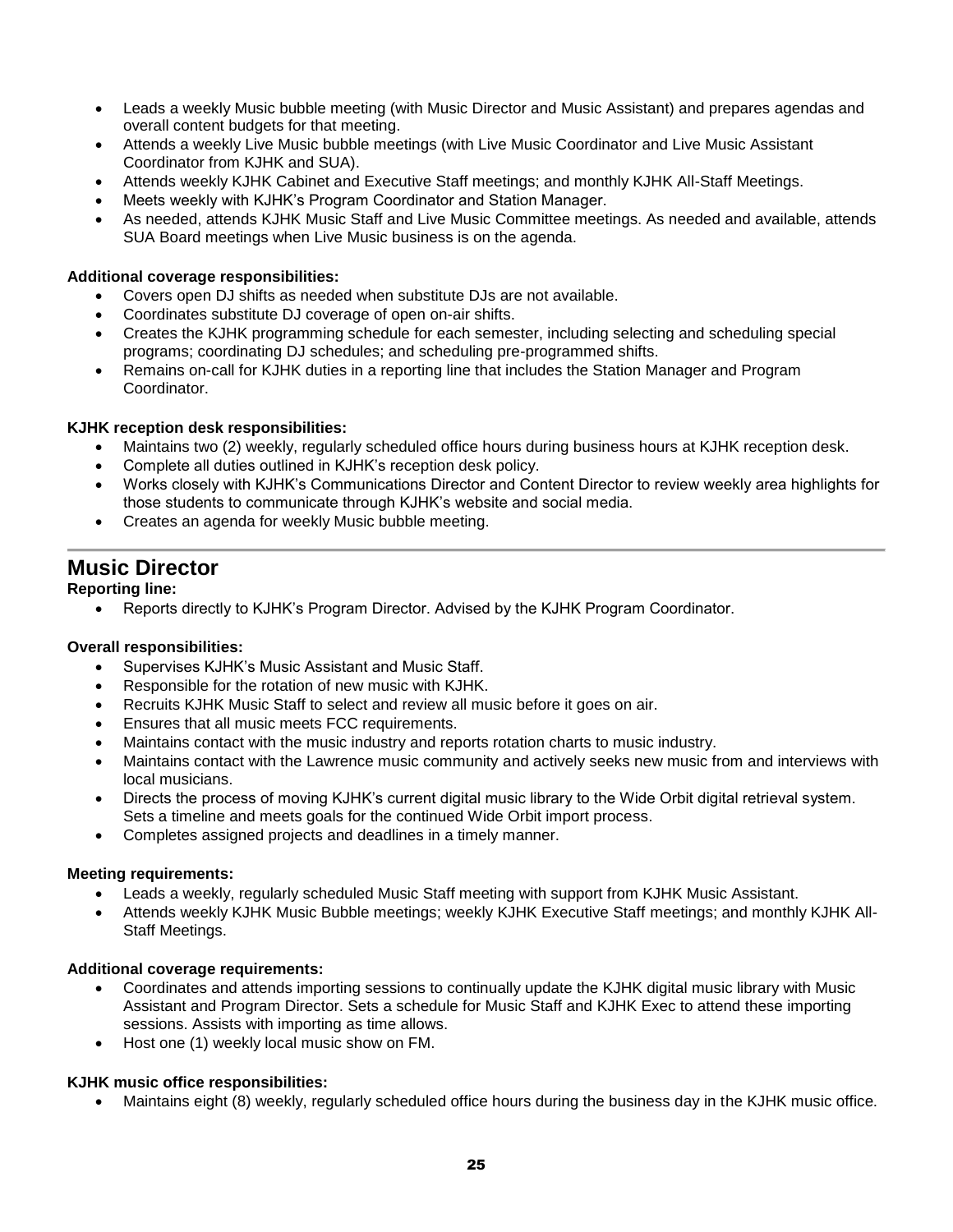- Leads a weekly Music bubble meeting (with Music Director and Music Assistant) and prepares agendas and overall content budgets for that meeting.
- Attends a weekly Live Music bubble meetings (with Live Music Coordinator and Live Music Assistant Coordinator from KJHK and SUA).
- Attends weekly KJHK Cabinet and Executive Staff meetings; and monthly KJHK All-Staff Meetings.
- Meets weekly with KJHK's Program Coordinator and Station Manager.
- As needed, attends KJHK Music Staff and Live Music Committee meetings. As needed and available, attends SUA Board meetings when Live Music business is on the agenda.

**Additional coverage responsibilities:**

- Covers open DJ shifts as needed when substitute DJs are not available.
- Coordinates substitute DJ coverage of open on-air shifts.
- Creates the KJHK programming schedule for each semester, including selecting and scheduling special programs; coordinating DJ schedules; and scheduling pre-programmed shifts.
- Remains on-call for KJHK duties in a reporting line that includes the Station Manager and Program Coordinator.

**KJHK reception desk responsibilities:**

- Maintains two (2) weekly, regularly scheduled office hours during business hours at KJHK reception desk.
- Complete all duties outlined in KJHK's reception desk policy.
- Works closely with KJHK's Communications Director and Content Director to review weekly area highlights for those students to communicate through KJHK's website and social media.
- Creates an agenda for weekly Music bubble meeting.

---

## Music Director

**Reporting line:**

- Reports directly to KJHK's Program Director. Advised by the KJHK Program Coordinator.

**Overall responsibilities:**

- Supervises KJHK's Music Assistant and Music Staff.
- Responsible for the rotation of new music with KJHK.
- Recruits KJHK Music Staff to select and review all music before it goes on air.
- Ensures that all music meets FCC requirements.
- Maintains contact with the music industry and reports rotation charts to music industry.
- Maintains contact with the Lawrence music community and actively seeks new music from and interviews with local musicians.
- Directs the process of moving KJHK's current digital music library to the Wide Orbit digital retrieval system. Sets a timeline and meets goals for the continued Wide Orbit import process.
- Completes assigned projects and deadlines in a timely manner.

**Meeting requirements:**

- Leads a weekly, regularly scheduled Music Staff meeting with support from KJHK Music Assistant.
- Attends weekly KJHK Music Bubble meetings; weekly KJHK Executive Staff meetings; and monthly KJHK All-Staff Meetings.

**Additional coverage requirements:**

- Coordinates and attends importing sessions to continually update the KJHK digital music library with Music Assistant and Program Director. Sets a schedule for Music Staff and KJHK Exec to attend these importing sessions. Assists with importing as time allows.
- Host one (1) weekly local music show on FM.

**KJHK music office responsibilities:**

- Maintains eight (8) weekly, regularly scheduled office hours during the business day in the KJHK music office.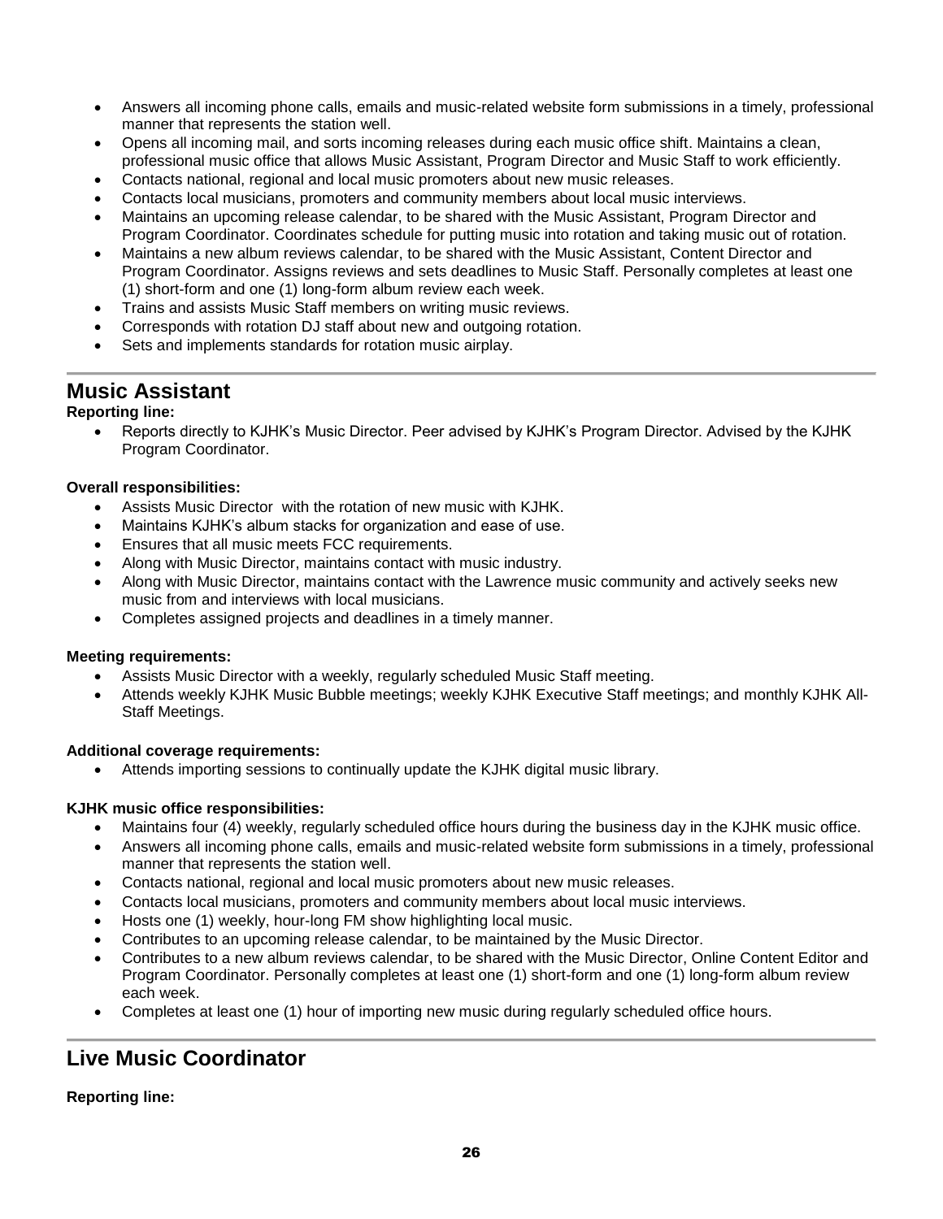- Answers all incoming phone calls, emails and music-related website form submissions in a timely, professional manner that represents the station well.
- Opens all incoming mail, and sorts incoming releases during each music office shift. Maintains a clean, professional music office that allows Music Assistant, Program Director and Music Staff to work efficiently.
- Contacts national, regional and local music promoters about new music releases.
- Contacts local musicians, promoters and community members about local music interviews.
- Maintains an upcoming release calendar, to be shared with the Music Assistant, Program Director and Program Coordinator. Coordinates schedule for putting music into rotation and taking music out of rotation.
- Maintains a new album reviews calendar, to be shared with the Music Assistant, Content Director and Program Coordinator. Assigns reviews and sets deadlines to Music Staff. Personally completes at least one (1) short-form and one (1) long-form album review each week.
- Trains and assists Music Staff members on writing music reviews.
- Corresponds with rotation DJ staff about new and outgoing rotation.
- Sets and implements standards for rotation music airplay.

## Music Assistant

**Reporting line:**

- Reports directly to KJHK's Music Director. Peer advised by KJHK's Program Director. Advised by the KJHK Program Coordinator.

**Overall responsibilities:**

- Assists Music Director with the rotation of new music with KJHK.
- Maintains KJHK's album stacks for organization and ease of use.
- Ensures that all music meets FCC requirements.
- Along with Music Director, maintains contact with music industry.
- Along with Music Director, maintains contact with the Lawrence music community and actively seeks new music from and interviews with local musicians.
- Completes assigned projects and deadlines in a timely manner.

**Meeting requirements:**

- Assists Music Director with a weekly, regularly scheduled Music Staff meeting.
- Attends weekly KJHK Music Bubble meetings; weekly KJHK Executive Staff meetings; and monthly KJHK All-Staff Meetings.

**Additional coverage requirements:**

- Attends importing sessions to continually update the KJHK digital music library.

**KJHK music office responsibilities:**

- Maintains four (4) weekly, regularly scheduled office hours during the business day in the KJHK music office.
- Answers all incoming phone calls, emails and music-related website form submissions in a timely, professional manner that represents the station well.
- Contacts national, regional and local music promoters about new music releases.
- Contacts local musicians, promoters and community members about local music interviews.
- Hosts one (1) weekly, hour-long FM show highlighting local music.
- Contributes to an upcoming release calendar, to be maintained by the Music Director.
- Contributes to a new album reviews calendar, to be shared with the Music Director, Online Content Editor and Program Coordinator. Personally completes at least one (1) short-form and one (1) long-form album review each week.
- Completes at least one (1) hour of importing new music during regularly scheduled office hours.

## Live Music Coordinator

**Reporting line:**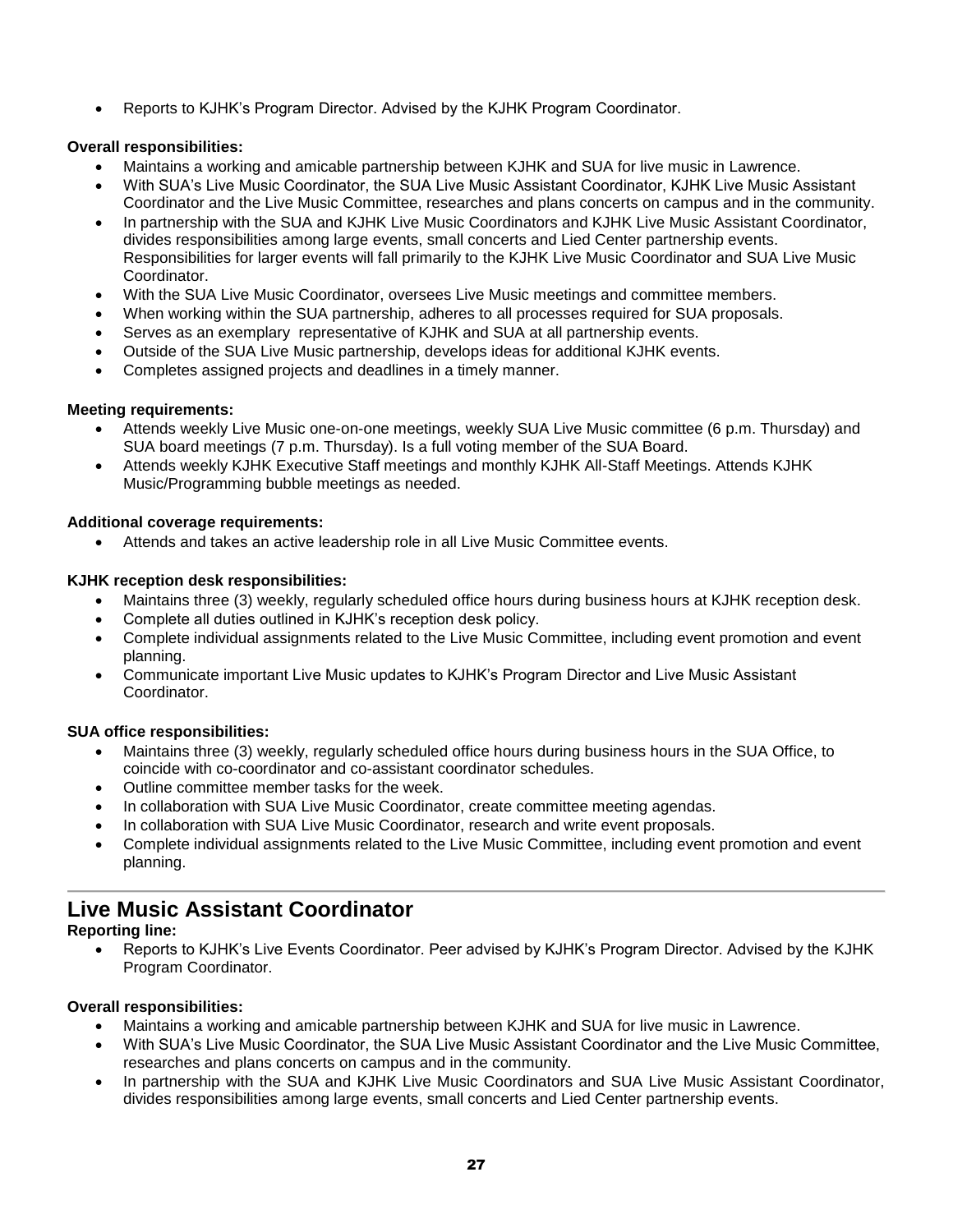- Reports to KJHK's Program Director. Advised by the KJHK Program Coordinator.

**Overall responsibilities:**

- Maintains a working and amicable partnership between KJHK and SUA for live music in Lawrence.
- With SUA's Live Music Coordinator, the SUA Live Music Assistant Coordinator, KJHK Live Music Assistant Coordinator and the Live Music Committee, researches and plans concerts on campus and in the community.
- In partnership with the SUA and KJHK Live Music Coordinators and KJHK Live Music Assistant Coordinator, divides responsibilities among large events, small concerts and Lied Center partnership events. Responsibilities for larger events will fall primarily to the KJHK Live Music Coordinator and SUA Live Music Coordinator.
- With the SUA Live Music Coordinator, oversees Live Music meetings and committee members.
- When working within the SUA partnership, adheres to all processes required for SUA proposals.
- Serves as an exemplary representative of KJHK and SUA at all partnership events.
- Outside of the SUA Live Music partnership, develops ideas for additional KJHK events.
- Completes assigned projects and deadlines in a timely manner.

**Meeting requirements:**

- Attends weekly Live Music one-on-one meetings, weekly SUA Live Music committee (6 p.m. Thursday) and SUA board meetings (7 p.m. Thursday). Is a full voting member of the SUA Board.
- Attends weekly KJHK Executive Staff meetings and monthly KJHK All-Staff Meetings. Attends KJHK Music/Programming bubble meetings as needed.

**Additional coverage requirements:**

- Attends and takes an active leadership role in all Live Music Committee events.

**KJHK reception desk responsibilities:**

- Maintains three (3) weekly, regularly scheduled office hours during business hours at KJHK reception desk.
- Complete all duties outlined in KJHK's reception desk policy.
- Complete individual assignments related to the Live Music Committee, including event promotion and event planning.
- Communicate important Live Music updates to KJHK's Program Director and Live Music Assistant Coordinator.

**SUA office responsibilities:**

- Maintains three (3) weekly, regularly scheduled office hours during business hours in the SUA Office, to coincide with co-coordinator and co-assistant coordinator schedules.
- Outline committee member tasks for the week.
- In collaboration with SUA Live Music Coordinator, create committee meeting agendas.
- In collaboration with SUA Live Music Coordinator, research and write event proposals.
- Complete individual assignments related to the Live Music Committee, including event promotion and event planning.

## Live Music Assistant Coordinator

**Reporting line:**

- Reports to KJHK's Live Events Coordinator. Peer advised by KJHK's Program Director. Advised by the KJHK Program Coordinator.

**Overall responsibilities:**

- Maintains a working and amicable partnership between KJHK and SUA for live music in Lawrence.
- With SUA's Live Music Coordinator, the SUA Live Music Assistant Coordinator and the Live Music Committee, researches and plans concerts on campus and in the community.
- In partnership with the SUA and KJHK Live Music Coordinators and SUA Live Music Assistant Coordinator, divides responsibilities among large events, small concerts and Lied Center partnership events.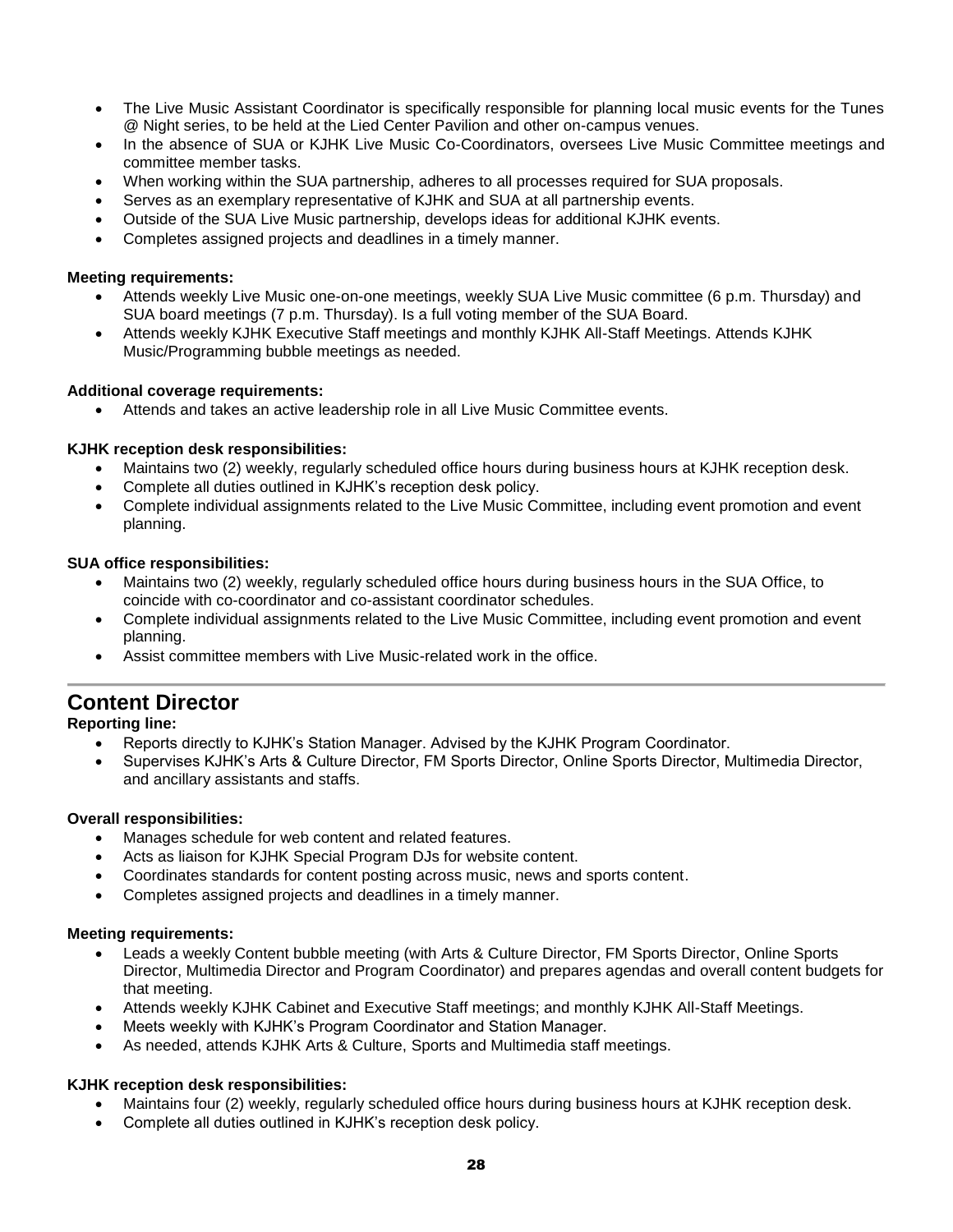- The Live Music Assistant Coordinator is specifically responsible for planning local music events for the Tunes @ Night series, to be held at the Lied Center Pavilion and other on-campus venues.
- In the absence of SUA or KJHK Live Music Co-Coordinators, oversees Live Music Committee meetings and committee member tasks.
- When working within the SUA partnership, adheres to all processes required for SUA proposals.
- Serves as an exemplary representative of KJHK and SUA at all partnership events.
- Outside of the SUA Live Music partnership, develops ideas for additional KJHK events.
- Completes assigned projects and deadlines in a timely manner.

**Meeting requirements:**

- Attends weekly Live Music one-on-one meetings, weekly SUA Live Music committee (6 p.m. Thursday) and SUA board meetings (7 p.m. Thursday). Is a full voting member of the SUA Board.
- Attends weekly KJHK Executive Staff meetings and monthly KJHK All-Staff Meetings. Attends KJHK Music/Programming bubble meetings as needed.

**Additional coverage requirements:**

- Attends and takes an active leadership role in all Live Music Committee events.

**KJHK reception desk responsibilities:**

- Maintains two (2) weekly, regularly scheduled office hours during business hours at KJHK reception desk.
- Complete all duties outlined in KJHK's reception desk policy.
- Complete individual assignments related to the Live Music Committee, including event promotion and event planning.

**SUA office responsibilities:**

- Maintains two (2) weekly, regularly scheduled office hours during business hours in the SUA Office, to coincide with co-coordinator and co-assistant coordinator schedules.
- Complete individual assignments related to the Live Music Committee, including event promotion and event planning.
- Assist committee members with Live Music-related work in the office.

---

## Content Director

**Reporting line:**

- Reports directly to KJHK's Station Manager. Advised by the KJHK Program Coordinator.
- Supervises KJHK's Arts & Culture Director, FM Sports Director, Online Sports Director, Multimedia Director, and ancillary assistants and staffs.

**Overall responsibilities:**

- Manages schedule for web content and related features.
- Acts as liaison for KJHK Special Program DJs for website content.
- Coordinates standards for content posting across music, news and sports content.
- Completes assigned projects and deadlines in a timely manner.

**Meeting requirements:**

- Leads a weekly Content bubble meeting (with Arts & Culture Director, FM Sports Director, Online Sports Director, Multimedia Director and Program Coordinator) and prepares agendas and overall content budgets for that meeting.
- Attends weekly KJHK Cabinet and Executive Staff meetings; and monthly KJHK All-Staff Meetings.
- Meets weekly with KJHK's Program Coordinator and Station Manager.
- As needed, attends KJHK Arts & Culture, Sports and Multimedia staff meetings.

**KJHK reception desk responsibilities:**

- Maintains four (2) weekly, regularly scheduled office hours during business hours at KJHK reception desk.
- Complete all duties outlined in KJHK's reception desk policy.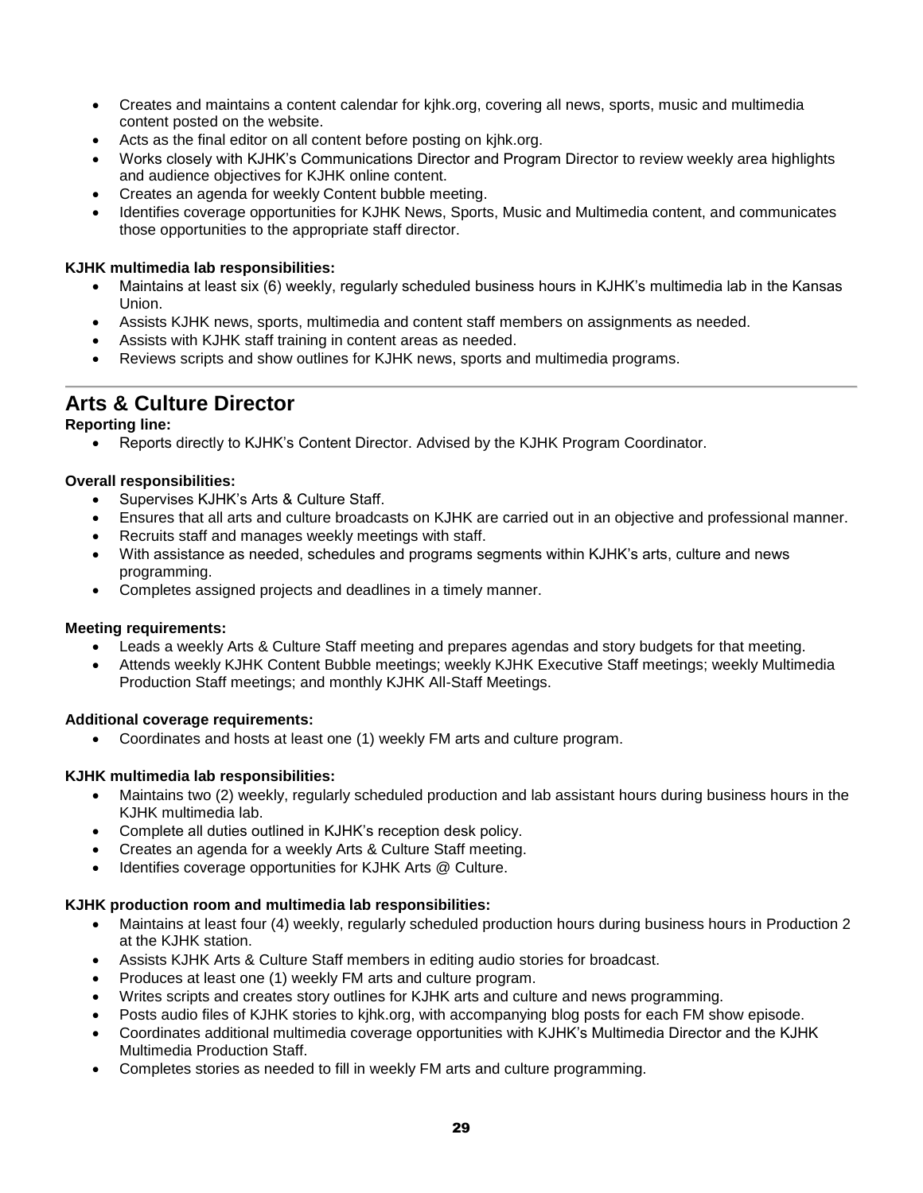- Creates and maintains a content calendar for kjhk.org, covering all news, sports, music and multimedia content posted on the website.
- Acts as the final editor on all content before posting on kjhk.org.
- Works closely with KJHK's Communications Director and Program Director to review weekly area highlights and audience objectives for KJHK online content.
- Creates an agenda for weekly Content bubble meeting.
- Identifies coverage opportunities for KJHK News, Sports, Music and Multimedia content, and communicates those opportunities to the appropriate staff director.

**KJHK multimedia lab responsibilities:**

- Maintains at least six (6) weekly, regularly scheduled business hours in KJHK's multimedia lab in the Kansas Union.
- Assists KJHK news, sports, multimedia and content staff members on assignments as needed.
- Assists with KJHK staff training in content areas as needed.
- Reviews scripts and show outlines for KJHK news, sports and multimedia programs.

---

## Arts & Culture Director

**Reporting line:**

- Reports directly to KJHK's Content Director. Advised by the KJHK Program Coordinator.

**Overall responsibilities:**

- Supervises KJHK's Arts & Culture Staff.
- Ensures that all arts and culture broadcasts on KJHK are carried out in an objective and professional manner.
- Recruits staff and manages weekly meetings with staff.
- With assistance as needed, schedules and programs segments within KJHK's arts, culture and news programming.
- Completes assigned projects and deadlines in a timely manner.

**Meeting requirements:**

- Leads a weekly Arts & Culture Staff meeting and prepares agendas and story budgets for that meeting.
- Attends weekly KJHK Content Bubble meetings; weekly KJHK Executive Staff meetings; weekly Multimedia Production Staff meetings; and monthly KJHK All-Staff Meetings.

**Additional coverage requirements:**

- Coordinates and hosts at least one (1) weekly FM arts and culture program.

**KJHK multimedia lab responsibilities:**

- Maintains two (2) weekly, regularly scheduled production and lab assistant hours during business hours in the KJHK multimedia lab.
- Complete all duties outlined in KJHK's reception desk policy.
- Creates an agenda for a weekly Arts & Culture Staff meeting.
- Identifies coverage opportunities for KJHK Arts @ Culture.

**KJHK production room and multimedia lab responsibilities:**

- Maintains at least four (4) weekly, regularly scheduled production hours during business hours in Production 2 at the KJHK station.
- Assists KJHK Arts & Culture Staff members in editing audio stories for broadcast.
- Produces at least one (1) weekly FM arts and culture program.
- Writes scripts and creates story outlines for KJHK arts and culture and news programming.
- Posts audio files of KJHK stories to kjhk.org, with accompanying blog posts for each FM show episode.
- Coordinates additional multimedia coverage opportunities with KJHK's Multimedia Director and the KJHK Multimedia Production Staff.
- Completes stories as needed to fill in weekly FM arts and culture programming.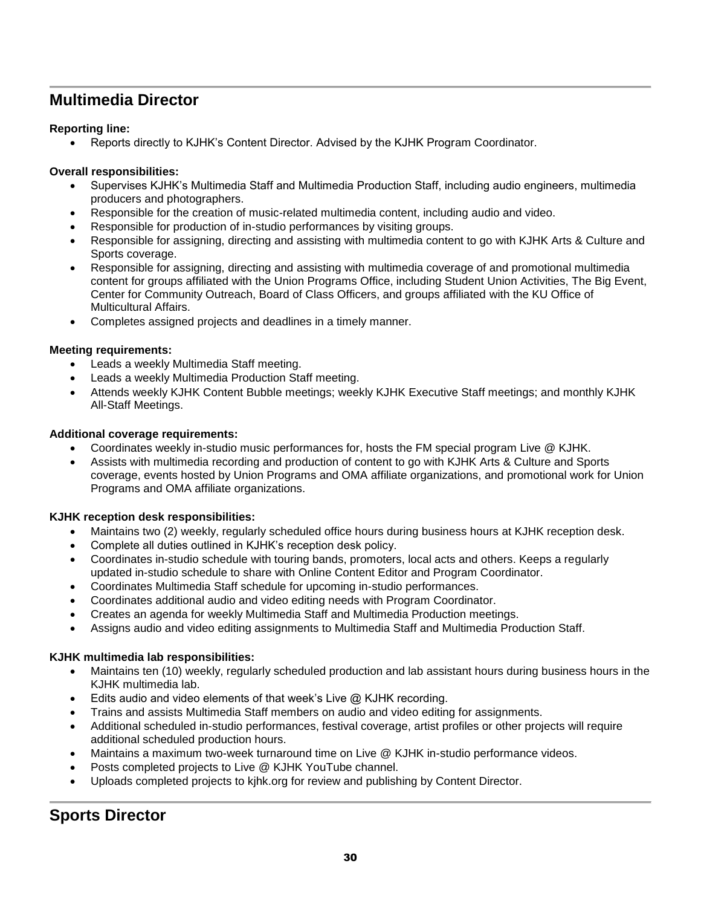## Multimedia Director

**Reporting line:**

- Reports directly to KJHK's Content Director. Advised by the KJHK Program Coordinator.

**Overall responsibilities:**

- Supervises KJHK's Multimedia Staff and Multimedia Production Staff, including audio engineers, multimedia producers and photographers.
- Responsible for the creation of music-related multimedia content, including audio and video.
- Responsible for production of in-studio performances by visiting groups.
- Responsible for assigning, directing and assisting with multimedia content to go with KJHK Arts & Culture and Sports coverage.
- Responsible for assigning, directing and assisting with multimedia coverage of and promotional multimedia content for groups affiliated with the Union Programs Office, including Student Union Activities, The Big Event, Center for Community Outreach, Board of Class Officers, and groups affiliated with the KU Office of Multicultural Affairs.
- Completes assigned projects and deadlines in a timely manner.

**Meeting requirements:**

- Leads a weekly Multimedia Staff meeting.
- Leads a weekly Multimedia Production Staff meeting.
- Attends weekly KJHK Content Bubble meetings; weekly KJHK Executive Staff meetings; and monthly KJHK All-Staff Meetings.

**Additional coverage requirements:**

- Coordinates weekly in-studio music performances for, hosts the FM special program Live @ KJHK.
- Assists with multimedia recording and production of content to go with KJHK Arts & Culture and Sports coverage, events hosted by Union Programs and OMA affiliate organizations, and promotional work for Union Programs and OMA affiliate organizations.

**KJHK reception desk responsibilities:**

- Maintains two (2) weekly, regularly scheduled office hours during business hours at KJHK reception desk.
- Complete all duties outlined in KJHK's reception desk policy.
- Coordinates in-studio schedule with touring bands, promoters, local acts and others. Keeps a regularly updated in-studio schedule to share with Online Content Editor and Program Coordinator.
- Coordinates Multimedia Staff schedule for upcoming in-studio performances.
- Coordinates additional audio and video editing needs with Program Coordinator.
- Creates an agenda for weekly Multimedia Staff and Multimedia Production meetings.
- Assigns audio and video editing assignments to Multimedia Staff and Multimedia Production Staff.

**KJHK multimedia lab responsibilities:**

- Maintains ten (10) weekly, regularly scheduled production and lab assistant hours during business hours in the KJHK multimedia lab.
- Edits audio and video elements of that week's Live @ KJHK recording.
- Trains and assists Multimedia Staff members on audio and video editing for assignments.
- Additional scheduled in-studio performances, festival coverage, artist profiles or other projects will require additional scheduled production hours.
- Maintains a maximum two-week turnaround time on Live @ KJHK in-studio performance videos.
- Posts completed projects to Live @ KJHK YouTube channel.
- Uploads completed projects to kjhk.org for review and publishing by Content Director.

## Sports Director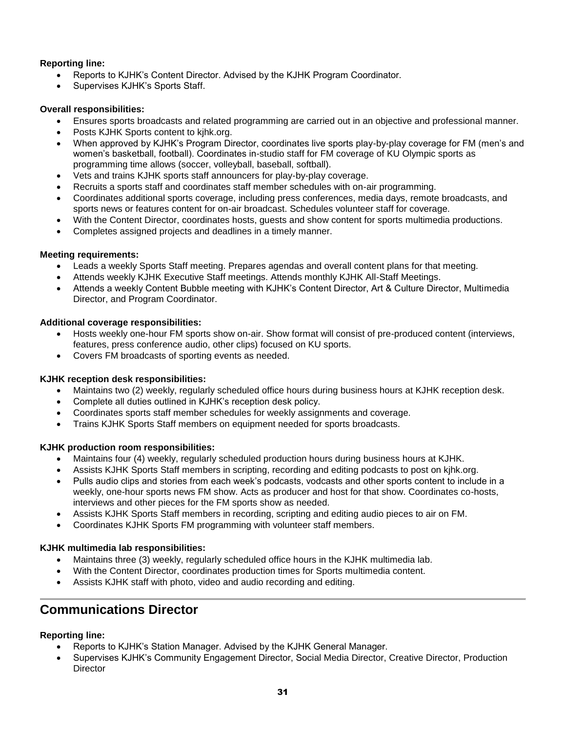**Reporting line:**

- Reports to KJHK's Content Director. Advised by the KJHK Program Coordinator.
- Supervises KJHK's Sports Staff.

**Overall responsibilities:**

- Ensures sports broadcasts and related programming are carried out in an objective and professional manner.
- Posts KJHK Sports content to kjhk.org.
- When approved by KJHK's Program Director, coordinates live sports play-by-play coverage for FM (men's and women's basketball, football). Coordinates in-studio staff for FM coverage of KU Olympic sports as programming time allows (soccer, volleyball, baseball, softball).
- Vets and trains KJHK sports staff announcers for play-by-play coverage.
- Recruits a sports staff and coordinates staff member schedules with on-air programming.
- Coordinates additional sports coverage, including press conferences, media days, remote broadcasts, and sports news or features content for on-air broadcast. Schedules volunteer staff for coverage.
- With the Content Director, coordinates hosts, guests and show content for sports multimedia productions.
- Completes assigned projects and deadlines in a timely manner.

**Meeting requirements:**

- Leads a weekly Sports Staff meeting. Prepares agendas and overall content plans for that meeting.
- Attends weekly KJHK Executive Staff meetings. Attends monthly KJHK All-Staff Meetings.
- Attends a weekly Content Bubble meeting with KJHK's Content Director, Art & Culture Director, Multimedia Director, and Program Coordinator.

**Additional coverage responsibilities:**

- Hosts weekly one-hour FM sports show on-air. Show format will consist of pre-produced content (interviews, features, press conference audio, other clips) focused on KU sports.
- Covers FM broadcasts of sporting events as needed.

**KJHK reception desk responsibilities:**

- Maintains two (2) weekly, regularly scheduled office hours during business hours at KJHK reception desk.
- Complete all duties outlined in KJHK's reception desk policy.
- Coordinates sports staff member schedules for weekly assignments and coverage.
- Trains KJHK Sports Staff members on equipment needed for sports broadcasts.

**KJHK production room responsibilities:**

- Maintains four (4) weekly, regularly scheduled production hours during business hours at KJHK.
- Assists KJHK Sports Staff members in scripting, recording and editing podcasts to post on kjhk.org.
- Pulls audio clips and stories from each week's podcasts, vodcasts and other sports content to include in a weekly, one-hour sports news FM show. Acts as producer and host for that show. Coordinates co-hosts, interviews and other pieces for the FM sports show as needed.
- Assists KJHK Sports Staff members in recording, scripting and editing audio pieces to air on FM.
- Coordinates KJHK Sports FM programming with volunteer staff members.

**KJHK multimedia lab responsibilities:**

- Maintains three (3) weekly, regularly scheduled office hours in the KJHK multimedia lab.
- With the Content Director, coordinates production times for Sports multimedia content.
- Assists KJHK staff with photo, video and audio recording and editing.

## Communications Director

**Reporting line:**

- Reports to KJHK's Station Manager. Advised by the KJHK General Manager.
- Supervises KJHK's Community Engagement Director, Social Media Director, Creative Director, Production Director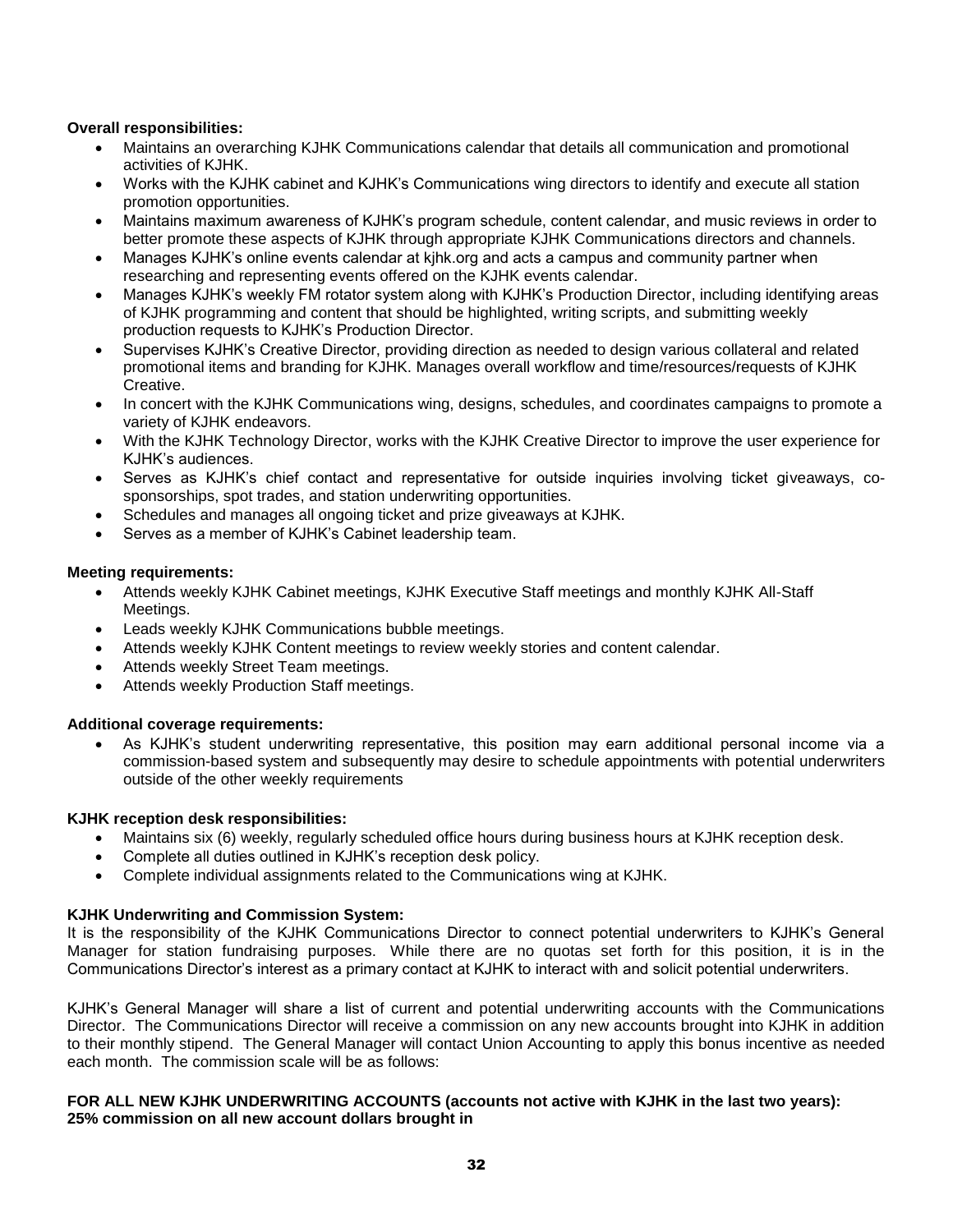**Overall responsibilities:**

- Maintains an overarching KJHK Communications calendar that details all communication and promotional activities of KJHK.
- Works with the KJHK cabinet and KJHK's Communications wing directors to identify and execute all station promotion opportunities.
- Maintains maximum awareness of KJHK's program schedule, content calendar, and music reviews in order to better promote these aspects of KJHK through appropriate KJHK Communications directors and channels.
- Manages KJHK's online events calendar at kjhk.org and acts a campus and community partner when researching and representing events offered on the KJHK events calendar.
- Manages KJHK's weekly FM rotator system along with KJHK's Production Director, including identifying areas of KJHK programming and content that should be highlighted, writing scripts, and submitting weekly production requests to KJHK's Production Director.
- Supervises KJHK's Creative Director, providing direction as needed to design various collateral and related promotional items and branding for KJHK. Manages overall workflow and time/resources/requests of KJHK Creative.
- In concert with the KJHK Communications wing, designs, schedules, and coordinates campaigns to promote a variety of KJHK endeavors.
- With the KJHK Technology Director, works with the KJHK Creative Director to improve the user experience for KJHK's audiences.
- Serves as KJHK's chief contact and representative for outside inquiries involving ticket giveaways, co-sponsorships, spot trades, and station underwriting opportunities.
- Schedules and manages all ongoing ticket and prize giveaways at KJHK.
- Serves as a member of KJHK's Cabinet leadership team.

**Meeting requirements:**

- Attends weekly KJHK Cabinet meetings, KJHK Executive Staff meetings and monthly KJHK All-Staff Meetings.
- Leads weekly KJHK Communications bubble meetings.
- Attends weekly KJHK Content meetings to review weekly stories and content calendar.
- Attends weekly Street Team meetings.
- Attends weekly Production Staff meetings.

**Additional coverage requirements:**

- As KJHK's student underwriting representative, this position may earn additional personal income via a commission-based system and subsequently may desire to schedule appointments with potential underwriters outside of the other weekly requirements

**KJHK reception desk responsibilities:**

- Maintains six (6) weekly, regularly scheduled office hours during business hours at KJHK reception desk.
- Complete all duties outlined in KJHK's reception desk policy.
- Complete individual assignments related to the Communications wing at KJHK.

**KJHK Underwriting and Commission System:**

It is the responsibility of the KJHK Communications Director to connect potential underwriters to KJHK's General Manager for station fundraising purposes. While there are no quotas set forth for this position, it is in the Communications Director's interest as a primary contact at KJHK to interact with and solicit potential underwriters.

KJHK's General Manager will share a list of current and potential underwriting accounts with the Communications Director. The Communications Director will receive a commission on any new accounts brought into KJHK in addition to their monthly stipend. The General Manager will contact Union Accounting to apply this bonus incentive as needed each month. The commission scale will be as follows:

**FOR ALL NEW KJHK UNDERWRITING ACCOUNTS (accounts not active with KJHK in the last two years):**
**25% commission on all new account dollars brought in**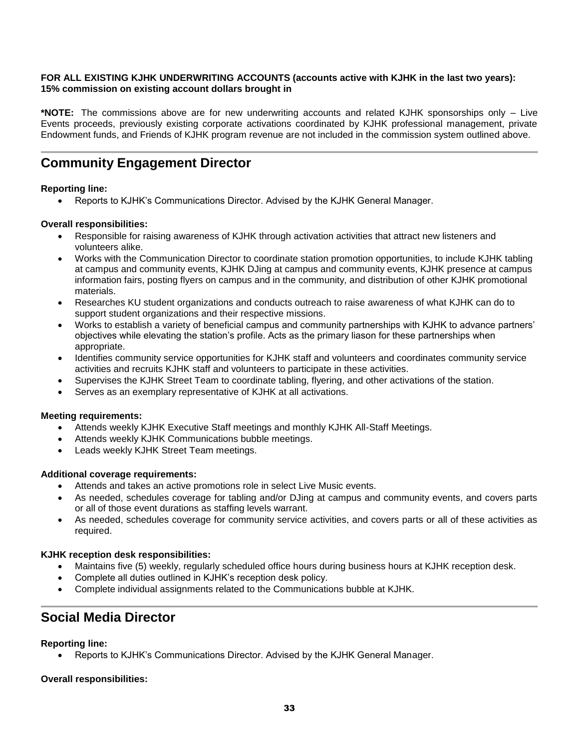**FOR ALL EXISTING KJHK UNDERWRITING ACCOUNTS (accounts active with KJHK in the last two years): 15% commission on existing account dollars brought in**

**\*NOTE:** The commissions above are for new underwriting accounts and related KJHK sponsorships only – Live Events proceeds, previously existing corporate activations coordinated by KJHK professional management, private Endowment funds, and Friends of KJHK program revenue are not included in the commission system outlined above.

---

## Community Engagement Director

**Reporting line:**

- Reports to KJHK's Communications Director. Advised by the KJHK General Manager.

**Overall responsibilities:**

- Responsible for raising awareness of KJHK through activation activities that attract new listeners and volunteers alike.
- Works with the Communication Director to coordinate station promotion opportunities, to include KJHK tabling at campus and community events, KJHK DJing at campus and community events, KJHK presence at campus information fairs, posting flyers on campus and in the community, and distribution of other KJHK promotional materials.
- Researches KU student organizations and conducts outreach to raise awareness of what KJHK can do to support student organizations and their respective missions.
- Works to establish a variety of beneficial campus and community partnerships with KJHK to advance partners' objectives while elevating the station's profile. Acts as the primary liason for these partnerships when appropriate.
- Identifies community service opportunities for KJHK staff and volunteers and coordinates community service activities and recruits KJHK staff and volunteers to participate in these activities.
- Supervises the KJHK Street Team to coordinate tabling, flyering, and other activations of the station.
- Serves as an exemplary representative of KJHK at all activations.

**Meeting requirements:**

- Attends weekly KJHK Executive Staff meetings and monthly KJHK All-Staff Meetings.
- Attends weekly KJHK Communications bubble meetings.
- Leads weekly KJHK Street Team meetings.

**Additional coverage requirements:**

- Attends and takes an active promotions role in select Live Music events.
- As needed, schedules coverage for tabling and/or DJing at campus and community events, and covers parts or all of those event durations as staffing levels warrant.
- As needed, schedules coverage for community service activities, and covers parts or all of these activities as required.

**KJHK reception desk responsibilities:**

- Maintains five (5) weekly, regularly scheduled office hours during business hours at KJHK reception desk.
- Complete all duties outlined in KJHK's reception desk policy.
- Complete individual assignments related to the Communications bubble at KJHK.

---

## Social Media Director

**Reporting line:**

- Reports to KJHK's Communications Director. Advised by the KJHK General Manager.

**Overall responsibilities:**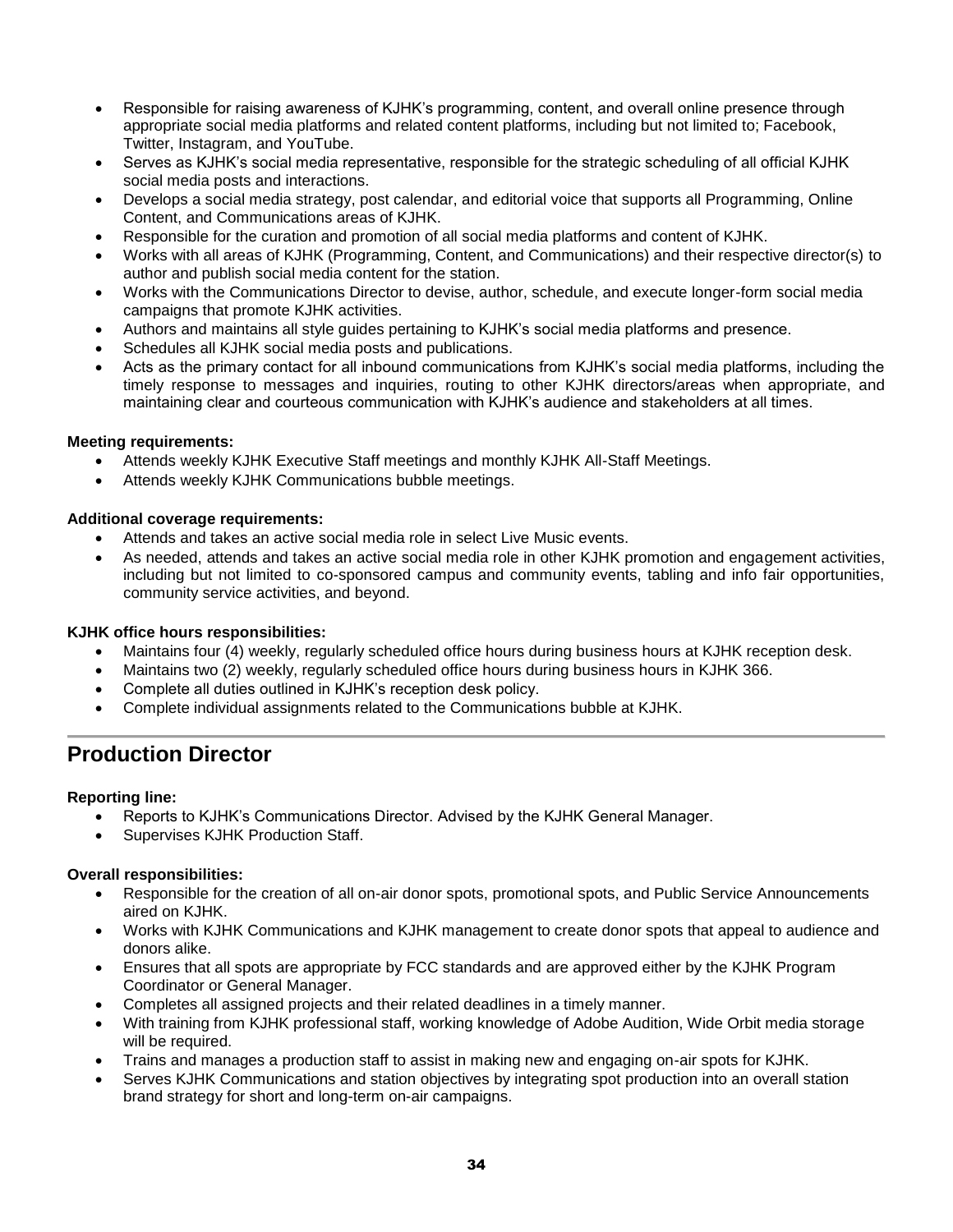- Responsible for raising awareness of KJHK's programming, content, and overall online presence through appropriate social media platforms and related content platforms, including but not limited to; Facebook, Twitter, Instagram, and YouTube.
- Serves as KJHK's social media representative, responsible for the strategic scheduling of all official KJHK social media posts and interactions.
- Develops a social media strategy, post calendar, and editorial voice that supports all Programming, Online Content, and Communications areas of KJHK.
- Responsible for the curation and promotion of all social media platforms and content of KJHK.
- Works with all areas of KJHK (Programming, Content, and Communications) and their respective director(s) to author and publish social media content for the station.
- Works with the Communications Director to devise, author, schedule, and execute longer-form social media campaigns that promote KJHK activities.
- Authors and maintains all style guides pertaining to KJHK's social media platforms and presence.
- Schedules all KJHK social media posts and publications.
- Acts as the primary contact for all inbound communications from KJHK's social media platforms, including the timely response to messages and inquiries, routing to other KJHK directors/areas when appropriate, and maintaining clear and courteous communication with KJHK's audience and stakeholders at all times.

**Meeting requirements:**

- Attends weekly KJHK Executive Staff meetings and monthly KJHK All-Staff Meetings.
- Attends weekly KJHK Communications bubble meetings.

**Additional coverage requirements:**

- Attends and takes an active social media role in select Live Music events.
- As needed, attends and takes an active social media role in other KJHK promotion and engagement activities, including but not limited to co-sponsored campus and community events, tabling and info fair opportunities, community service activities, and beyond.

**KJHK office hours responsibilities:**

- Maintains four (4) weekly, regularly scheduled office hours during business hours at KJHK reception desk.
- Maintains two (2) weekly, regularly scheduled office hours during business hours in KJHK 366.
- Complete all duties outlined in KJHK's reception desk policy.
- Complete individual assignments related to the Communications bubble at KJHK.

---

## Production Director

**Reporting line:**

- Reports to KJHK's Communications Director. Advised by the KJHK General Manager.
- Supervises KJHK Production Staff.

**Overall responsibilities:**

- Responsible for the creation of all on-air donor spots, promotional spots, and Public Service Announcements aired on KJHK.
- Works with KJHK Communications and KJHK management to create donor spots that appeal to audience and donors alike.
- Ensures that all spots are appropriate by FCC standards and are approved either by the KJHK Program Coordinator or General Manager.
- Completes all assigned projects and their related deadlines in a timely manner.
- With training from KJHK professional staff, working knowledge of Adobe Audition, Wide Orbit media storage will be required.
- Trains and manages a production staff to assist in making new and engaging on-air spots for KJHK.
- Serves KJHK Communications and station objectives by integrating spot production into an overall station brand strategy for short and long-term on-air campaigns.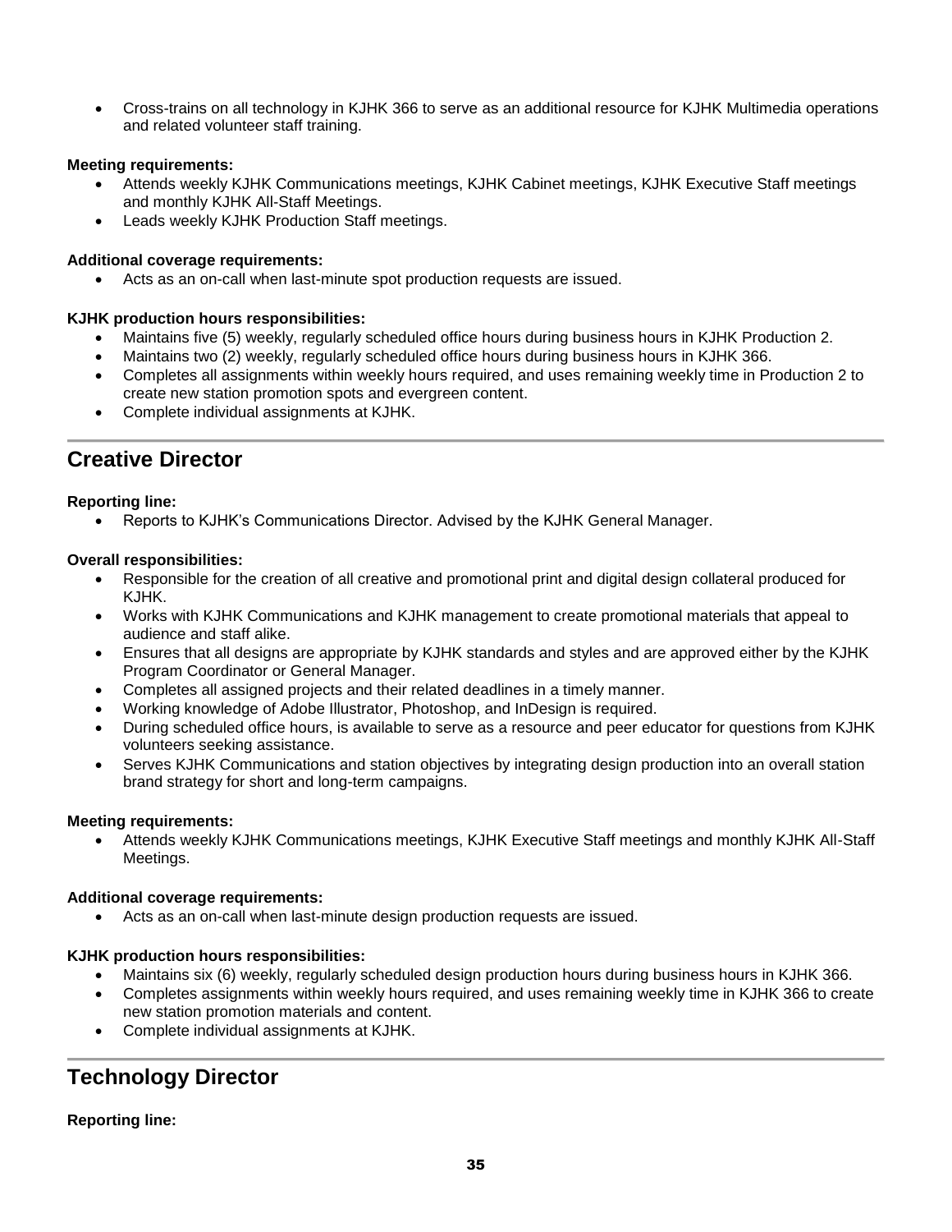- Cross-trains on all technology in KJHK 366 to serve as an additional resource for KJHK Multimedia operations and related volunteer staff training.

**Meeting requirements:**

- Attends weekly KJHK Communications meetings, KJHK Cabinet meetings, KJHK Executive Staff meetings and monthly KJHK All-Staff Meetings.
- Leads weekly KJHK Production Staff meetings.

**Additional coverage requirements:**

- Acts as an on-call when last-minute spot production requests are issued.

**KJHK production hours responsibilities:**

- Maintains five (5) weekly, regularly scheduled office hours during business hours in KJHK Production 2.
- Maintains two (2) weekly, regularly scheduled office hours during business hours in KJHK 366.
- Completes all assignments within weekly hours required, and uses remaining weekly time in Production 2 to create new station promotion spots and evergreen content.
- Complete individual assignments at KJHK.

## Creative Director

**Reporting line:**

- Reports to KJHK's Communications Director. Advised by the KJHK General Manager.

**Overall responsibilities:**

- Responsible for the creation of all creative and promotional print and digital design collateral produced for KJHK.
- Works with KJHK Communications and KJHK management to create promotional materials that appeal to audience and staff alike.
- Ensures that all designs are appropriate by KJHK standards and styles and are approved either by the KJHK Program Coordinator or General Manager.
- Completes all assigned projects and their related deadlines in a timely manner.
- Working knowledge of Adobe Illustrator, Photoshop, and InDesign is required.
- During scheduled office hours, is available to serve as a resource and peer educator for questions from KJHK volunteers seeking assistance.
- Serves KJHK Communications and station objectives by integrating design production into an overall station brand strategy for short and long-term campaigns.

**Meeting requirements:**

- Attends weekly KJHK Communications meetings, KJHK Executive Staff meetings and monthly KJHK All-Staff Meetings.

**Additional coverage requirements:**

- Acts as an on-call when last-minute design production requests are issued.

**KJHK production hours responsibilities:**

- Maintains six (6) weekly, regularly scheduled design production hours during business hours in KJHK 366.
- Completes assignments within weekly hours required, and uses remaining weekly time in KJHK 366 to create new station promotion materials and content.
- Complete individual assignments at KJHK.

## Technology Director

**Reporting line:**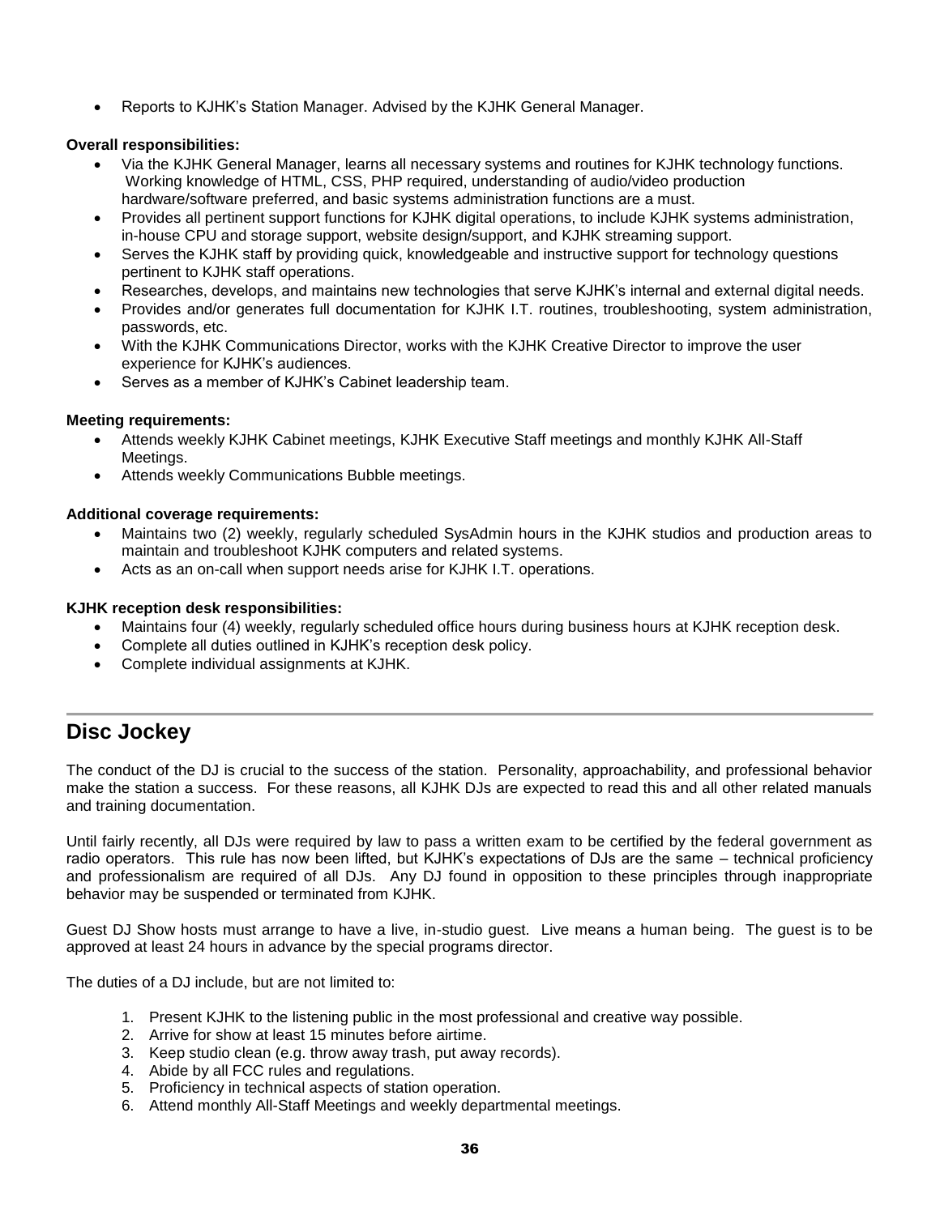- Reports to KJHK's Station Manager. Advised by the KJHK General Manager.

**Overall responsibilities:**

- Via the KJHK General Manager, learns all necessary systems and routines for KJHK technology functions. Working knowledge of HTML, CSS, PHP required, understanding of audio/video production hardware/software preferred, and basic systems administration functions are a must.
- Provides all pertinent support functions for KJHK digital operations, to include KJHK systems administration, in-house CPU and storage support, website design/support, and KJHK streaming support.
- Serves the KJHK staff by providing quick, knowledgeable and instructive support for technology questions pertinent to KJHK staff operations.
- Researches, develops, and maintains new technologies that serve KJHK's internal and external digital needs.
- Provides and/or generates full documentation for KJHK I.T. routines, troubleshooting, system administration, passwords, etc.
- With the KJHK Communications Director, works with the KJHK Creative Director to improve the user experience for KJHK's audiences.
- Serves as a member of KJHK's Cabinet leadership team.

**Meeting requirements:**

- Attends weekly KJHK Cabinet meetings, KJHK Executive Staff meetings and monthly KJHK All-Staff Meetings.
- Attends weekly Communications Bubble meetings.

**Additional coverage requirements:**

- Maintains two (2) weekly, regularly scheduled SysAdmin hours in the KJHK studios and production areas to maintain and troubleshoot KJHK computers and related systems.
- Acts as an on-call when support needs arise for KJHK I.T. operations.

**KJHK reception desk responsibilities:**

- Maintains four (4) weekly, regularly scheduled office hours during business hours at KJHK reception desk.
- Complete all duties outlined in KJHK's reception desk policy.
- Complete individual assignments at KJHK.

## Disc Jockey

The conduct of the DJ is crucial to the success of the station. Personality, approachability, and professional behavior make the station a success. For these reasons, all KJHK DJs are expected to read this and all other related manuals and training documentation.

Until fairly recently, all DJs were required by law to pass a written exam to be certified by the federal government as radio operators. This rule has now been lifted, but KJHK's expectations of DJs are the same – technical proficiency and professionalism are required of all DJs. Any DJ found in opposition to these principles through inappropriate behavior may be suspended or terminated from KJHK.

Guest DJ Show hosts must arrange to have a live, in-studio guest. Live means a human being. The guest is to be approved at least 24 hours in advance by the special programs director.

The duties of a DJ include, but are not limited to:

1. Present KJHK to the listening public in the most professional and creative way possible.
2. Arrive for show at least 15 minutes before airtime.
3. Keep studio clean (e.g. throw away trash, put away records).
4. Abide by all FCC rules and regulations.
5. Proficiency in technical aspects of station operation.
6. Attend monthly All-Staff Meetings and weekly departmental meetings.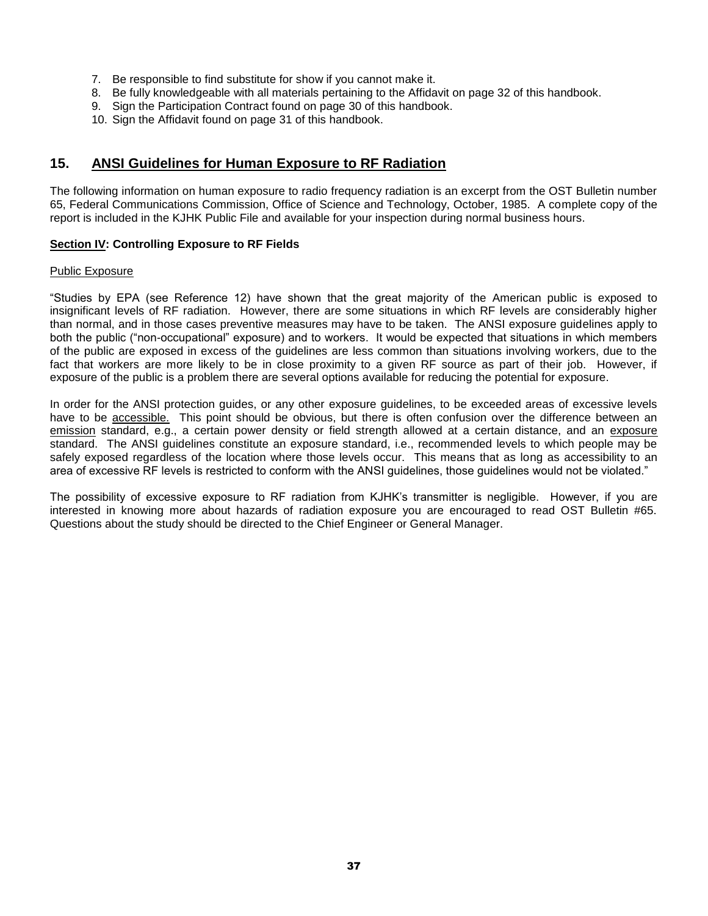7. Be responsible to find substitute for show if you cannot make it.
8. Be fully knowledgeable with all materials pertaining to the Affidavit on page 32 of this handbook.
9. Sign the Participation Contract found on page 30 of this handbook.
10. Sign the Affidavit found on page 31 of this handbook.

## 15. ANSI Guidelines for Human Exposure to RF Radiation

The following information on human exposure to radio frequency radiation is an excerpt from the OST Bulletin number 65, Federal Communications Commission, Office of Science and Technology, October, 1985. A complete copy of the report is included in the KJHK Public File and available for your inspection during normal business hours.

**Section IV: Controlling Exposure to RF Fields**

Public Exposure

"Studies by EPA (see Reference 12) have shown that the great majority of the American public is exposed to insignificant levels of RF radiation. However, there are some situations in which RF levels are considerably higher than normal, and in those cases preventive measures may have to be taken. The ANSI exposure guidelines apply to both the public ("non-occupational" exposure) and to workers. It would be expected that situations in which members of the public are exposed in excess of the guidelines are less common than situations involving workers, due to the fact that workers are more likely to be in close proximity to a given RF source as part of their job. However, if exposure of the public is a problem there are several options available for reducing the potential for exposure.

In order for the ANSI protection guides, or any other exposure guidelines, to be exceeded areas of excessive levels have to be accessible. This point should be obvious, but there is often confusion over the difference between an emission standard, e.g., a certain power density or field strength allowed at a certain distance, and an exposure standard. The ANSI guidelines constitute an exposure standard, i.e., recommended levels to which people may be safely exposed regardless of the location where those levels occur. This means that as long as accessibility to an area of excessive RF levels is restricted to conform with the ANSI guidelines, those guidelines would not be violated."

The possibility of excessive exposure to RF radiation from KJHK's transmitter is negligible. However, if you are interested in knowing more about hazards of radiation exposure you are encouraged to read OST Bulletin #65. Questions about the study should be directed to the Chief Engineer or General Manager.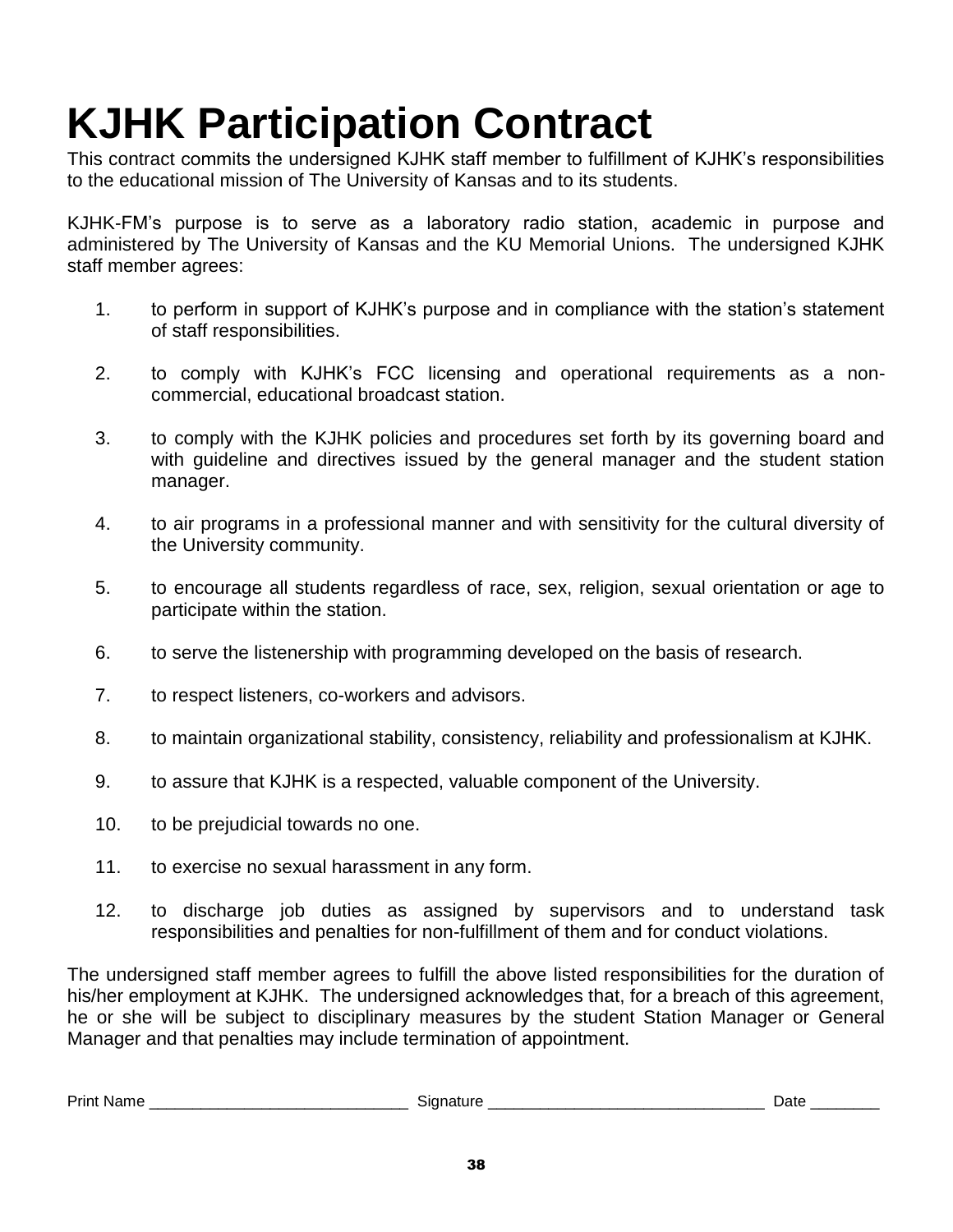# KJHK Participation Contract

This contract commits the undersigned KJHK staff member to fulfillment of KJHK's responsibilities to the educational mission of The University of Kansas and to its students.

KJHK-FM's purpose is to serve as a laboratory radio station, academic in purpose and administered by The University of Kansas and the KU Memorial Unions. The undersigned KJHK staff member agrees:

1. to perform in support of KJHK's purpose and in compliance with the station's statement of staff responsibilities.
2. to comply with KJHK's FCC licensing and operational requirements as a non-commercial, educational broadcast station.
3. to comply with the KJHK policies and procedures set forth by its governing board and with guideline and directives issued by the general manager and the student station manager.
4. to air programs in a professional manner and with sensitivity for the cultural diversity of the University community.
5. to encourage all students regardless of race, sex, religion, sexual orientation or age to participate within the station.
6. to serve the listenership with programming developed on the basis of research.
7. to respect listeners, co-workers and advisors.
8. to maintain organizational stability, consistency, reliability and professionalism at KJHK.
9. to assure that KJHK is a respected, valuable component of the University.
10. to be prejudicial towards no one.
11. to exercise no sexual harassment in any form.
12. to discharge job duties as assigned by supervisors and to understand task responsibilities and penalties for non-fulfillment of them and for conduct violations.

The undersigned staff member agrees to fulfill the above listed responsibilities for the duration of his/her employment at KJHK. The undersigned acknowledges that, for a breach of this agreement, he or she will be subject to disciplinary measures by the student Station Manager or General Manager and that penalties may include termination of appointment.

Print Name _____________________________ Signature _______________________________ Date ________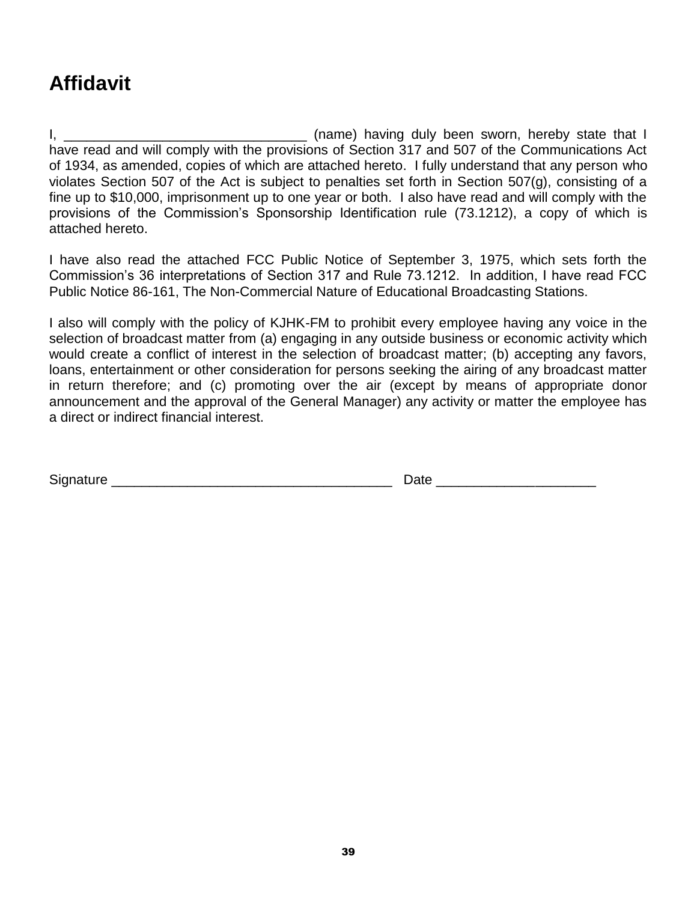# Affidavit

I, ________________________________ (name) having duly been sworn, hereby state that I have read and will comply with the provisions of Section 317 and 507 of the Communications Act of 1934, as amended, copies of which are attached hereto. I fully understand that any person who violates Section 507 of the Act is subject to penalties set forth in Section 507(g), consisting of a fine up to $10,000, imprisonment up to one year or both. I also have read and will comply with the provisions of the Commission's Sponsorship Identification rule (73.1212), a copy of which is attached hereto.

I have also read the attached FCC Public Notice of September 3, 1975, which sets forth the Commission's 36 interpretations of Section 317 and Rule 73.1212. In addition, I have read FCC Public Notice 86-161, The Non-Commercial Nature of Educational Broadcasting Stations.

I also will comply with the policy of KJHK-FM to prohibit every employee having any voice in the selection of broadcast matter from (a) engaging in any outside business or economic activity which would create a conflict of interest in the selection of broadcast matter; (b) accepting any favors, loans, entertainment or other consideration for persons seeking the airing of any broadcast matter in return therefore; and (c) promoting over the air (except by means of appropriate donor announcement and the approval of the General Manager) any activity or matter the employee has a direct or indirect financial interest.

Signature _____________________________________ Date _____________________